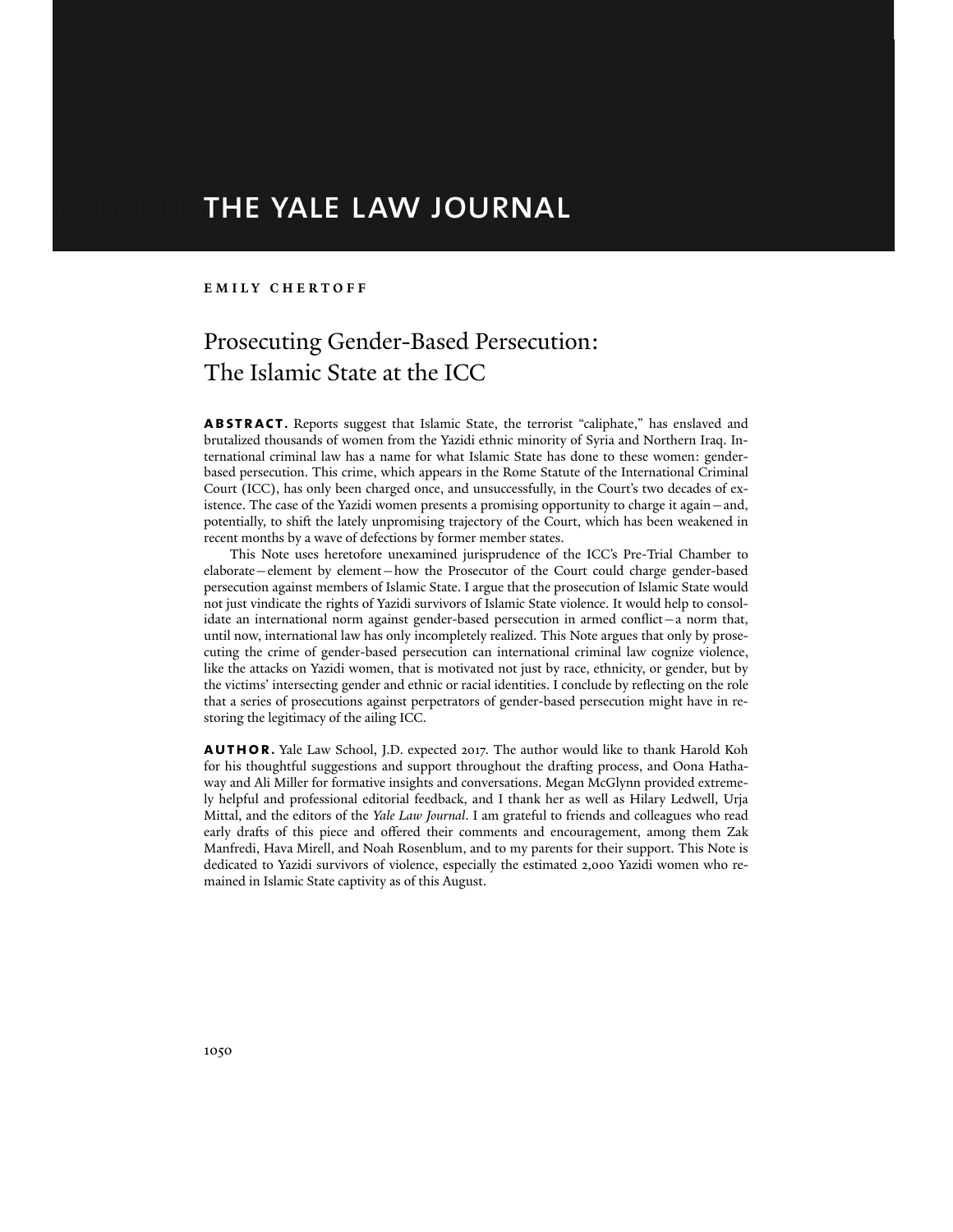# THE YALE LAW JOURNAL

**EMILY CHERTOFF**

## Prosecuting Gender-Based Persecution: The Islamic State at the ICC

**ABSTRACT.** Reports suggest that Islamic State, the terrorist "caliphate," has enslaved and brutalized thousands of women from the Yazidi ethnic minority of Syria and Northern Iraq. International criminal law has a name for what Islamic State has done to these women: gender-based persecution. This crime, which appears in the Rome Statute of the International Criminal Court (ICC), has only been charged once, and unsuccessfully, in the Court's two decades of existence. The case of the Yazidi women presents a promising opportunity to charge it again—and, potentially, to shift the lately unpromising trajectory of the Court, which has been weakened in recent months by a wave of defections by former member states.

This Note uses heretofore unexamined jurisprudence of the ICC's Pre-Trial Chamber to elaborate—element by element—how the Prosecutor of the Court could charge gender-based persecution against members of Islamic State. I argue that the prosecution of Islamic State would not just vindicate the rights of Yazidi survivors of Islamic State violence. It would help to consolidate an international norm against gender-based persecution in armed conflict—a norm that, until now, international law has only incompletely realized. This Note argues that only by prosecuting the crime of gender-based persecution can international criminal law cognize violence, like the attacks on Yazidi women, that is motivated not just by race, ethnicity, or gender, but by the victims' intersecting gender and ethnic or racial identities. I conclude by reflecting on the role that a series of prosecutions against perpetrators of gender-based persecution might have in restoring the legitimacy of the ailing ICC.

**AUTHOR.** Yale Law School, J.D. expected 2017. The author would like to thank Harold Koh for his thoughtful suggestions and support throughout the drafting process, and Oona Hathaway and Ali Miller for formative insights and conversations. Megan McGlynn provided extremely helpful and professional editorial feedback, and I thank her as well as Hilary Ledwell, Urja Mittal, and the editors of the *Yale Law Journal*. I am grateful to friends and colleagues who read early drafts of this piece and offered their comments and encouragement, among them Zak Manfredi, Hava Mirell, and Noah Rosenblum, and to my parents for their support. This Note is dedicated to Yazidi survivors of violence, especially the estimated 2,000 Yazidi women who remained in Islamic State captivity as of this August.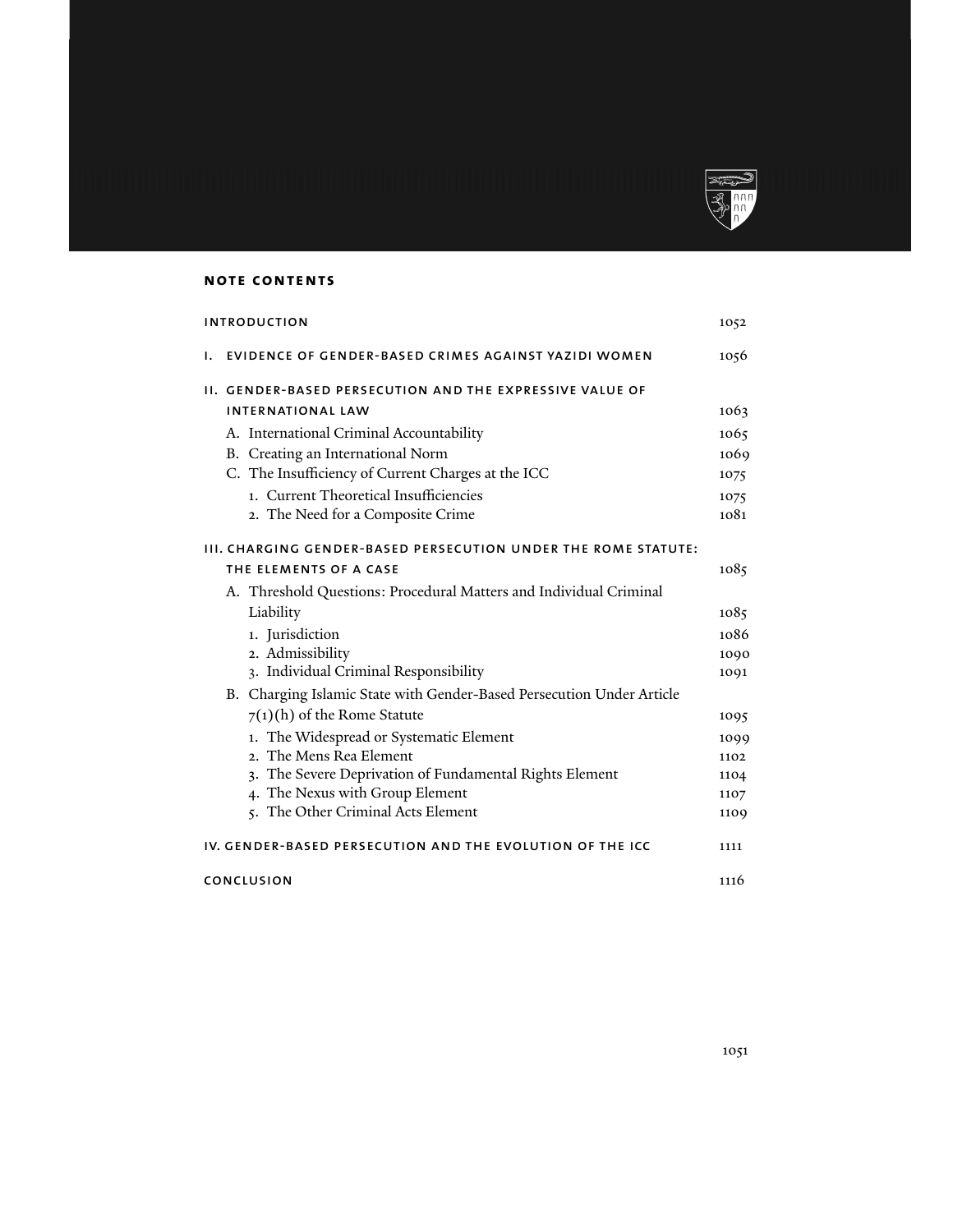## NOTE CONTENTS

| | |
|---|---|
| INTRODUCTION | 1052 |
| I. EVIDENCE OF GENDER-BASED CRIMES AGAINST YAZIDI WOMEN | 1056 |
| II. GENDER-BASED PERSECUTION AND THE EXPRESSIVE VALUE OF INTERNATIONAL LAW | 1063 |
| A. International Criminal Accountability | 1065 |
| B. Creating an International Norm | 1069 |
| C. The Insufficiency of Current Charges at the ICC | 1075 |
| 1. Current Theoretical Insufficiencies | 1075 |
| 2. The Need for a Composite Crime | 1081 |
| III. CHARGING GENDER-BASED PERSECUTION UNDER THE ROME STATUTE: THE ELEMENTS OF A CASE | 1085 |
| A. Threshold Questions: Procedural Matters and Individual Criminal Liability | 1085 |
| 1. Jurisdiction | 1086 |
| 2. Admissibility | 1090 |
| 3. Individual Criminal Responsibility | 1091 |
| B. Charging Islamic State with Gender-Based Persecution Under Article 7(1)(h) of the Rome Statute | 1095 |
| 1. The Widespread or Systematic Element | 1099 |
| 2. The Mens Rea Element | 1102 |
| 3. The Severe Deprivation of Fundamental Rights Element | 1104 |
| 4. The Nexus with Group Element | 1107 |
| 5. The Other Criminal Acts Element | 1109 |
| IV. GENDER-BASED PERSECUTION AND THE EVOLUTION OF THE ICC | 1111 |
| CONCLUSION | 1116 |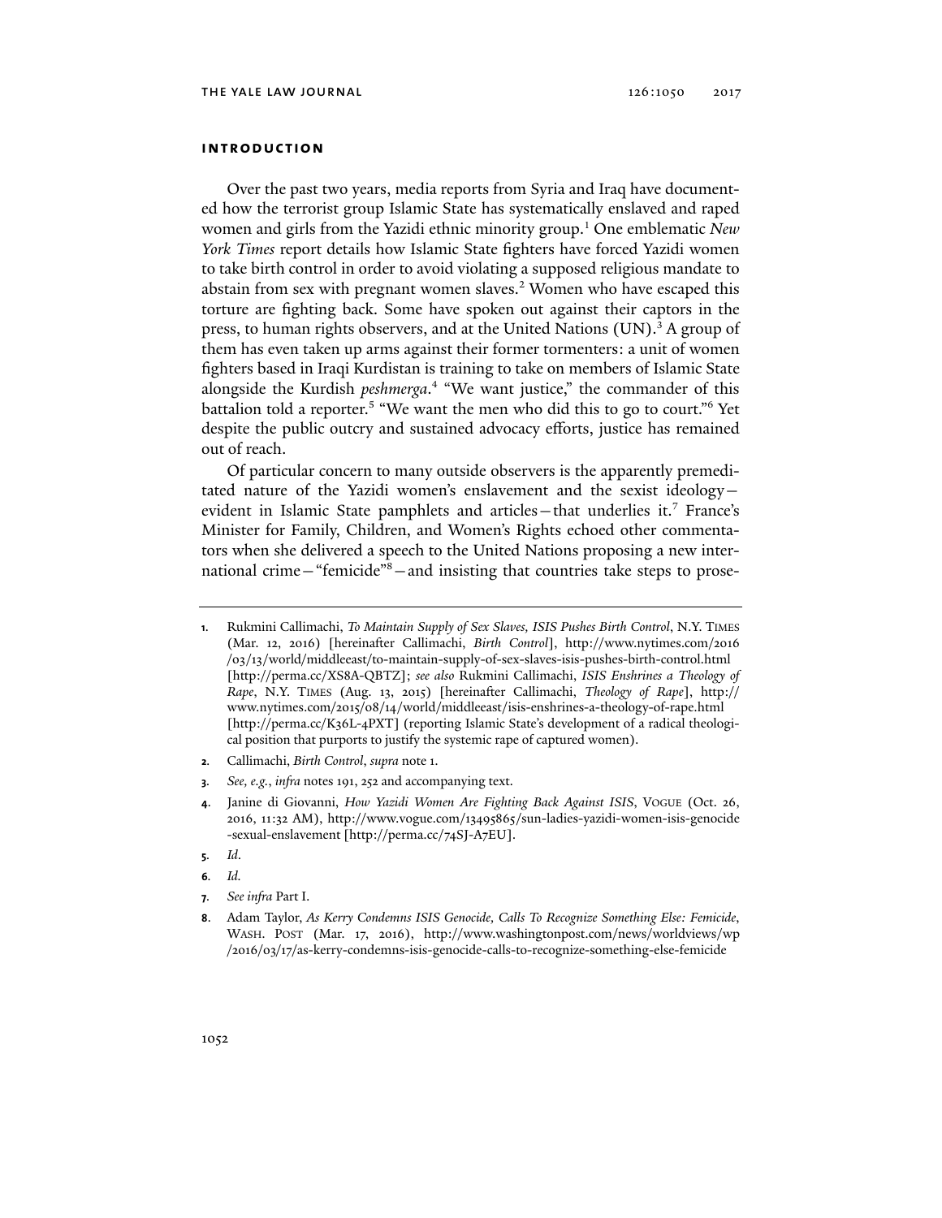## INTRODUCTION

Over the past two years, media reports from Syria and Iraq have documented how the terrorist group Islamic State has systematically enslaved and raped women and girls from the Yazidi ethnic minority group.[1] One emblematic *New York Times* report details how Islamic State fighters have forced Yazidi women to take birth control in order to avoid violating a supposed religious mandate to abstain from sex with pregnant women slaves.[2] Women who have escaped this torture are fighting back. Some have spoken out against their captors in the press, to human rights observers, and at the United Nations (UN).[3] A group of them has even taken up arms against their former tormenters: a unit of women fighters based in Iraqi Kurdistan is training to take on members of Islamic State alongside the Kurdish *peshmerga*.[4] "We want justice," the commander of this battalion told a reporter.[5] "We want the men who did this to go to court."[6] Yet despite the public outcry and sustained advocacy efforts, justice has remained out of reach.

Of particular concern to many outside observers is the apparently premeditated nature of the Yazidi women's enslavement and the sexist ideology—evident in Islamic State pamphlets and articles—that underlies it.[7] France's Minister for Family, Children, and Women's Rights echoed other commentators when she delivered a speech to the United Nations proposing a new international crime—"femicide"[8]—and insisting that countries take steps to prose-

---

1. Rukmini Callimachi, *To Maintain Supply of Sex Slaves, ISIS Pushes Birth Control*, N.Y. TIMES (Mar. 12, 2016) [hereinafter Callimachi, *Birth Control*], http://www.nytimes.com/2016/03/13/world/middleeast/to-maintain-supply-of-sex-slaves-isis-pushes-birth-control.html [http://perma.cc/XS8A-QBTZ]; *see also* Rukmini Callimachi, *ISIS Enshrines a Theology of Rape*, N.Y. TIMES (Aug. 13, 2015) [hereinafter Callimachi, *Theology of Rape*], http://www.nytimes.com/2015/08/14/world/middleeast/isis-enshrines-a-theology-of-rape.html [http://perma.cc/K36L-4PXT] (reporting Islamic State's development of a radical theological position that purports to justify the systemic rape of captured women).
2. Callimachi, *Birth Control*, *supra* note 1.
3. *See, e.g.*, *infra* notes 191, 252 and accompanying text.
4. Janine di Giovanni, *How Yazidi Women Are Fighting Back Against ISIS*, VOGUE (Oct. 26, 2016, 11:32 AM), http://www.vogue.com/13495865/sun-ladies-yazidi-women-isis-genocide-sexual-enslavement [http://perma.cc/74SJ-A7EU].
5. *Id.*
6. *Id.*
7. *See infra* Part I.
8. Adam Taylor, *As Kerry Condemns ISIS Genocide, Calls To Recognize Something Else: Femicide*, WASH. POST (Mar. 17, 2016), http://www.washingtonpost.com/news/worldviews/wp/2016/03/17/as-kerry-condemns-isis-genocide-calls-to-recognize-something-else-femicide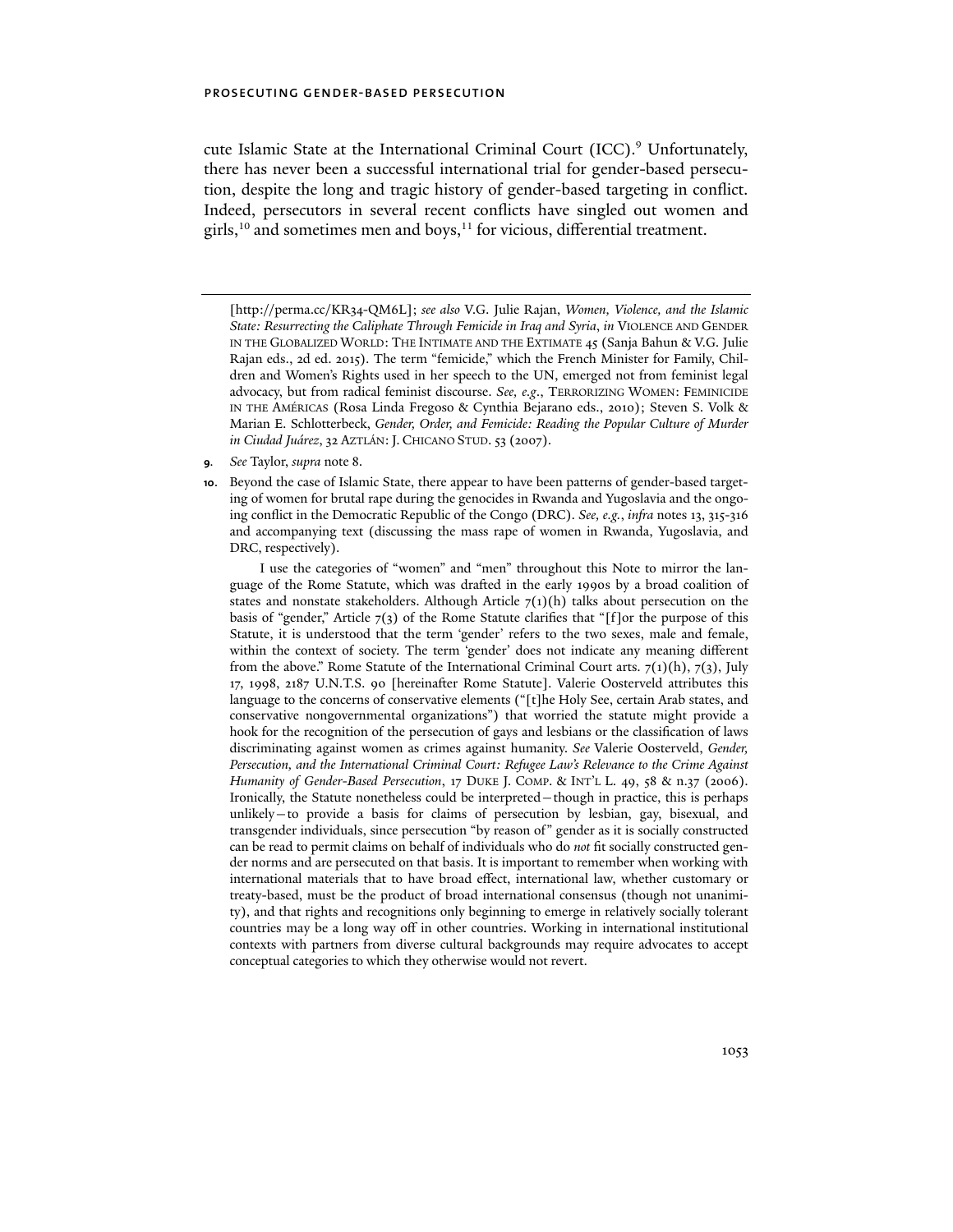cute Islamic State at the International Criminal Court (ICC).[9] Unfortunately, there has never been a successful international trial for gender-based persecution, despite the long and tragic history of gender-based targeting in conflict. Indeed, persecutors in several recent conflicts have singled out women and girls,[10] and sometimes men and boys,[11] for vicious, differential treatment.

---

[http://perma.cc/KR34-QM6L]; *see also* V.G. Julie Rajan, *Women, Violence, and the Islamic State: Resurrecting the Caliphate Through Femicide in Iraq and Syria*, *in* VIOLENCE AND GENDER IN THE GLOBALIZED WORLD: THE INTIMATE AND THE EXTIMATE 45 (Sanja Bahun & V.G. Julie Rajan eds., 2d ed. 2015). The term "femicide," which the French Minister for Family, Children and Women's Rights used in her speech to the UN, emerged not from feminist legal advocacy, but from radical feminist discourse. *See, e.g.*, TERRORIZING WOMEN: FEMINICIDE IN THE AMÉRICAS (Rosa Linda Fregoso & Cynthia Bejarano eds., 2010); Steven S. Volk & Marian E. Schlotterbeck, *Gender, Order, and Femicide: Reading the Popular Culture of Murder in Ciudad Juárez*, 32 AZTLÁN: J. CHICANO STUD. 53 (2007).

**9.** *See* Taylor, *supra* note 8.

**10.** Beyond the case of Islamic State, there appear to have been patterns of gender-based targeting of women for brutal rape during the genocides in Rwanda and Yugoslavia and the ongoing conflict in the Democratic Republic of the Congo (DRC). *See, e.g.*, *infra* notes 13, 315-316 and accompanying text (discussing the mass rape of women in Rwanda, Yugoslavia, and DRC, respectively).

I use the categories of "women" and "men" throughout this Note to mirror the language of the Rome Statute, which was drafted in the early 1990s by a broad coalition of states and nonstate stakeholders. Although Article 7(1)(h) talks about persecution on the basis of "gender," Article 7(3) of the Rome Statute clarifies that "[f]or the purpose of this Statute, it is understood that the term 'gender' refers to the two sexes, male and female, within the context of society. The term 'gender' does not indicate any meaning different from the above." Rome Statute of the International Criminal Court arts. 7(1)(h), 7(3), July 17, 1998, 2187 U.N.T.S. 90 [hereinafter Rome Statute]. Valerie Oosterveld attributes this language to the concerns of conservative elements ("[t]he Holy See, certain Arab states, and conservative nongovernmental organizations") that worried the statute might provide a hook for the recognition of the persecution of gays and lesbians or the classification of laws discriminating against women as crimes against humanity. *See* Valerie Oosterveld, *Gender, Persecution, and the International Criminal Court: Refugee Law's Relevance to the Crime Against Humanity of Gender-Based Persecution*, 17 DUKE J. COMP. & INT'L L. 49, 58 & n.37 (2006). Ironically, the Statute nonetheless could be interpreted—though in practice, this is perhaps unlikely—to provide a basis for claims of persecution by lesbian, gay, bisexual, and transgender individuals, since persecution "by reason of" gender as it is socially constructed can be read to permit claims on behalf of individuals who do *not* fit socially constructed gender norms and are persecuted on that basis. It is important to remember when working with international materials that to have broad effect, international law, whether customary or treaty-based, must be the product of broad international consensus (though not unanimity), and that rights and recognitions only beginning to emerge in relatively socially tolerant countries may be a long way off in other countries. Working in international institutional contexts with partners from diverse cultural backgrounds may require advocates to accept conceptual categories to which they otherwise would not revert.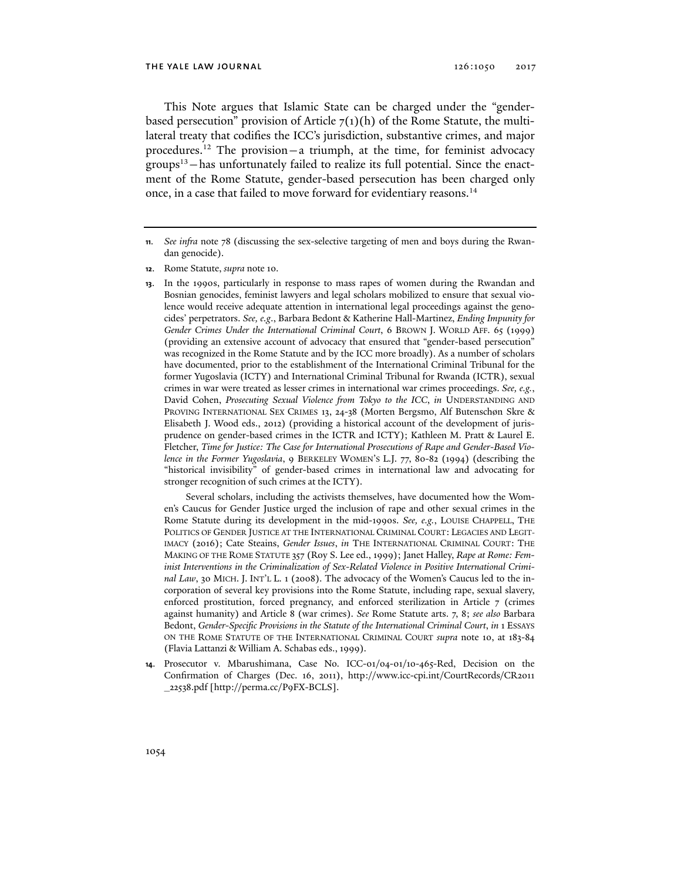This Note argues that Islamic State can be charged under the "gender-based persecution" provision of Article 7(1)(h) of the Rome Statute, the multilateral treaty that codifies the ICC's jurisdiction, substantive crimes, and major procedures.[12] The provision—a triumph, at the time, for feminist advocacy groups[13]—has unfortunately failed to realize its full potential. Since the enactment of the Rome Statute, gender-based persecution has been charged only once, in a case that failed to move forward for evidentiary reasons.[14]

---

**11.** *See infra* note 78 (discussing the sex-selective targeting of men and boys during the Rwandan genocide).

**12.** Rome Statute, *supra* note 10.

**13.** In the 1990s, particularly in response to mass rapes of women during the Rwandan and Bosnian genocides, feminist lawyers and legal scholars mobilized to ensure that sexual violence would receive adequate attention in international legal proceedings against the genocides' perpetrators. *See, e.g.*, Barbara Bedont & Katherine Hall-Martinez, *Ending Impunity for Gender Crimes Under the International Criminal Court*, 6 BROWN J. WORLD AFF. 65 (1999) (providing an extensive account of advocacy that ensured that "gender-based persecution" was recognized in the Rome Statute and by the ICC more broadly). As a number of scholars have documented, prior to the establishment of the International Criminal Tribunal for the former Yugoslavia (ICTY) and International Criminal Tribunal for Rwanda (ICTR), sexual crimes in war were treated as lesser crimes in international war crimes proceedings. *See, e.g.*, David Cohen, *Prosecuting Sexual Violence from Tokyo to the ICC*, *in* UNDERSTANDING AND PROVING INTERNATIONAL SEX CRIMES 13, 24-38 (Morten Bergsmo, Alf Butenschøn Skre & Elisabeth J. Wood eds., 2012) (providing a historical account of the development of jurisprudence on gender-based crimes in the ICTR and ICTY); Kathleen M. Pratt & Laurel E. Fletcher, *Time for Justice: The Case for International Prosecutions of Rape and Gender-Based Violence in the Former Yugoslavia*, 9 BERKELEY WOMEN'S L.J. 77, 80-82 (1994) (describing the "historical invisibility" of gender-based crimes in international law and advocating for stronger recognition of such crimes at the ICTY).

Several scholars, including the activists themselves, have documented how the Women's Caucus for Gender Justice urged the inclusion of rape and other sexual crimes in the Rome Statute during its development in the mid-1990s. *See, e.g.*, LOUISE CHAPPELL, THE POLITICS OF GENDER JUSTICE AT THE INTERNATIONAL CRIMINAL COURT: LEGACIES AND LEGITIMACY (2016); Cate Steains, *Gender Issues*, *in* THE INTERNATIONAL CRIMINAL COURT: THE MAKING OF THE ROME STATUTE 357 (Roy S. Lee ed., 1999); Janet Halley, *Rape at Rome: Feminist Interventions in the Criminalization of Sex-Related Violence in Positive International Criminal Law*, 30 MICH. J. INT'L L. 1 (2008). The advocacy of the Women's Caucus led to the incorporation of several key provisions into the Rome Statute, including rape, sexual slavery, enforced prostitution, forced pregnancy, and enforced sterilization in Article 7 (crimes against humanity) and Article 8 (war crimes). *See* Rome Statute arts. 7, 8; *see also* Barbara Bedont, *Gender-Specific Provisions in the Statute of the International Criminal Court*, *in* 1 ESSAYS ON THE ROME STATUTE OF THE INTERNATIONAL CRIMINAL COURT *supra* note 10, at 183-84 (Flavia Lattanzi & William A. Schabas eds., 1999).

**14.** Prosecutor v. Mbarushimana, Case No. ICC-01/04-01/10-465-Red, Decision on the Confirmation of Charges (Dec. 16, 2011), http://www.icc-cpi.int/CourtRecords/CR2011_22538.pdf [http://perma.cc/P9FX-BCLS].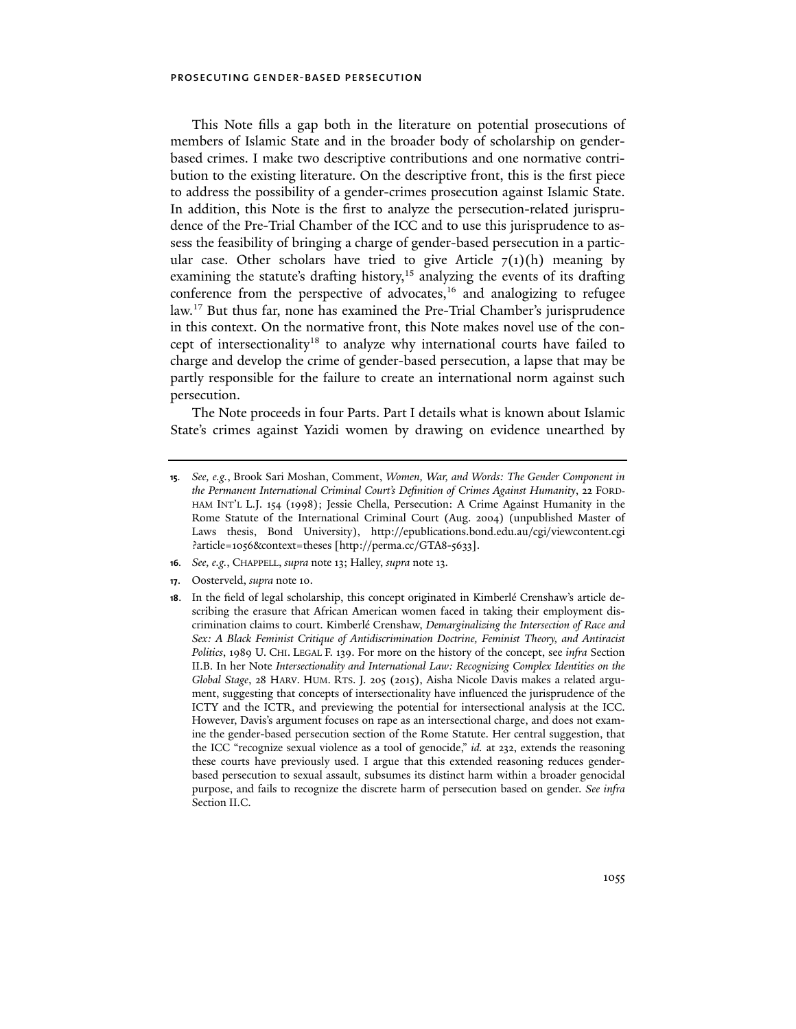This Note fills a gap both in the literature on potential prosecutions of members of Islamic State and in the broader body of scholarship on gender-based crimes. I make two descriptive contributions and one normative contribution to the existing literature. On the descriptive front, this is the first piece to address the possibility of a gender-crimes prosecution against Islamic State. In addition, this Note is the first to analyze the persecution-related jurisprudence of the Pre-Trial Chamber of the ICC and to use this jurisprudence to assess the feasibility of bringing a charge of gender-based persecution in a particular case. Other scholars have tried to give Article 7(1)(h) meaning by examining the statute's drafting history,[15] analyzing the events of its drafting conference from the perspective of advocates,[16] and analogizing to refugee law.[17] But thus far, none has examined the Pre-Trial Chamber's jurisprudence in this context. On the normative front, this Note makes novel use of the concept of intersectionality[18] to analyze why international courts have failed to charge and develop the crime of gender-based persecution, a lapse that may be partly responsible for the failure to create an international norm against such persecution.

The Note proceeds in four Parts. Part I details what is known about Islamic State's crimes against Yazidi women by drawing on evidence unearthed by

---

**15.** *See, e.g.*, Brook Sari Moshan, Comment, *Women, War, and Words: The Gender Component in the Permanent International Criminal Court's Definition of Crimes Against Humanity*, 22 FORDHAM INT'L L.J. 154 (1998); Jessie Chella, Persecution: A Crime Against Humanity in the Rome Statute of the International Criminal Court (Aug. 2004) (unpublished Master of Laws thesis, Bond University), http://epublications.bond.edu.au/cgi/viewcontent.cgi?article=1056&context=theses [http://perma.cc/GTA8-5633].

**16.** *See, e.g.*, CHAPPELL, *supra* note 13; Halley, *supra* note 13.

**17.** Oosterveld, *supra* note 10.

**18.** In the field of legal scholarship, this concept originated in Kimberlé Crenshaw's article describing the erasure that African American women faced in taking their employment discrimination claims to court. Kimberlé Crenshaw, *Demarginalizing the Intersection of Race and Sex: A Black Feminist Critique of Antidiscrimination Doctrine, Feminist Theory, and Antiracist Politics*, 1989 U. CHI. LEGAL F. 139. For more on the history of the concept, see *infra* Section II.B. In her Note *Intersectionality and International Law: Recognizing Complex Identities on the Global Stage*, 28 HARV. HUM. RTS. J. 205 (2015), Aisha Nicole Davis makes a related argument, suggesting that concepts of intersectionality have influenced the jurisprudence of the ICTY and the ICTR, and previewing the potential for intersectional analysis at the ICC. However, Davis's argument focuses on rape as an intersectional charge, and does not examine the gender-based persecution section of the Rome Statute. Her central suggestion, that the ICC "recognize sexual violence as a tool of genocide," *id.* at 232, extends the reasoning these courts have previously used. I argue that this extended reasoning reduces gender-based persecution to sexual assault, subsumes its distinct harm within a broader genocidal purpose, and fails to recognize the discrete harm of persecution based on gender. *See infra* Section II.C.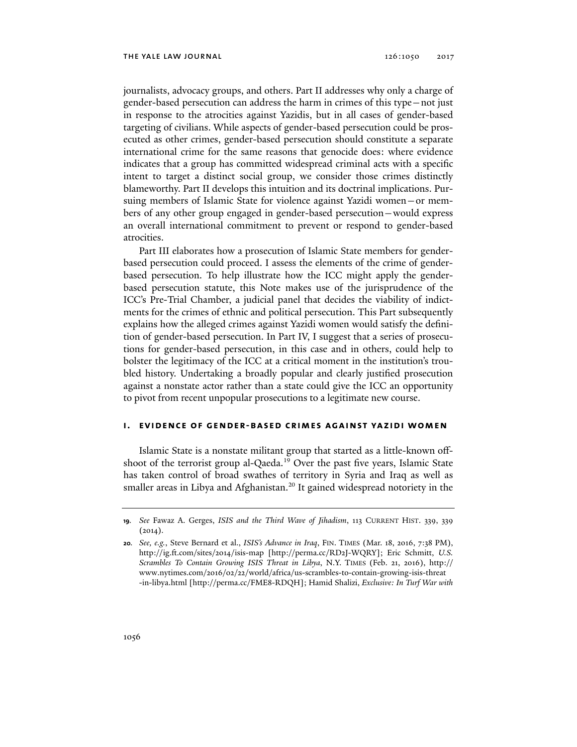journalists, advocacy groups, and others. Part II addresses why only a charge of gender-based persecution can address the harm in crimes of this type—not just in response to the atrocities against Yazidis, but in all cases of gender-based targeting of civilians. While aspects of gender-based persecution could be prosecuted as other crimes, gender-based persecution should constitute a separate international crime for the same reasons that genocide does: where evidence indicates that a group has committed widespread criminal acts with a specific intent to target a distinct social group, we consider those crimes distinctly blameworthy. Part II develops this intuition and its doctrinal implications. Pursuing members of Islamic State for violence against Yazidi women—or members of any other group engaged in gender-based persecution—would express an overall international commitment to prevent or respond to gender-based atrocities.

Part III elaborates how a prosecution of Islamic State members for gender-based persecution could proceed. I assess the elements of the crime of gender-based persecution. To help illustrate how the ICC might apply the gender-based persecution statute, this Note makes use of the jurisprudence of the ICC's Pre-Trial Chamber, a judicial panel that decides the viability of indictments for the crimes of ethnic and political persecution. This Part subsequently explains how the alleged crimes against Yazidi women would satisfy the definition of gender-based persecution. In Part IV, I suggest that a series of prosecutions for gender-based persecution, in this case and in others, could help to bolster the legitimacy of the ICC at a critical moment in the institution's troubled history. Undertaking a broadly popular and clearly justified prosecution against a nonstate actor rather than a state could give the ICC an opportunity to pivot from recent unpopular prosecutions to a legitimate new course.

## I. EVIDENCE OF GENDER-BASED CRIMES AGAINST YAZIDI WOMEN

Islamic State is a nonstate militant group that started as a little-known offshoot of the terrorist group al-Qaeda.[19] Over the past five years, Islamic State has taken control of broad swathes of territory in Syria and Iraq as well as smaller areas in Libya and Afghanistan.[20] It gained widespread notoriety in the

---

**19.** *See* Fawaz A. Gerges, *ISIS and the Third Wave of Jihadism*, 113 CURRENT HIST. 339, 339 (2014).

**20.** *See, e.g.*, Steve Bernard et al., *ISIS's Advance in Iraq*, FIN. TIMES (Mar. 18, 2016, 7:38 PM), http://ig.ft.com/sites/2014/isis-map [http://perma.cc/RD2J-WQRY]; Eric Schmitt, *U.S. Scrambles To Contain Growing ISIS Threat in Libya*, N.Y. TIMES (Feb. 21, 2016), http://www.nytimes.com/2016/02/22/world/africa/us-scrambles-to-contain-growing-isis-threat-in-libya.html [http://perma.cc/FME8-RDQH]; Hamid Shalizi, *Exclusive: In Turf War with*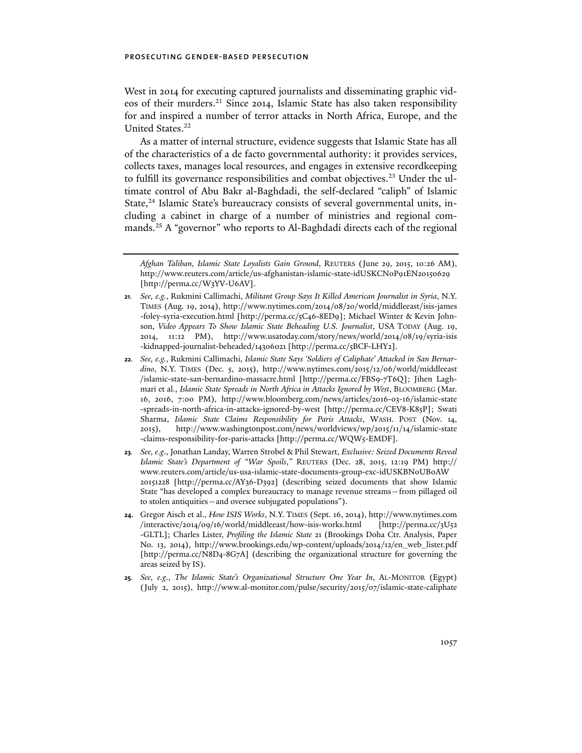West in 2014 for executing captured journalists and disseminating graphic videos of their murders.[21] Since 2014, Islamic State has also taken responsibility for and inspired a number of terror attacks in North Africa, Europe, and the United States.[22]

As a matter of internal structure, evidence suggests that Islamic State has all of the characteristics of a de facto governmental authority: it provides services, collects taxes, manages local resources, and engages in extensive recordkeeping to fulfill its governance responsibilities and combat objectives.[23] Under the ultimate control of Abu Bakr al-Baghdadi, the self-declared "caliph" of Islamic State,[24] Islamic State's bureaucracy consists of several governmental units, including a cabinet in charge of a number of ministries and regional commands.[25] A "governor" who reports to Al-Baghdadi directs each of the regional

---

*Afghan Taliban, Islamic State Loyalists Gain Ground*, REUTERS (June 29, 2015, 10:26 AM), http://www.reuters.com/article/us-afghanistan-islamic-state-idUSKCN0P91EN20150629 [http://perma.cc/W3YV-U6AV].

21. *See, e.g.*, Rukmini Callimachi, *Militant Group Says It Killed American Journalist in Syria*, N.Y. TIMES (Aug. 19, 2014), http://www.nytimes.com/2014/08/20/world/middleeast/isis-james-foley-syria-execution.html [http://perma.cc/5C46-8ED9]; Michael Winter & Kevin Johnson, *Video Appears To Show Islamic State Beheading U.S. Journalist*, USA TODAY (Aug. 19, 2014, 11:12 PM), http://www.usatoday.com/story/news/world/2014/08/19/syria-isis-kidnapped-journalist-beheaded/14306021 [http://perma.cc/5BCF-LHY2].

22. *See, e.g.*, Rukmini Callimachi, *Islamic State Says 'Soldiers of Caliphate' Attacked in San Bernardino*, N.Y. TIMES (Dec. 5, 2015), http://www.nytimes.com/2015/12/06/world/middleeast/islamic-state-san-bernardino-massacre.html [http://perma.cc/FBS9-7T6Q]; Jihen Laghmari et al., *Islamic State Spreads in North Africa in Attacks Ignored by West*, BLOOMBERG (Mar. 16, 2016, 7:00 PM), http://www.bloomberg.com/news/articles/2016-03-16/islamic-state-spreads-in-north-africa-in-attacks-ignored-by-west [http://perma.cc/CEV8-K85P]; Swati Sharma, *Islamic State Claims Responsibility for Paris Attacks*, WASH. POST (Nov. 14, 2015), http://www.washingtonpost.com/news/worldviews/wp/2015/11/14/islamic-state-claims-responsibility-for-paris-attacks [http://perma.cc/WQW5-EMDF].

23. *See, e.g.*, Jonathan Landay, Warren Strobel & Phil Stewart, *Exclusive: Seized Documents Reveal Islamic State's Department of "War Spoils*,*"* REUTERS (Dec. 28, 2015, 12:19 PM) http://www.reuters.com/article/us-usa-islamic-state-documents-group-exc-idUSKBN0UB0AW20151228 [http://perma.cc/AY36-D392] (describing seized documents that show Islamic State "has developed a complex bureaucracy to manage revenue streams—from pillaged oil to stolen antiquities—and oversee subjugated populations").

24. Gregor Aisch et al., *How ISIS Works*, N.Y. TIMES (Sept. 16, 2014), http://www.nytimes.com/interactive/2014/09/16/world/middleeast/how-isis-works.html [http://perma.cc/3U52-GLTL]; Charles Lister, *Profiling the Islamic State* 21 (Brookings Doha Ctr. Analysis, Paper No. 13, 2014), http://www.brookings.edu/wp-content/uploads/2014/12/en_web_lister.pdf [http://perma.cc/N8D4-8G7A] (describing the organizational structure for governing the areas seized by IS).

25. *See, e.g.*, *The Islamic State's Organizational Structure One Year In*, AL-MONITOR (Egypt) (July 2, 2015), http://www.al-monitor.com/pulse/security/2015/07/islamic-state-caliphate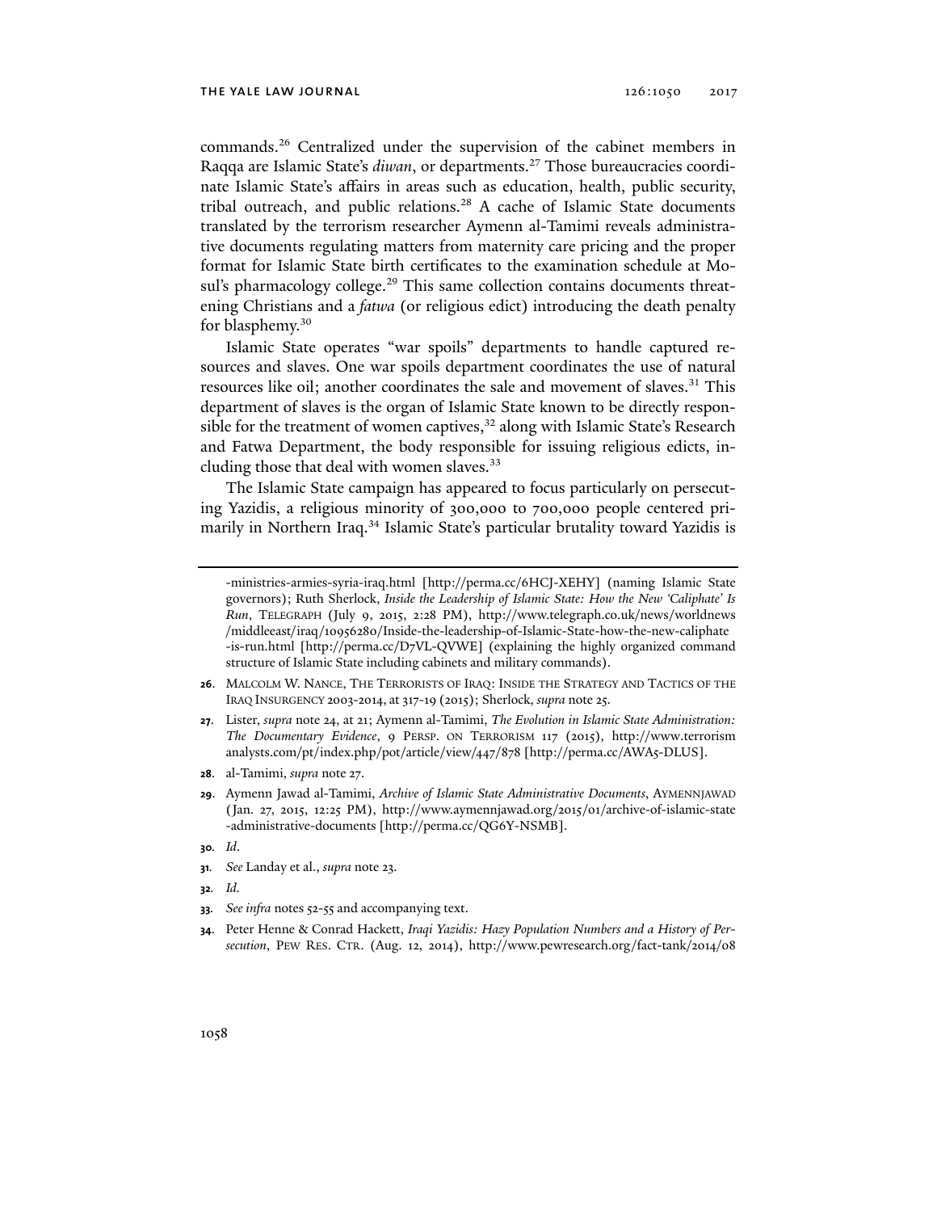commands.[26] Centralized under the supervision of the cabinet members in Raqqa are Islamic State's *diwan*, or departments.[27] Those bureaucracies coordinate Islamic State's affairs in areas such as education, health, public security, tribal outreach, and public relations.[28] A cache of Islamic State documents translated by the terrorism researcher Aymenn al-Tamimi reveals administrative documents regulating matters from maternity care pricing and the proper format for Islamic State birth certificates to the examination schedule at Mosul's pharmacology college.[29] This same collection contains documents threatening Christians and a *fatwa* (or religious edict) introducing the death penalty for blasphemy.[30]

Islamic State operates "war spoils" departments to handle captured resources and slaves. One war spoils department coordinates the use of natural resources like oil; another coordinates the sale and movement of slaves.[31] This department of slaves is the organ of Islamic State known to be directly responsible for the treatment of women captives,[32] along with Islamic State's Research and Fatwa Department, the body responsible for issuing religious edicts, including those that deal with women slaves.[33]

The Islamic State campaign has appeared to focus particularly on persecuting Yazidis, a religious minority of 300,000 to 700,000 people centered primarily in Northern Iraq.[34] Islamic State's particular brutality toward Yazidis is

---

-ministries-armies-syria-iraq.html [http://perma.cc/6HCJ-XEHY] (naming Islamic State governors); Ruth Sherlock, *Inside the Leadership of Islamic State: How the New 'Caliphate' Is Run*, TELEGRAPH (July 9, 2015, 2:28 PM), http://www.telegraph.co.uk/news/worldnews/middleeast/iraq/10956280/Inside-the-leadership-of-Islamic-State-how-the-new-caliphate-is-run.html [http://perma.cc/D7VL-QVWE] (explaining the highly organized command structure of Islamic State including cabinets and military commands).

**26.** MALCOLM W. NANCE, THE TERRORISTS OF IRAQ: INSIDE THE STRATEGY AND TACTICS OF THE IRAQ INSURGENCY 2003-2014, at 317-19 (2015); Sherlock, *supra* note 25.

**27.** Lister, *supra* note 24, at 21; Aymenn al-Tamimi, *The Evolution in Islamic State Administration: The Documentary Evidence*, 9 PERSP. ON TERRORISM 117 (2015), http://www.terrorismanalysts.com/pt/index.php/pot/article/view/447/878 [http://perma.cc/AWA5-DLUS].

**28.** al-Tamimi, *supra* note 27.

**29.** Aymenn Jawad al-Tamimi, *Archive of Islamic State Administrative Documents*, AYMENNJAWAD (Jan. 27, 2015, 12:25 PM), http://www.aymennjawad.org/2015/01/archive-of-islamic-state-administrative-documents [http://perma.cc/QG6Y-NSMB].

**30.** *Id*.

**31.** *See* Landay et al., *supra* note 23.

**32.** *Id.*

**33.** *See infra* notes 52-55 and accompanying text.

**34.** Peter Henne & Conrad Hackett, *Iraqi Yazidis: Hazy Population Numbers and a History of Persecution*, PEW RES. CTR. (Aug. 12, 2014), http://www.pewresearch.org/fact-tank/2014/08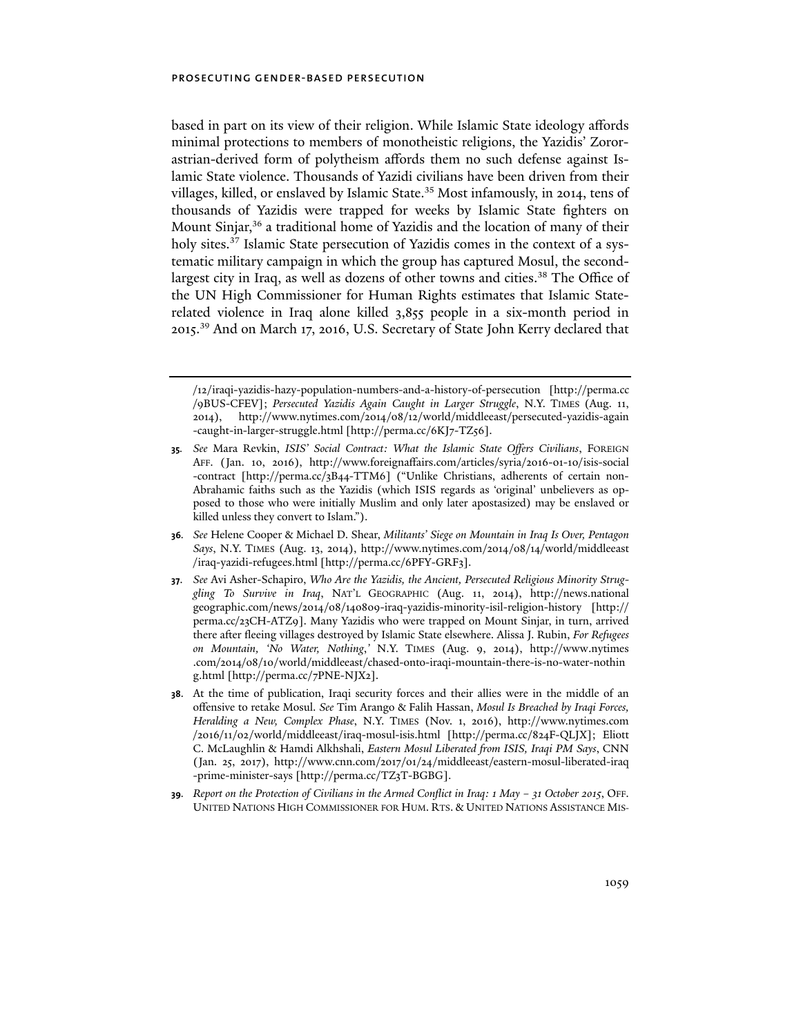based in part on its view of their religion. While Islamic State ideology affords minimal protections to members of monotheistic religions, the Yazidis' Zoroastrian-derived form of polytheism affords them no such defense against Islamic State violence. Thousands of Yazidi civilians have been driven from their villages, killed, or enslaved by Islamic State.[35] Most infamously, in 2014, tens of thousands of Yazidis were trapped for weeks by Islamic State fighters on Mount Sinjar,[36] a traditional home of Yazidis and the location of many of their holy sites.[37] Islamic State persecution of Yazidis comes in the context of a systematic military campaign in which the group has captured Mosul, the second-largest city in Iraq, as well as dozens of other towns and cities.[38] The Office of the UN High Commissioner for Human Rights estimates that Islamic State-related violence in Iraq alone killed 3,855 people in a six-month period in 2015.[39] And on March 17, 2016, U.S. Secretary of State John Kerry declared that

---

/12/iraqi-yazidis-hazy-population-numbers-and-a-history-of-persecution [http://perma.cc/9BUS-CFEV]; *Persecuted Yazidis Again Caught in Larger Struggle*, N.Y. TIMES (Aug. 11, 2014), http://www.nytimes.com/2014/08/12/world/middleeast/persecuted-yazidis-again-caught-in-larger-struggle.html [http://perma.cc/6KJ7-TZ56].

**35.** *See* Mara Revkin, *ISIS' Social Contract: What the Islamic State Offers Civilians*, FOREIGN AFF. (Jan. 10, 2016), http://www.foreignaffairs.com/articles/syria/2016-01-10/isis-social-contract [http://perma.cc/3B44-TTM6] ("Unlike Christians, adherents of certain non-Abrahamic faiths such as the Yazidis (which ISIS regards as 'original' unbelievers as opposed to those who were initially Muslim and only later apostasized) may be enslaved or killed unless they convert to Islam.").

**36.** *See* Helene Cooper & Michael D. Shear, *Militants' Siege on Mountain in Iraq Is Over, Pentagon Says*, N.Y. TIMES (Aug. 13, 2014), http://www.nytimes.com/2014/08/14/world/middleeast/iraq-yazidi-refugees.html [http://perma.cc/6PFY-GRF3].

**37.** *See* Avi Asher-Schapiro, *Who Are the Yazidis, the Ancient, Persecuted Religious Minority Struggling To Survive in Iraq*, NAT'L GEOGRAPHIC (Aug. 11, 2014), http://news.nationalgeographic.com/news/2014/08/140809-iraq-yazidis-minority-isil-religion-history [http://perma.cc/23CH-ATZ9]. Many Yazidis who were trapped on Mount Sinjar, in turn, arrived there after fleeing villages destroyed by Islamic State elsewhere. Alissa J. Rubin, *For Refugees on Mountain, 'No Water, Nothing,'* N.Y. TIMES (Aug. 9, 2014), http://www.nytimes.com/2014/08/10/world/middleeast/chased-onto-iraqi-mountain-there-is-no-water-nothing.html [http://perma.cc/7PNE-NJX2].

**38.** At the time of publication, Iraqi security forces and their allies were in the middle of an offensive to retake Mosul. *See* Tim Arango & Falih Hassan, *Mosul Is Breached by Iraqi Forces, Heralding a New, Complex Phase*, N.Y. TIMES (Nov. 1, 2016), http://www.nytimes.com/2016/11/02/world/middleeast/iraq-mosul-isis.html [http://perma.cc/824F-QLJX]; Eliott C. McLaughlin & Hamdi Alkhshali, *Eastern Mosul Liberated from ISIS, Iraqi PM Says*, CNN (Jan. 25, 2017), http://www.cnn.com/2017/01/24/middleeast/eastern-mosul-liberated-iraq-prime-minister-says [http://perma.cc/TZ3T-BGBG].

**39.** *Report on the Protection of Civilians in the Armed Conflict in Iraq: 1 May – 31 October 2015*, OFF. UNITED NATIONS HIGH COMMISSIONER FOR HUM. RTS. & UNITED NATIONS ASSISTANCE MIS-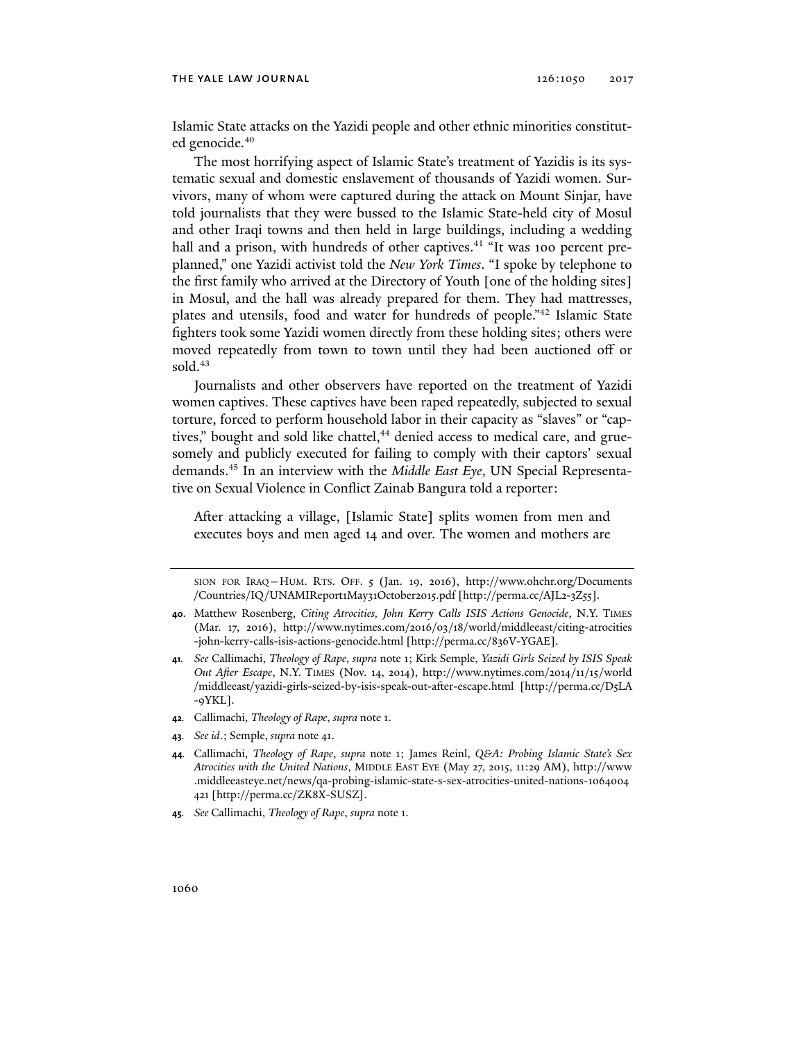Islamic State attacks on the Yazidi people and other ethnic minorities constituted genocide.[40]

The most horrifying aspect of Islamic State's treatment of Yazidis is its systematic sexual and domestic enslavement of thousands of Yazidi women. Survivors, many of whom were captured during the attack on Mount Sinjar, have told journalists that they were bussed to the Islamic State-held city of Mosul and other Iraqi towns and then held in large buildings, including a wedding hall and a prison, with hundreds of other captives.[41] "It was 100 percent preplanned," one Yazidi activist told the *New York Times*. "I spoke by telephone to the first family who arrived at the Directory of Youth [one of the holding sites] in Mosul, and the hall was already prepared for them. They had mattresses, plates and utensils, food and water for hundreds of people."[42] Islamic State fighters took some Yazidi women directly from these holding sites; others were moved repeatedly from town to town until they had been auctioned off or sold.[43]

Journalists and other observers have reported on the treatment of Yazidi women captives. These captives have been raped repeatedly, subjected to sexual torture, forced to perform household labor in their capacity as "slaves" or "captives," bought and sold like chattel,[44] denied access to medical care, and gruesomely and publicly executed for failing to comply with their captors' sexual demands.[45] In an interview with the *Middle East Eye*, UN Special Representative on Sexual Violence in Conflict Zainab Bangura told a reporter:

> After attacking a village, [Islamic State] splits women from men and executes boys and men aged 14 and over. The women and mothers are

---

SION FOR IRAQ—HUM. RTS. OFF. 5 (Jan. 19, 2016), http://www.ohchr.org/Documents/Countries/IQ/UNAMIReport1May31October2015.pdf [http://perma.cc/AJL2-3Z55].

**40.** Matthew Rosenberg, *Citing Atrocities, John Kerry Calls ISIS Actions Genocide*, N.Y. TIMES (Mar. 17, 2016), http://www.nytimes.com/2016/03/18/world/middleeast/citing-atrocities-john-kerry-calls-isis-actions-genocide.html [http://perma.cc/836V-YGAE].

**41.** *See* Callimachi, *Theology of Rape*, *supra* note 1; Kirk Semple, *Yazidi Girls Seized by ISIS Speak Out After Escape*, N.Y. TIMES (Nov. 14, 2014), http://www.nytimes.com/2014/11/15/world/middleeast/yazidi-girls-seized-by-isis-speak-out-after-escape.html [http://perma.cc/D5LA-9YKL].

**42.** Callimachi, *Theology of Rape*, *supra* note 1.

**43.** *See id.*; Semple, *supra* note 41.

**44.** Callimachi, *Theology of Rape*, *supra* note 1; James Reinl, *Q&A: Probing Islamic State's Sex Atrocities with the United Nations*, MIDDLE EAST EYE (May 27, 2015, 11:29 AM), http://www.middleeasteye.net/news/qa-probing-islamic-state-s-sex-atrocities-united-nations-1064004421 [http://perma.cc/ZK8X-SUSZ].

**45.** *See* Callimachi, *Theology of Rape*, *supra* note 1.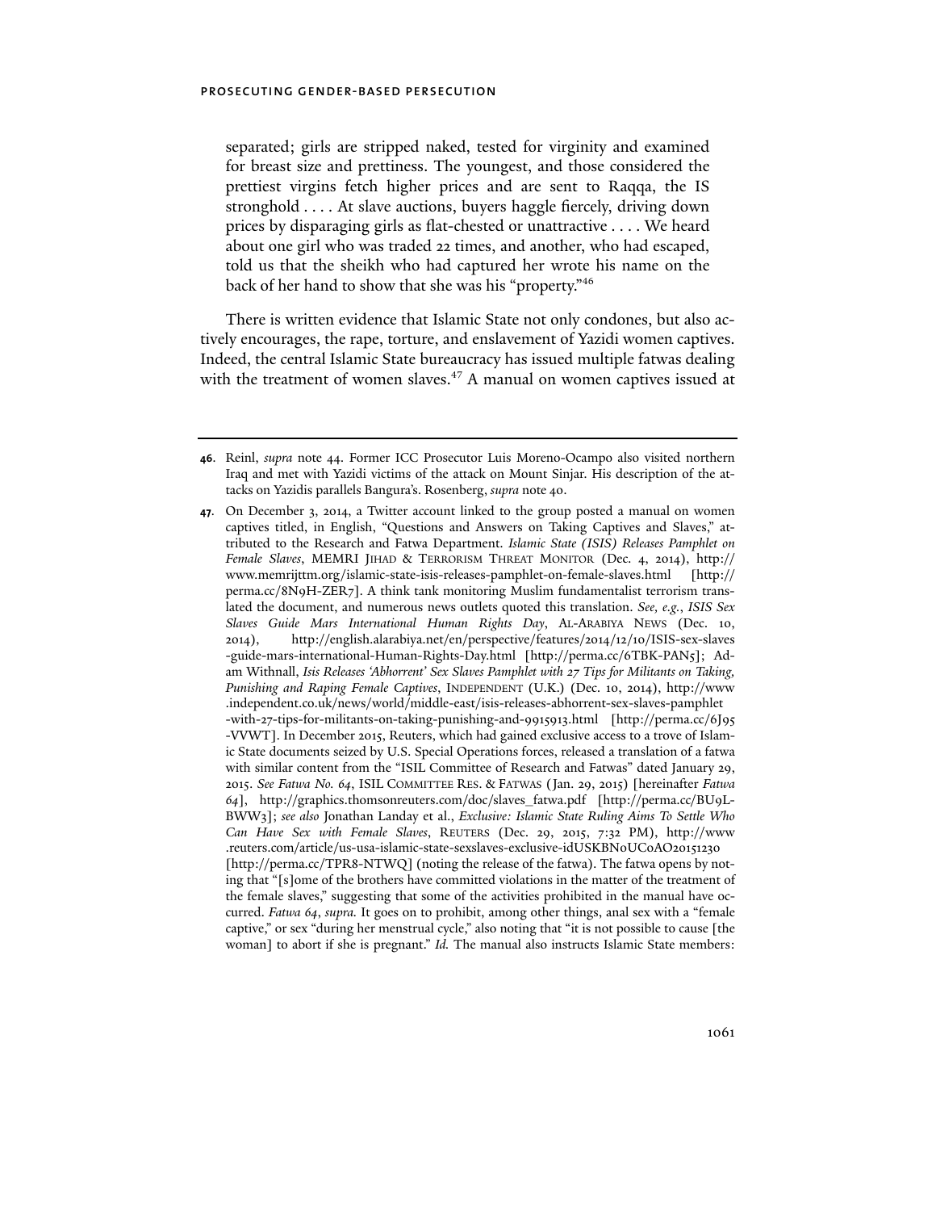separated; girls are stripped naked, tested for virginity and examined for breast size and prettiness. The youngest, and those considered the prettiest virgins fetch higher prices and are sent to Raqqa, the IS stronghold . . . . At slave auctions, buyers haggle fiercely, driving down prices by disparaging girls as flat-chested or unattractive . . . . We heard about one girl who was traded 22 times, and another, who had escaped, told us that the sheikh who had captured her wrote his name on the back of her hand to show that she was his "property."[46]

There is written evidence that Islamic State not only condones, but also actively encourages, the rape, torture, and enslavement of Yazidi women captives. Indeed, the central Islamic State bureaucracy has issued multiple fatwas dealing with the treatment of women slaves.[47] A manual on women captives issued at

---

**46.** Reinl, *supra* note 44. Former ICC Prosecutor Luis Moreno-Ocampo also visited northern Iraq and met with Yazidi victims of the attack on Mount Sinjar. His description of the attacks on Yazidis parallels Bangura's. Rosenberg, *supra* note 40.

**47.** On December 3, 2014, a Twitter account linked to the group posted a manual on women captives titled, in English, "Questions and Answers on Taking Captives and Slaves," attributed to the Research and Fatwa Department. *Islamic State (ISIS) Releases Pamphlet on Female Slaves*, MEMRI JIHAD & TERRORISM THREAT MONITOR (Dec. 4, 2014), http://www.memrijttm.org/islamic-state-isis-releases-pamphlet-on-female-slaves.html [http://perma.cc/8N9H-ZER7]. A think tank monitoring Muslim fundamentalist terrorism translated the document, and numerous news outlets quoted this translation. *See, e.g.*, *ISIS Sex Slaves Guide Mars International Human Rights Day*, AL-ARABIYA NEWS (Dec. 10, 2014), http://english.alarabiya.net/en/perspective/features/2014/12/10/ISIS-sex-slaves-guide-mars-international-Human-Rights-Day.html [http://perma.cc/6TBK-PAN5]; Adam Withnall, *Isis Releases 'Abhorrent' Sex Slaves Pamphlet with 27 Tips for Militants on Taking, Punishing and Raping Female Captives*, INDEPENDENT (U.K.) (Dec. 10, 2014), http://www.independent.co.uk/news/world/middle-east/isis-releases-abhorrent-sex-slaves-pamphlet-with-27-tips-for-militants-on-taking-punishing-and-9915913.html [http://perma.cc/6J95-VVWT]. In December 2015, Reuters, which had gained exclusive access to a trove of Islamic State documents seized by U.S. Special Operations forces, released a translation of a fatwa with similar content from the "ISIL Committee of Research and Fatwas" dated January 29, 2015. *See Fatwa No. 64*, ISIL COMMITTEE RES. & FATWAS (Jan. 29, 2015) [hereinafter *Fatwa 64*], http://graphics.thomsonreuters.com/doc/slaves_fatwa.pdf [http://perma.cc/BU9L-BWW3]; *see also* Jonathan Landay et al., *Exclusive: Islamic State Ruling Aims To Settle Who Can Have Sex with Female Slaves*, REUTERS (Dec. 29, 2015, 7:32 PM), http://www.reuters.com/article/us-usa-islamic-state-sexslaves-exclusive-idUSKBN0UC0AO20151230 [http://perma.cc/TPR8-NTWQ] (noting the release of the fatwa). The fatwa opens by noting that "[s]ome of the brothers have committed violations in the matter of the treatment of the female slaves," suggesting that some of the activities prohibited in the manual have occurred. *Fatwa 64*, *supra*. It goes on to prohibit, among other things, anal sex with a "female captive," or sex "during her menstrual cycle," also noting that "it is not possible to cause [the woman] to abort if she is pregnant." *Id.* The manual also instructs Islamic State members: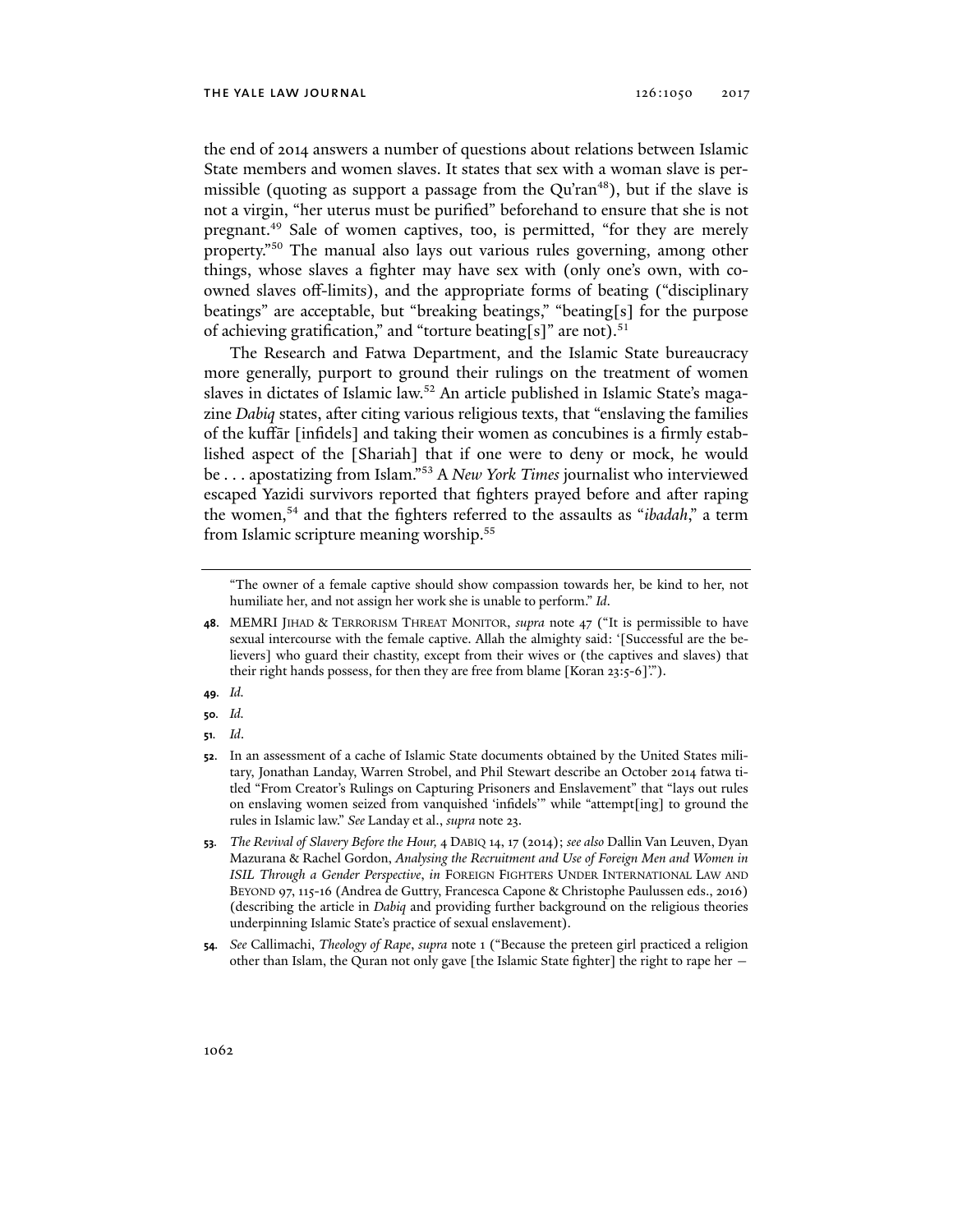the end of 2014 answers a number of questions about relations between Islamic State members and women slaves. It states that sex with a woman slave is permissible (quoting as support a passage from the Qu'ran[48]), but if the slave is not a virgin, "her uterus must be purified" beforehand to ensure that she is not pregnant.[49] Sale of women captives, too, is permitted, "for they are merely property."[50] The manual also lays out various rules governing, among other things, whose slaves a fighter may have sex with (only one's own, with co-owned slaves off-limits), and the appropriate forms of beating ("disciplinary beatings" are acceptable, but "breaking beatings," "beating[s] for the purpose of achieving gratification," and "torture beating[s]" are not).[51]

The Research and Fatwa Department, and the Islamic State bureaucracy more generally, purport to ground their rulings on the treatment of women slaves in dictates of Islamic law.[52] An article published in Islamic State's magazine *Dabiq* states, after citing various religious texts, that "enslaving the families of the kuffār [infidels] and taking their women as concubines is a firmly established aspect of the [Shariah] that if one were to deny or mock, he would be . . . apostatizing from Islam."[53] A *New York Times* journalist who interviewed escaped Yazidi survivors reported that fighters prayed before and after raping the women,[54] and that the fighters referred to the assaults as "*ibadah*," a term from Islamic scripture meaning worship.[55]

---

"The owner of a female captive should show compassion towards her, be kind to her, not humiliate her, and not assign her work she is unable to perform." *Id*.

**48.** MEMRI JIHAD & TERRORISM THREAT MONITOR, *supra* note 47 ("It is permissible to have sexual intercourse with the female captive. Allah the almighty said: '[Successful are the believers] who guard their chastity, except from their wives or (the captives and slaves) that their right hands possess, for then they are free from blame [Koran 23:5-6].'").

**49.** *Id.*

**50.** *Id.*

**51.** *Id*.

**52.** In an assessment of a cache of Islamic State documents obtained by the United States military, Jonathan Landay, Warren Strobel, and Phil Stewart describe an October 2014 fatwa titled "From Creator's Rulings on Capturing Prisoners and Enslavement" that "lays out rules on enslaving women seized from vanquished 'infidels'" while "attempt[ing] to ground the rules in Islamic law." *See* Landay et al., *supra* note 23.

**53.** *The Revival of Slavery Before the Hour,* 4 DABIQ 14, 17 (2014); *see also* Dallin Van Leuven, Dyan Mazurana & Rachel Gordon, *Analysing the Recruitment and Use of Foreign Men and Women in ISIL Through a Gender Perspective*, *in* FOREIGN FIGHTERS UNDER INTERNATIONAL LAW AND BEYOND 97, 115-16 (Andrea de Guttry, Francesca Capone & Christophe Paulussen eds., 2016) (describing the article in *Dabiq* and providing further background on the religious theories underpinning Islamic State's practice of sexual enslavement).

**54.** *See* Callimachi, *Theology of Rape*, *supra* note 1 ("Because the preteen girl practiced a religion other than Islam, the Quran not only gave [the Islamic State fighter] the right to rape her —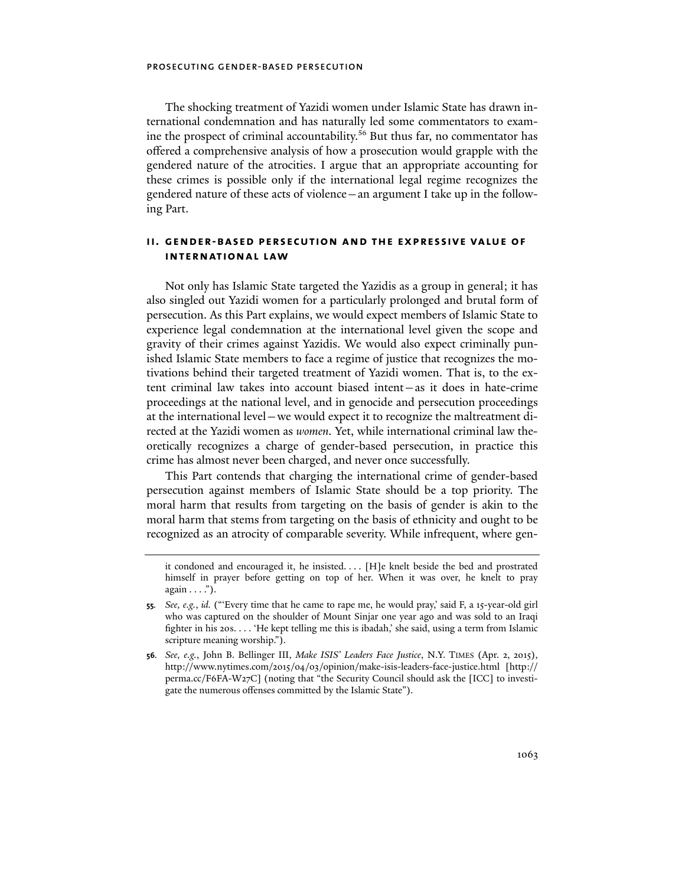The shocking treatment of Yazidi women under Islamic State has drawn international condemnation and has naturally led some commentators to examine the prospect of criminal accountability.[56] But thus far, no commentator has offered a comprehensive analysis of how a prosecution would grapple with the gendered nature of the atrocities. I argue that an appropriate accounting for these crimes is possible only if the international legal regime recognizes the gendered nature of these acts of violence—an argument I take up in the following Part.

## II. GENDER-BASED PERSECUTION AND THE EXPRESSIVE VALUE OF INTERNATIONAL LAW

Not only has Islamic State targeted the Yazidis as a group in general; it has also singled out Yazidi women for a particularly prolonged and brutal form of persecution. As this Part explains, we would expect members of Islamic State to experience legal condemnation at the international level given the scope and gravity of their crimes against Yazidis. We would also expect criminally punished Islamic State members to face a regime of justice that recognizes the motivations behind their targeted treatment of Yazidi women. That is, to the extent criminal law takes into account biased intent—as it does in hate-crime proceedings at the national level, and in genocide and persecution proceedings at the international level—we would expect it to recognize the maltreatment directed at the Yazidi women as *women*. Yet, while international criminal law theoretically recognizes a charge of gender-based persecution, in practice this crime has almost never been charged, and never once successfully.

This Part contends that charging the international crime of gender-based persecution against members of Islamic State should be a top priority. The moral harm that results from targeting on the basis of gender is akin to the moral harm that stems from targeting on the basis of ethnicity and ought to be recognized as an atrocity of comparable severity. While infrequent, where gen-

---

it condoned and encouraged it, he insisted. . . . [H]e knelt beside the bed and prostrated himself in prayer before getting on top of her. When it was over, he knelt to pray again . . . .").

**55.** *See, e.g.*, *id.* ("'Every time that he came to rape me, he would pray,' said F, a 15-year-old girl who was captured on the shoulder of Mount Sinjar one year ago and was sold to an Iraqi fighter in his 20s. . . . 'He kept telling me this is ibadah,' she said, using a term from Islamic scripture meaning worship.").

**56.** *See, e.g.*, John B. Bellinger III, *Make ISIS' Leaders Face Justice*, N.Y. TIMES (Apr. 2, 2015), http://www.nytimes.com/2015/04/03/opinion/make-isis-leaders-face-justice.html [http://perma.cc/F6FA-W27C] (noting that "the Security Council should ask the [ICC] to investigate the numerous offenses committed by the Islamic State").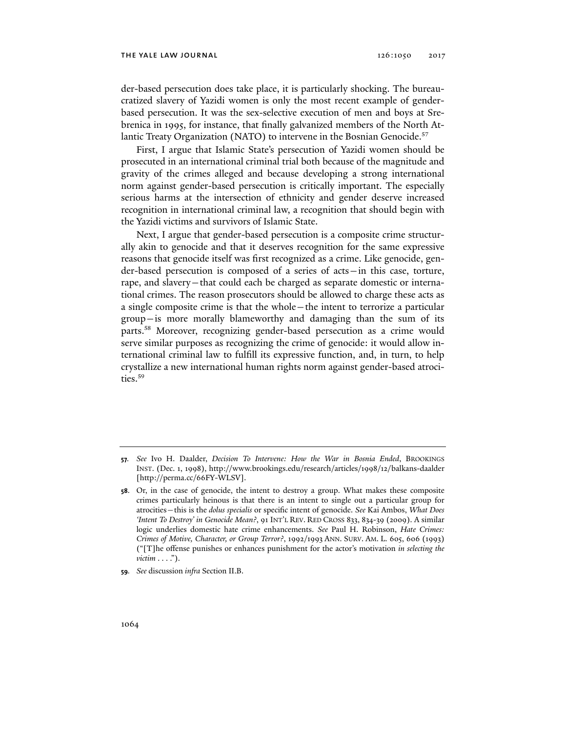der-based persecution does take place, it is particularly shocking. The bureaucratized slavery of Yazidi women is only the most recent example of gender-based persecution. It was the sex-selective execution of men and boys at Srebrenica in 1995, for instance, that finally galvanized members of the North Atlantic Treaty Organization (NATO) to intervene in the Bosnian Genocide.[57]

First, I argue that Islamic State's persecution of Yazidi women should be prosecuted in an international criminal trial both because of the magnitude and gravity of the crimes alleged and because developing a strong international norm against gender-based persecution is critically important. The especially serious harms at the intersection of ethnicity and gender deserve increased recognition in international criminal law, a recognition that should begin with the Yazidi victims and survivors of Islamic State.

Next, I argue that gender-based persecution is a composite crime structurally akin to genocide and that it deserves recognition for the same expressive reasons that genocide itself was first recognized as a crime. Like genocide, gender-based persecution is composed of a series of acts—in this case, torture, rape, and slavery—that could each be charged as separate domestic or international crimes. The reason prosecutors should be allowed to charge these acts as a single composite crime is that the whole—the intent to terrorize a particular group—is more morally blameworthy and damaging than the sum of its parts.[58] Moreover, recognizing gender-based persecution as a crime would serve similar purposes as recognizing the crime of genocide: it would allow international criminal law to fulfill its expressive function, and, in turn, to help crystallize a new international human rights norm against gender-based atrocities.[59]

---

**57.** *See* Ivo H. Daalder, *Decision To Intervene: How the War in Bosnia Ended*, BROOKINGS INST. (Dec. 1, 1998), http://www.brookings.edu/research/articles/1998/12/balkans-daalder [http://perma.cc/66FY-WLSV].

**58.** Or, in the case of genocide, the intent to destroy a group. What makes these composite crimes particularly heinous is that there is an intent to single out a particular group for atrocities—this is the *dolus specialis* or specific intent of genocide. *See* Kai Ambos, *What Does 'Intent To Destroy' in Genocide Mean?*, 91 INT'L REV. RED CROSS 833, 834-39 (2009). A similar logic underlies domestic hate crime enhancements. *See* Paul H. Robinson, *Hate Crimes: Crimes of Motive, Character, or Group Terror?*, 1992/1993 ANN. SURV. AM. L. 605, 606 (1993) ("[T]he offense punishes or enhances punishment for the actor's motivation *in selecting the victim* . . . .").

**59.** *See* discussion *infra* Section II.B.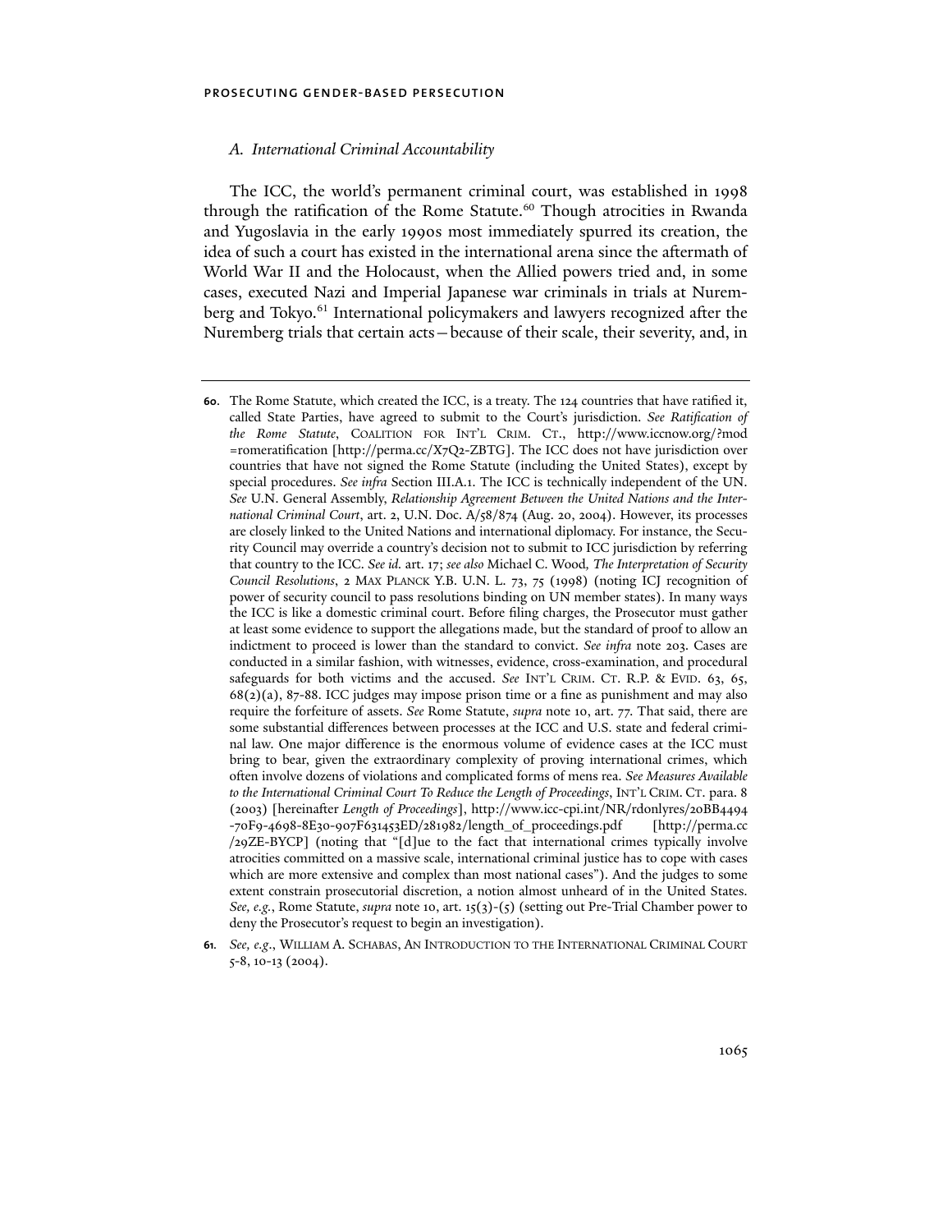### *A. International Criminal Accountability*

The ICC, the world's permanent criminal court, was established in 1998 through the ratification of the Rome Statute.[60] Though atrocities in Rwanda and Yugoslavia in the early 1990s most immediately spurred its creation, the idea of such a court has existed in the international arena since the aftermath of World War II and the Holocaust, when the Allied powers tried and, in some cases, executed Nazi and Imperial Japanese war criminals in trials at Nuremberg and Tokyo.[61] International policymakers and lawyers recognized after the Nuremberg trials that certain acts—because of their scale, their severity, and, in

---

**60.** The Rome Statute, which created the ICC, is a treaty. The 124 countries that have ratified it, called State Parties, have agreed to submit to the Court's jurisdiction. *See Ratification of the Rome Statute*, COALITION FOR INT'L CRIM. CT., http://www.iccnow.org/?mod=romeratification [http://perma.cc/X7Q2-ZBTG]. The ICC does not have jurisdiction over countries that have not signed the Rome Statute (including the United States), except by special procedures. *See infra* Section III.A.1. The ICC is technically independent of the UN. *See* U.N. General Assembly, *Relationship Agreement Between the United Nations and the International Criminal Court*, art. 2, U.N. Doc. A/58/874 (Aug. 20, 2004). However, its processes are closely linked to the United Nations and international diplomacy. For instance, the Security Council may override a country's decision not to submit to ICC jurisdiction by referring that country to the ICC. *See id.* art. 17; *see also* Michael C. Wood, *The Interpretation of Security Council Resolutions*, 2 MAX PLANCK Y.B. U.N. L. 73, 75 (1998) (noting ICJ recognition of power of security council to pass resolutions binding on UN member states). In many ways the ICC is like a domestic criminal court. Before filing charges, the Prosecutor must gather at least some evidence to support the allegations made, but the standard of proof to allow an indictment to proceed is lower than the standard to convict. *See infra* note 203. Cases are conducted in a similar fashion, with witnesses, evidence, cross-examination, and procedural safeguards for both victims and the accused. *See* INT'L CRIM. CT. R.P. & EVID. 63, 65, 68(2)(a), 87-88. ICC judges may impose prison time or a fine as punishment and may also require the forfeiture of assets. *See* Rome Statute, *supra* note 10, art. 77. That said, there are some substantial differences between processes at the ICC and U.S. state and federal criminal law. One major difference is the enormous volume of evidence cases at the ICC must bring to bear, given the extraordinary complexity of proving international crimes, which often involve dozens of violations and complicated forms of mens rea. *See Measures Available to the International Criminal Court To Reduce the Length of Proceedings*, INT'L CRIM. CT. para. 8 (2003) [hereinafter *Length of Proceedings*], http://www.icc-cpi.int/NR/rdonlyres/20BB4494-70F9-4698-8E30-907F631453ED/281982/length_of_proceedings.pdf [http://perma.cc/29ZE-BYCP] (noting that "[d]ue to the fact that international crimes typically involve atrocities committed on a massive scale, international criminal justice has to cope with cases which are more extensive and complex than most national cases"). And the judges to some extent constrain prosecutorial discretion, a notion almost unheard of in the United States. *See, e.g.*, Rome Statute, *supra* note 10, art. 15(3)-(5) (setting out Pre-Trial Chamber power to deny the Prosecutor's request to begin an investigation).

**61.** *See, e.g.*, WILLIAM A. SCHABAS, AN INTRODUCTION TO THE INTERNATIONAL CRIMINAL COURT 5-8, 10-13 (2004).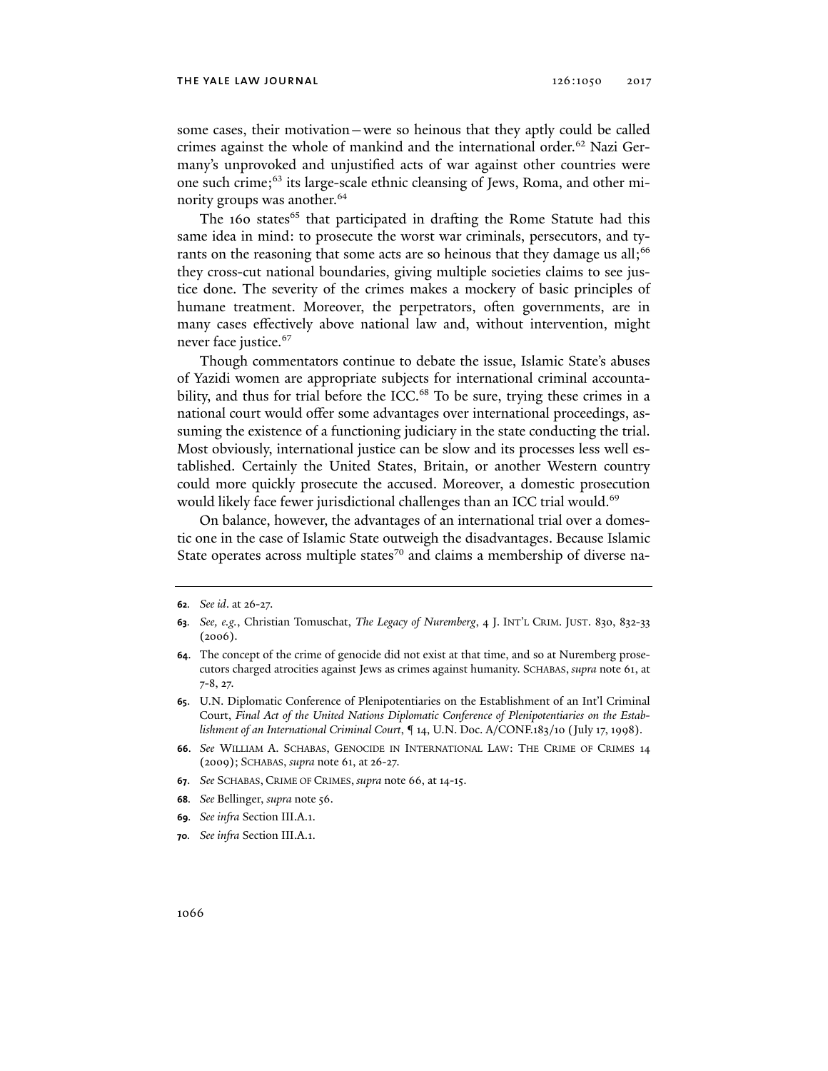some cases, their motivation—were so heinous that they aptly could be called crimes against the whole of mankind and the international order.[62] Nazi Germany's unprovoked and unjustified acts of war against other countries were one such crime;[63] its large-scale ethnic cleansing of Jews, Roma, and other minority groups was another.[64]

The 160 states[65] that participated in drafting the Rome Statute had this same idea in mind: to prosecute the worst war criminals, persecutors, and tyrants on the reasoning that some acts are so heinous that they damage us all;[66] they cross-cut national boundaries, giving multiple societies claims to see justice done. The severity of the crimes makes a mockery of basic principles of humane treatment. Moreover, the perpetrators, often governments, are in many cases effectively above national law and, without intervention, might never face justice.[67]

Though commentators continue to debate the issue, Islamic State's abuses of Yazidi women are appropriate subjects for international criminal accountability, and thus for trial before the ICC.[68] To be sure, trying these crimes in a national court would offer some advantages over international proceedings, assuming the existence of a functioning judiciary in the state conducting the trial. Most obviously, international justice can be slow and its processes less well established. Certainly the United States, Britain, or another Western country could more quickly prosecute the accused. Moreover, a domestic prosecution would likely face fewer jurisdictional challenges than an ICC trial would.[69]

On balance, however, the advantages of an international trial over a domestic one in the case of Islamic State outweigh the disadvantages. Because Islamic State operates across multiple states[70] and claims a membership of diverse na-

---

**62**. *See id*. at 26-27.

**63**. *See, e.g.*, Christian Tomuschat, *The Legacy of Nuremberg*, 4 J. INT'L CRIM. JUST. 830, 832-33 (2006).

**64**. The concept of the crime of genocide did not exist at that time, and so at Nuremberg prosecutors charged atrocities against Jews as crimes against humanity. SCHABAS, *supra* note 61, at 7-8, 27.

**65**. U.N. Diplomatic Conference of Plenipotentiaries on the Establishment of an Int'l Criminal Court, *Final Act of the United Nations Diplomatic Conference of Plenipotentiaries on the Establishment of an International Criminal Court*, ¶ 14, U.N. Doc. A/CONF.183/10 (July 17, 1998).

**66**. *See* WILLIAM A. SCHABAS, GENOCIDE IN INTERNATIONAL LAW: THE CRIME OF CRIMES 14 (2009); SCHABAS, *supra* note 61, at 26-27.

**67**. *See* SCHABAS, CRIME OF CRIMES, *supra* note 66, at 14-15.

**68**. *See* Bellinger, *supra* note 56.

**69**. *See infra* Section III.A.1.

**70**. *See infra* Section III.A.1.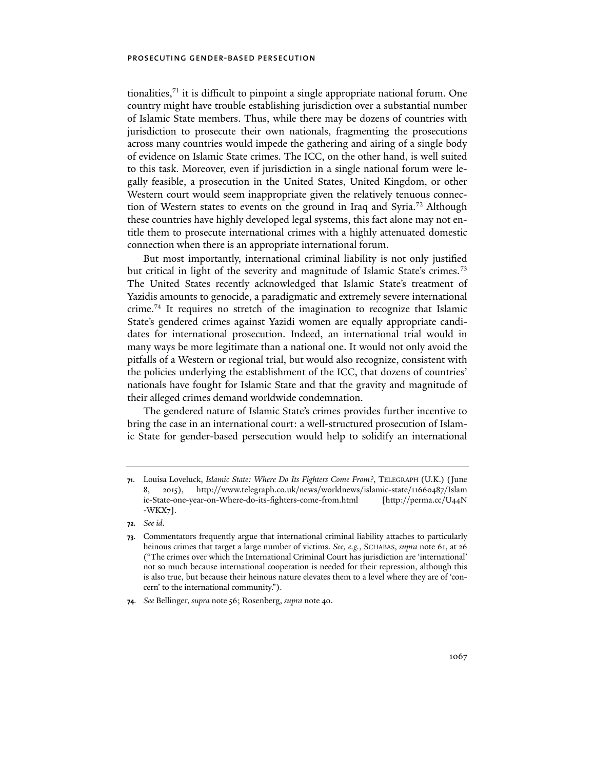tionalities,[71] it is difficult to pinpoint a single appropriate national forum. One country might have trouble establishing jurisdiction over a substantial number of Islamic State members. Thus, while there may be dozens of countries with jurisdiction to prosecute their own nationals, fragmenting the prosecutions across many countries would impede the gathering and airing of a single body of evidence on Islamic State crimes. The ICC, on the other hand, is well suited to this task. Moreover, even if jurisdiction in a single national forum were legally feasible, a prosecution in the United States, United Kingdom, or other Western court would seem inappropriate given the relatively tenuous connection of Western states to events on the ground in Iraq and Syria.[72] Although these countries have highly developed legal systems, this fact alone may not entitle them to prosecute international crimes with a highly attenuated domestic connection when there is an appropriate international forum.

But most importantly, international criminal liability is not only justified but critical in light of the severity and magnitude of Islamic State's crimes.[73] The United States recently acknowledged that Islamic State's treatment of Yazidis amounts to genocide, a paradigmatic and extremely severe international crime.[74] It requires no stretch of the imagination to recognize that Islamic State's gendered crimes against Yazidi women are equally appropriate candidates for international prosecution. Indeed, an international trial would in many ways be more legitimate than a national one. It would not only avoid the pitfalls of a Western or regional trial, but would also recognize, consistent with the policies underlying the establishment of the ICC, that dozens of countries' nationals have fought for Islamic State and that the gravity and magnitude of their alleged crimes demand worldwide condemnation.

The gendered nature of Islamic State's crimes provides further incentive to bring the case in an international court: a well-structured prosecution of Islamic State for gender-based persecution would help to solidify an international

---

**71.** Louisa Loveluck, *Islamic State: Where Do Its Fighters Come From?*, TELEGRAPH (U.K.) (June 8, 2015), http://www.telegraph.co.uk/news/worldnews/islamic-state/11660487/Islamic-State-one-year-on-Where-do-its-fighters-come-from.html [http://perma.cc/U44N-WKX7].

**72.** *See id.*

**73.** Commentators frequently argue that international criminal liability attaches to particularly heinous crimes that target a large number of victims. *See, e.g.*, SCHABAS, *supra* note 61, at 26 ("The crimes over which the International Criminal Court has jurisdiction are 'international' not so much because international cooperation is needed for their repression, although this is also true, but because their heinous nature elevates them to a level where they are of 'concern' to the international community.").

**74.** *See* Bellinger, *supra* note 56; Rosenberg, *supra* note 40.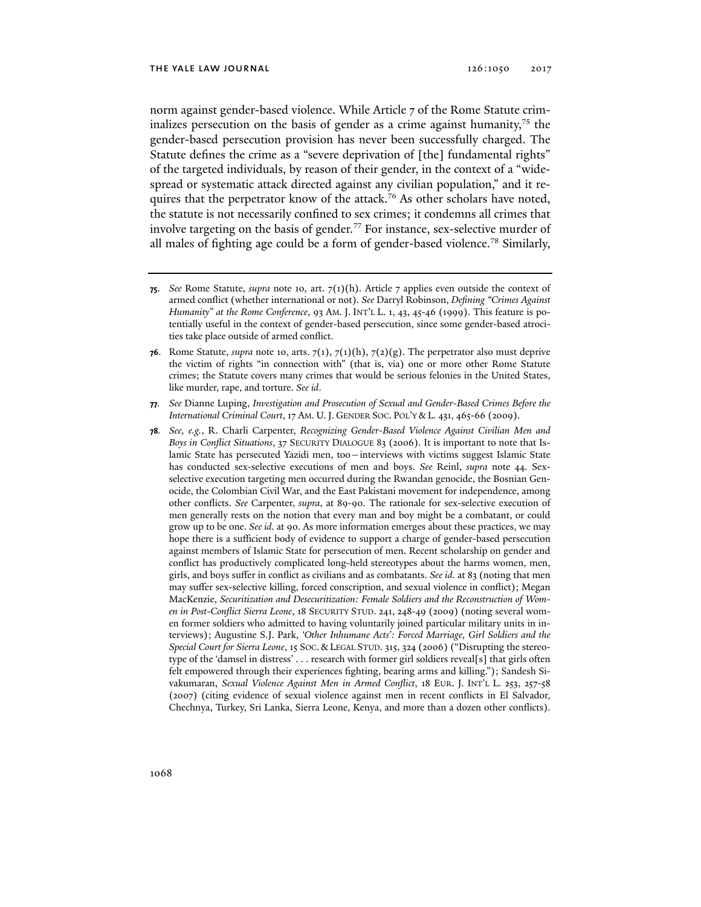norm against gender-based violence. While Article 7 of the Rome Statute criminalizes persecution on the basis of gender as a crime against humanity,[75] the gender-based persecution provision has never been successfully charged. The Statute defines the crime as a "severe deprivation of [the] fundamental rights" of the targeted individuals, by reason of their gender, in the context of a "widespread or systematic attack directed against any civilian population," and it requires that the perpetrator know of the attack.[76] As other scholars have noted, the statute is not necessarily confined to sex crimes; it condemns all crimes that involve targeting on the basis of gender.[77] For instance, sex-selective murder of all males of fighting age could be a form of gender-based violence.[78] Similarly,

---

**75.** *See* Rome Statute, *supra* note 10, art. 7(1)(h). Article 7 applies even outside the context of armed conflict (whether international or not). *See* Darryl Robinson, *Defining "Crimes Against Humanity" at the Rome Conference*, 93 AM. J. INT'L L. 1, 43, 45-46 (1999). This feature is potentially useful in the context of gender-based persecution, since some gender-based atrocities take place outside of armed conflict.

**76.** Rome Statute, *supra* note 10, arts. 7(1), 7(1)(h), 7(2)(g). The perpetrator also must deprive the victim of rights "in connection with" (that is, via) one or more other Rome Statute crimes; the Statute covers many crimes that would be serious felonies in the United States, like murder, rape, and torture. *See id*.

**77.** *See* Dianne Luping, *Investigation and Prosecution of Sexual and Gender-Based Crimes Before the International Criminal Court*, 17 AM. U. J. GENDER SOC. POL'Y & L. 431, 465-66 (2009).

**78.** *See, e.g.*, R. Charli Carpenter, *Recognizing Gender-Based Violence Against Civilian Men and Boys in Conflict Situations*, 37 SECURITY DIALOGUE 83 (2006). It is important to note that Islamic State has persecuted Yazidi men, too—interviews with victims suggest Islamic State has conducted sex-selective executions of men and boys. *See* Reinl, *supra* note 44. Sex-selective execution targeting men occurred during the Rwandan genocide, the Bosnian Genocide, the Colombian Civil War, and the East Pakistani movement for independence, among other conflicts. *See* Carpenter, *supra*, at 89-90. The rationale for sex-selective execution of men generally rests on the notion that every man and boy might be a combatant, or could grow up to be one. *See id*. at 90. As more information emerges about these practices, we may hope there is a sufficient body of evidence to support a charge of gender-based persecution against members of Islamic State for persecution of men. Recent scholarship on gender and conflict has productively complicated long-held stereotypes about the harms women, men, girls, and boys suffer in conflict as civilians and as combatants. *See id.* at 83 (noting that men may suffer sex-selective killing, forced conscription, and sexual violence in conflict); Megan MacKenzie, *Securitization and Desecuritization: Female Soldiers and the Reconstruction of Women in Post-Conflict Sierra Leone*, 18 SECURITY STUD. 241, 248-49 (2009) (noting several women former soldiers who admitted to having voluntarily joined particular military units in interviews); Augustine S.J. Park, *'Other Inhumane Acts': Forced Marriage, Girl Soldiers and the Special Court for Sierra Leone*, 15 SOC. & LEGAL STUD. 315, 324 (2006) ("Disrupting the stereotype of the 'damsel in distress' . . . research with former girl soldiers reveal[s] that girls often felt empowered through their experiences fighting, bearing arms and killing."); Sandesh Sivakumaran, *Sexual Violence Against Men in Armed Conflict*, 18 EUR. J. INT'L L. 253, 257-58 (2007) (citing evidence of sexual violence against men in recent conflicts in El Salvador, Chechnya, Turkey, Sri Lanka, Sierra Leone, Kenya, and more than a dozen other conflicts).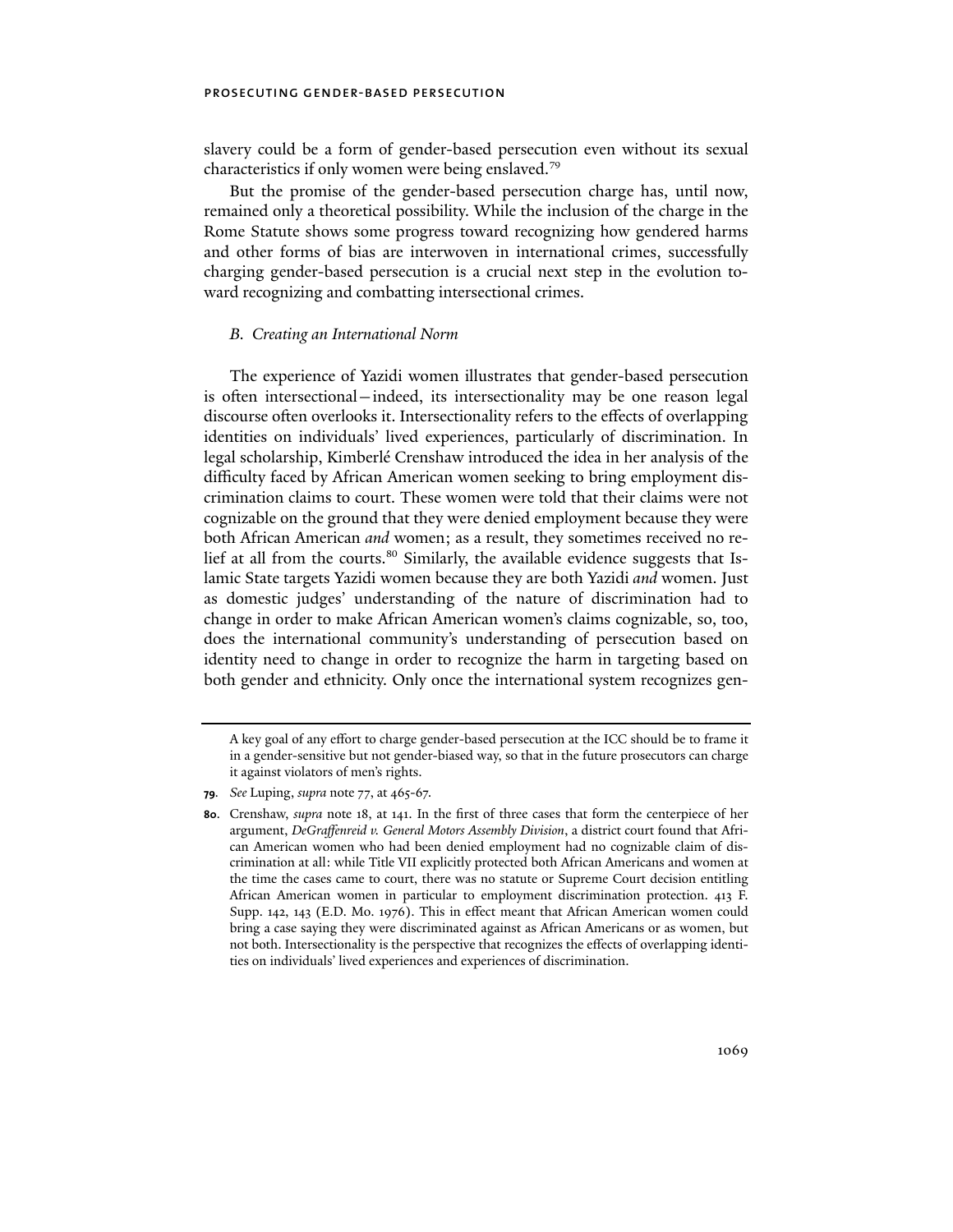slavery could be a form of gender-based persecution even without its sexual characteristics if only women were being enslaved.[79]

But the promise of the gender-based persecution charge has, until now, remained only a theoretical possibility. While the inclusion of the charge in the Rome Statute shows some progress toward recognizing how gendered harms and other forms of bias are interwoven in international crimes, successfully charging gender-based persecution is a crucial next step in the evolution toward recognizing and combatting intersectional crimes.

### *B. Creating an International Norm*

The experience of Yazidi women illustrates that gender-based persecution is often intersectional—indeed, its intersectionality may be one reason legal discourse often overlooks it. Intersectionality refers to the effects of overlapping identities on individuals' lived experiences, particularly of discrimination. In legal scholarship, Kimberlé Crenshaw introduced the idea in her analysis of the difficulty faced by African American women seeking to bring employment discrimination claims to court. These women were told that their claims were not cognizable on the ground that they were denied employment because they were both African American *and* women; as a result, they sometimes received no relief at all from the courts.[80] Similarly, the available evidence suggests that Islamic State targets Yazidi women because they are both Yazidi *and* women. Just as domestic judges' understanding of the nature of discrimination had to change in order to make African American women's claims cognizable, so, too, does the international community's understanding of persecution based on identity need to change in order to recognize the harm in targeting based on both gender and ethnicity. Only once the international system recognizes gen-

---

A key goal of any effort to charge gender-based persecution at the ICC should be to frame it in a gender-sensitive but not gender-biased way, so that in the future prosecutors can charge it against violators of men's rights.

**79.** *See* Luping, *supra* note 77, at 465-67.

**80.** Crenshaw, *supra* note 18, at 141. In the first of three cases that form the centerpiece of her argument, *DeGraffenreid v. General Motors Assembly Division*, a district court found that African American women who had been denied employment had no cognizable claim of discrimination at all: while Title VII explicitly protected both African Americans and women at the time the cases came to court, there was no statute or Supreme Court decision entitling African American women in particular to employment discrimination protection. 413 F. Supp. 142, 143 (E.D. Mo. 1976). This in effect meant that African American women could bring a case saying they were discriminated against as African Americans or as women, but not both. Intersectionality is the perspective that recognizes the effects of overlapping identities on individuals' lived experiences and experiences of discrimination.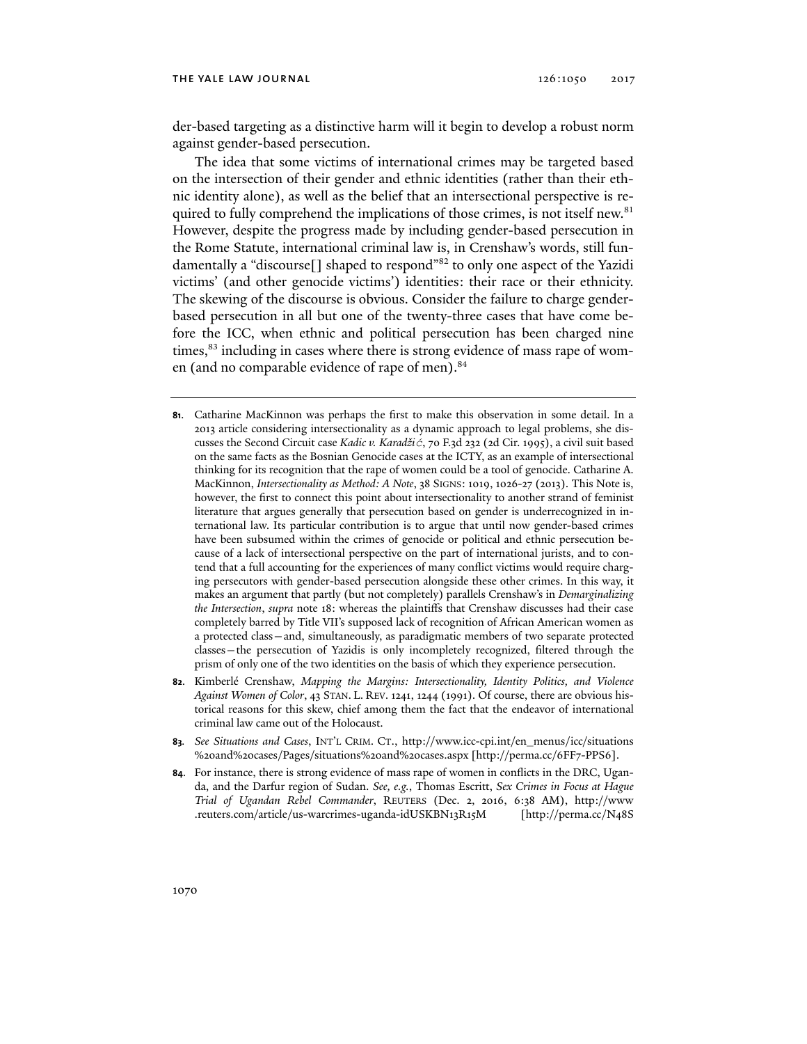der-based targeting as a distinctive harm will it begin to develop a robust norm against gender-based persecution.

The idea that some victims of international crimes may be targeted based on the intersection of their gender and ethnic identities (rather than their ethnic identity alone), as well as the belief that an intersectional perspective is required to fully comprehend the implications of those crimes, is not itself new.[81] However, despite the progress made by including gender-based persecution in the Rome Statute, international criminal law is, in Crenshaw's words, still fundamentally a "discourse[] shaped to respond"[82] to only one aspect of the Yazidi victims' (and other genocide victims') identities: their race or their ethnicity. The skewing of the discourse is obvious. Consider the failure to charge gender-based persecution in all but one of the twenty-three cases that have come before the ICC, when ethnic and political persecution has been charged nine times,[83] including in cases where there is strong evidence of mass rape of women (and no comparable evidence of rape of men).[84]

---

**81.** Catharine MacKinnon was perhaps the first to make this observation in some detail. In a 2013 article considering intersectionality as a dynamic approach to legal problems, she discusses the Second Circuit case *Kadic v. Karadžić*, 70 F.3d 232 (2d Cir. 1995), a civil suit based on the same facts as the Bosnian Genocide cases at the ICTY, as an example of intersectional thinking for its recognition that the rape of women could be a tool of genocide. Catharine A. MacKinnon, *Intersectionality as Method: A Note*, 38 SIGNS: 1019, 1026-27 (2013). This Note is, however, the first to connect this point about intersectionality to another strand of feminist literature that argues generally that persecution based on gender is underrecognized in international law. Its particular contribution is to argue that until now gender-based crimes have been subsumed within the crimes of genocide or political and ethnic persecution because of a lack of intersectional perspective on the part of international jurists, and to contend that a full accounting for the experiences of many conflict victims would require charging persecutors with gender-based persecution alongside these other crimes. In this way, it makes an argument that partly (but not completely) parallels Crenshaw's in *Demarginalizing the Intersection*, *supra* note 18: whereas the plaintiffs that Crenshaw discusses had their case completely barred by Title VII's supposed lack of recognition of African American women as a protected class—and, simultaneously, as paradigmatic members of two separate protected classes—the persecution of Yazidis is only incompletely recognized, filtered through the prism of only one of the two identities on the basis of which they experience persecution.

**82.** Kimberlé Crenshaw, *Mapping the Margins: Intersectionality, Identity Politics, and Violence Against Women of Color*, 43 STAN. L. REV. 1241, 1244 (1991). Of course, there are obvious historical reasons for this skew, chief among them the fact that the endeavor of international criminal law came out of the Holocaust.

**83.** *See Situations and Cases*, INT'L CRIM. CT., http://www.icc-cpi.int/en_menus/icc/situations%20and%20cases/Pages/situations%20and%20cases.aspx [http://perma.cc/6FF7-PPS6].

**84.** For instance, there is strong evidence of mass rape of women in conflicts in the DRC, Uganda, and the Darfur region of Sudan. *See, e.g.*, Thomas Escritt, *Sex Crimes in Focus at Hague Trial of Ugandan Rebel Commander*, REUTERS (Dec. 2, 2016, 6:38 AM), http://www.reuters.com/article/us-warcrimes-uganda-idUSKBN13R15M [http://perma.cc/N48S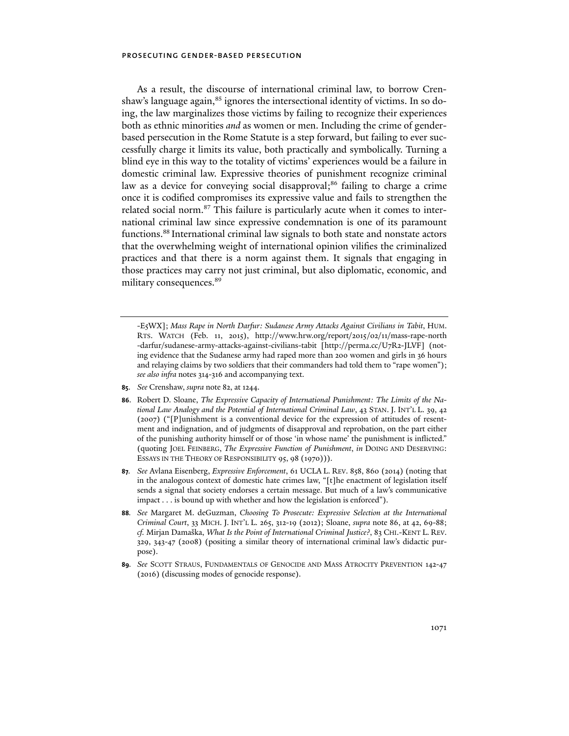As a result, the discourse of international criminal law, to borrow Crenshaw's language again,[85] ignores the intersectional identity of victims. In so doing, the law marginalizes those victims by failing to recognize their experiences both as ethnic minorities *and* as women or men. Including the crime of gender-based persecution in the Rome Statute is a step forward, but failing to ever successfully charge it limits its value, both practically and symbolically. Turning a blind eye in this way to the totality of victims' experiences would be a failure in domestic criminal law. Expressive theories of punishment recognize criminal law as a device for conveying social disapproval;[86] failing to charge a crime once it is codified compromises its expressive value and fails to strengthen the related social norm.[87] This failure is particularly acute when it comes to international criminal law since expressive condemnation is one of its paramount functions.[88] International criminal law signals to both state and nonstate actors that the overwhelming weight of international opinion vilifies the criminalized practices and that there is a norm against them. It signals that engaging in those practices may carry not just criminal, but also diplomatic, economic, and military consequences.[89]

---

-E5WX]; *Mass Rape in North Darfur: Sudanese Army Attacks Against Civilians in Tabit*, HUM. RTS. WATCH (Feb. 11, 2015), http://www.hrw.org/report/2015/02/11/mass-rape-north-darfur/sudanese-army-attacks-against-civilians-tabit [http://perma.cc/U7R2-JLVF] (noting evidence that the Sudanese army had raped more than 200 women and girls in 36 hours and relaying claims by two soldiers that their commanders had told them to "rape women"); *see also infra* notes 314-316 and accompanying text.

**85.** *See* Crenshaw, *supra* note 82, at 1244.

**86.** Robert D. Sloane, *The Expressive Capacity of International Punishment: The Limits of the National Law Analogy and the Potential of International Criminal Law*, 43 STAN. J. INT'L L. 39, 42 (2007) ("[P]unishment is a conventional device for the expression of attitudes of resentment and indignation, and of judgments of disapproval and reprobation, on the part either of the punishing authority himself or of those 'in whose name' the punishment is inflicted." (quoting JOEL FEINBERG, *The Expressive Function of Punishment*, *in* DOING AND DESERVING: ESSAYS IN THE THEORY OF RESPONSIBILITY 95, 98 (1970))).

**87.** *See* Avlana Eisenberg, *Expressive Enforcement*, 61 UCLA L. REV. 858, 860 (2014) (noting that in the analogous context of domestic hate crimes law, "[t]he enactment of legislation itself sends a signal that society endorses a certain message. But much of a law's communicative impact . . . is bound up with whether and how the legislation is enforced").

**88.** *See* Margaret M. deGuzman, *Choosing To Prosecute: Expressive Selection at the International Criminal Court*, 33 MICH. J. INT'L L. 265, 312-19 (2012); Sloane, *supra* note 86, at 42, 69-88; *cf.* Mirjan Damaška, *What Is the Point of International Criminal Justice?*, 83 CHI.-KENT L. REV. 329, 343-47 (2008) (positing a similar theory of international criminal law's didactic purpose).

**89.** *See* SCOTT STRAUS, FUNDAMENTALS OF GENOCIDE AND MASS ATROCITY PREVENTION 142-47 (2016) (discussing modes of genocide response).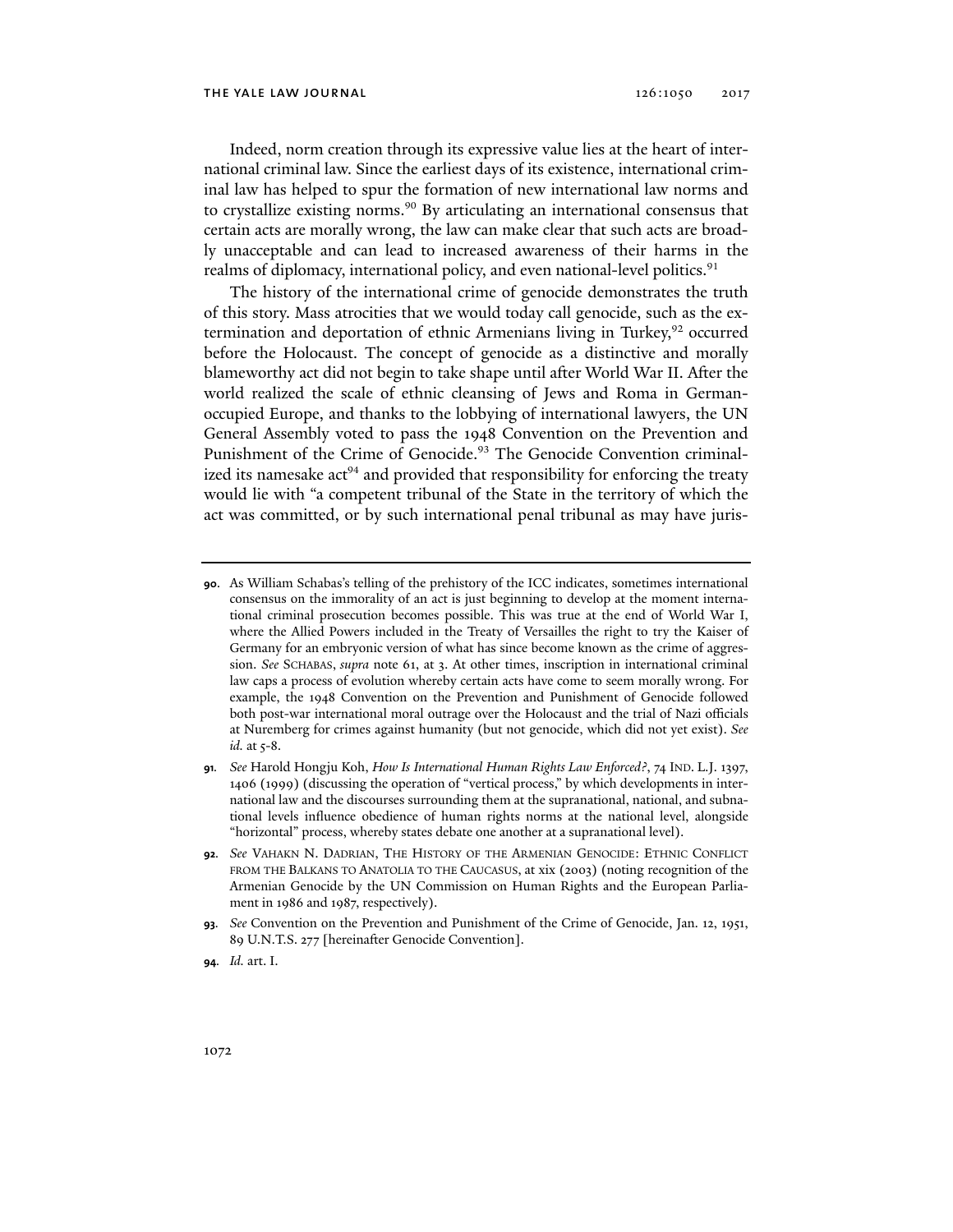Indeed, norm creation through its expressive value lies at the heart of international criminal law. Since the earliest days of its existence, international criminal law has helped to spur the formation of new international law norms and to crystallize existing norms.[90] By articulating an international consensus that certain acts are morally wrong, the law can make clear that such acts are broadly unacceptable and can lead to increased awareness of their harms in the realms of diplomacy, international policy, and even national-level politics.[91]

The history of the international crime of genocide demonstrates the truth of this story. Mass atrocities that we would today call genocide, such as the extermination and deportation of ethnic Armenians living in Turkey,[92] occurred before the Holocaust. The concept of genocide as a distinctive and morally blameworthy act did not begin to take shape until after World War II. After the world realized the scale of ethnic cleansing of Jews and Roma in German-occupied Europe, and thanks to the lobbying of international lawyers, the UN General Assembly voted to pass the 1948 Convention on the Prevention and Punishment of the Crime of Genocide.[93] The Genocide Convention criminalized its namesake act[94] and provided that responsibility for enforcing the treaty would lie with "a competent tribunal of the State in the territory of which the act was committed, or by such international penal tribunal as may have juris-

---

**90.** As William Schabas's telling of the prehistory of the ICC indicates, sometimes international consensus on the immorality of an act is just beginning to develop at the moment international criminal prosecution becomes possible. This was true at the end of World War I, where the Allied Powers included in the Treaty of Versailles the right to try the Kaiser of Germany for an embryonic version of what has since become known as the crime of aggression. *See* SCHABAS, *supra* note 61, at 3. At other times, inscription in international criminal law caps a process of evolution whereby certain acts have come to seem morally wrong. For example, the 1948 Convention on the Prevention and Punishment of Genocide followed both post-war international moral outrage over the Holocaust and the trial of Nazi officials at Nuremberg for crimes against humanity (but not genocide, which did not yet exist). *See id.* at 5-8.

**91.** *See* Harold Hongju Koh, *How Is International Human Rights Law Enforced?*, 74 IND. L.J. 1397, 1406 (1999) (discussing the operation of "vertical process," by which developments in international law and the discourses surrounding them at the supranational, national, and subnational levels influence obedience of human rights norms at the national level, alongside "horizontal" process, whereby states debate one another at a supranational level).

**92.** *See* VAHAKN N. DADRIAN, THE HISTORY OF THE ARMENIAN GENOCIDE: ETHNIC CONFLICT FROM THE BALKANS TO ANATOLIA TO THE CAUCASUS, at xix (2003) (noting recognition of the Armenian Genocide by the UN Commission on Human Rights and the European Parliament in 1986 and 1987, respectively).

**93.** *See* Convention on the Prevention and Punishment of the Crime of Genocide, Jan. 12, 1951, 89 U.N.T.S. 277 [hereinafter Genocide Convention].

**94.** *Id.* art. I.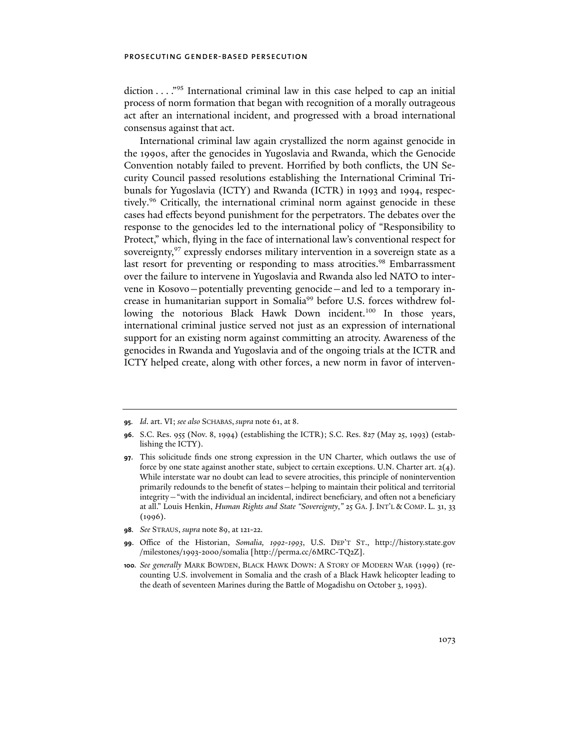diction . . . ."[95] International criminal law in this case helped to cap an initial process of norm formation that began with recognition of a morally outrageous act after an international incident, and progressed with a broad international consensus against that act.

International criminal law again crystallized the norm against genocide in the 1990s, after the genocides in Yugoslavia and Rwanda, which the Genocide Convention notably failed to prevent. Horrified by both conflicts, the UN Security Council passed resolutions establishing the International Criminal Tribunals for Yugoslavia (ICTY) and Rwanda (ICTR) in 1993 and 1994, respectively.[96] Critically, the international criminal norm against genocide in these cases had effects beyond punishment for the perpetrators. The debates over the response to the genocides led to the international policy of "Responsibility to Protect," which, flying in the face of international law's conventional respect for sovereignty,[97] expressly endorses military intervention in a sovereign state as a last resort for preventing or responding to mass atrocities.[98] Embarrassment over the failure to intervene in Yugoslavia and Rwanda also led NATO to intervene in Kosovo—potentially preventing genocide—and led to a temporary increase in humanitarian support in Somalia[99] before U.S. forces withdrew following the notorious Black Hawk Down incident.[100] In those years, international criminal justice served not just as an expression of international support for an existing norm against committing an atrocity. Awareness of the genocides in Rwanda and Yugoslavia and of the ongoing trials at the ICTR and ICTY helped create, along with other forces, a new norm in favor of interven-

---

**95.** *Id.* art. VI; *see also* SCHABAS, *supra* note 61, at 8.

**96.** S.C. Res. 955 (Nov. 8, 1994) (establishing the ICTR); S.C. Res. 827 (May 25, 1993) (establishing the ICTY).

**97.** This solicitude finds one strong expression in the UN Charter, which outlaws the use of force by one state against another state, subject to certain exceptions. U.N. Charter art. 2(4). While interstate war no doubt can lead to severe atrocities, this principle of nonintervention primarily redounds to the benefit of states—helping to maintain their political and territorial integrity—"with the individual an incidental, indirect beneficiary, and often not a beneficiary at all." Louis Henkin, *Human Rights and State "Sovereignty*,*"* 25 GA. J. INT'L & COMP. L. 31, 33 (1996).

**98.** *See* STRAUS, *supra* note 89, at 121-22.

**99.** Office of the Historian, *Somalia, 1992-1993*, U.S. DEP'T ST., http://history.state.gov/milestones/1993-2000/somalia [http://perma.cc/6MRC-TQ2Z].

**100.** *See generally* MARK BOWDEN, BLACK HAWK DOWN: A STORY OF MODERN WAR (1999) (recounting U.S. involvement in Somalia and the crash of a Black Hawk helicopter leading to the death of seventeen Marines during the Battle of Mogadishu on October 3, 1993).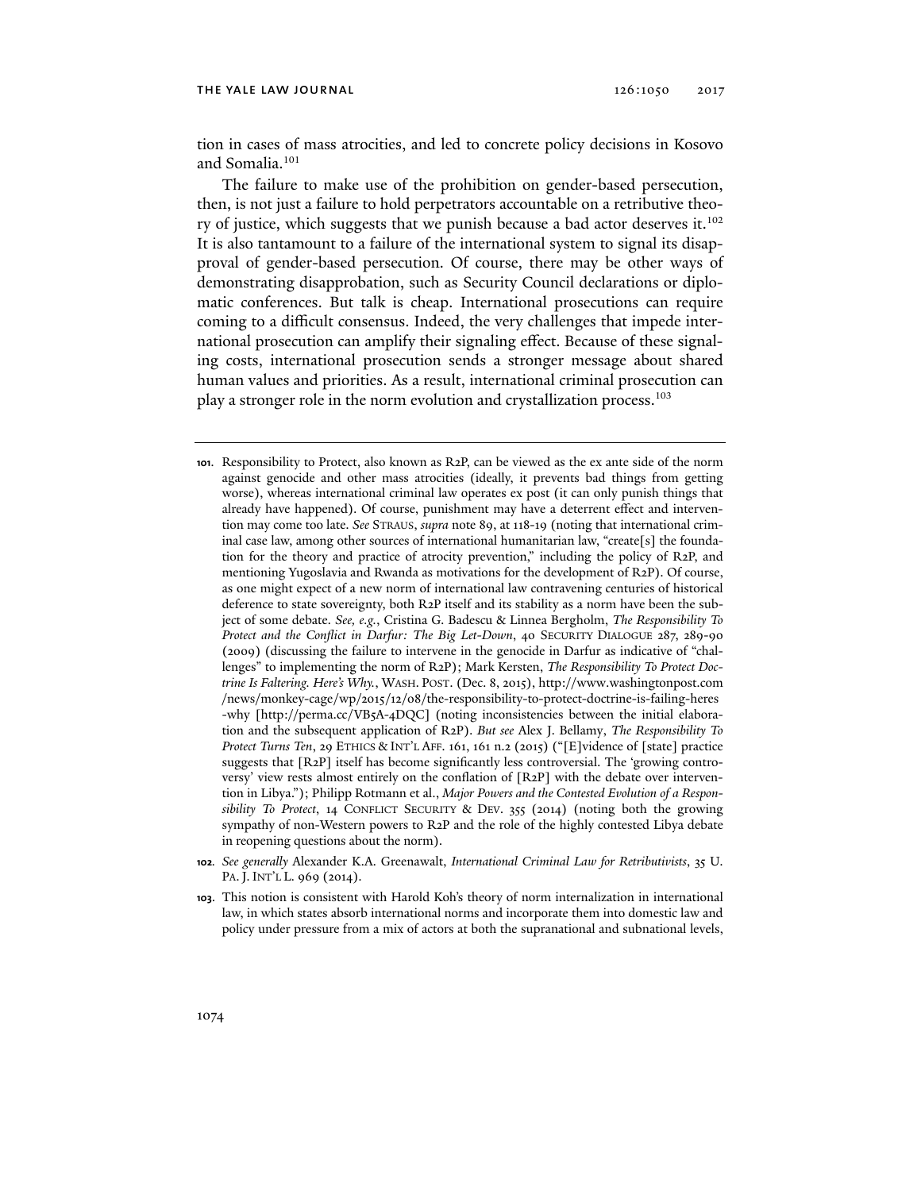tion in cases of mass atrocities, and led to concrete policy decisions in Kosovo and Somalia.[101]

The failure to make use of the prohibition on gender-based persecution, then, is not just a failure to hold perpetrators accountable on a retributive theory of justice, which suggests that we punish because a bad actor deserves it.[102] It is also tantamount to a failure of the international system to signal its disapproval of gender-based persecution. Of course, there may be other ways of demonstrating disapprobation, such as Security Council declarations or diplomatic conferences. But talk is cheap. International prosecutions can require coming to a difficult consensus. Indeed, the very challenges that impede international prosecution can amplify their signaling effect. Because of these signaling costs, international prosecution sends a stronger message about shared human values and priorities. As a result, international criminal prosecution can play a stronger role in the norm evolution and crystallization process.[103]

---

**101.** Responsibility to Protect, also known as R2P, can be viewed as the ex ante side of the norm against genocide and other mass atrocities (ideally, it prevents bad things from getting worse), whereas international criminal law operates ex post (it can only punish things that already have happened). Of course, punishment may have a deterrent effect and intervention may come too late. *See* STRAUS, *supra* note 89, at 118-19 (noting that international criminal case law, among other sources of international humanitarian law, "create[s] the foundation for the theory and practice of atrocity prevention," including the policy of R2P, and mentioning Yugoslavia and Rwanda as motivations for the development of R2P). Of course, as one might expect of a new norm of international law contravening centuries of historical deference to state sovereignty, both R2P itself and its stability as a norm have been the subject of some debate. *See, e.g.*, Cristina G. Badescu & Linnea Bergholm, *The Responsibility To Protect and the Conflict in Darfur: The Big Let-Down*, 40 SECURITY DIALOGUE 287, 289-90 (2009) (discussing the failure to intervene in the genocide in Darfur as indicative of "challenges" to implementing the norm of R2P); Mark Kersten, *The Responsibility To Protect Doctrine Is Faltering. Here's Why.*, WASH. POST. (Dec. 8, 2015), http://www.washingtonpost.com/news/monkey-cage/wp/2015/12/08/the-responsibility-to-protect-doctrine-is-failing-heres-why [http://perma.cc/VB5A-4DQC] (noting inconsistencies between the initial elaboration and the subsequent application of R2P). *But see* Alex J. Bellamy, *The Responsibility To Protect Turns Ten*, 29 ETHICS & INT'L AFF. 161, 161 n.2 (2015) ("[E]vidence of [state] practice suggests that [R2P] itself has become significantly less controversial. The 'growing controversy' view rests almost entirely on the conflation of [R2P] with the debate over intervention in Libya."); Philipp Rotmann et al., *Major Powers and the Contested Evolution of a Responsibility To Protect*, 14 CONFLICT SECURITY & DEV. 355 (2014) (noting both the growing sympathy of non-Western powers to R2P and the role of the highly contested Libya debate in reopening questions about the norm).

**102.** *See generally* Alexander K.A. Greenawalt, *International Criminal Law for Retributivists*, 35 U. PA. J. INT'L L. 969 (2014).

**103.** This notion is consistent with Harold Koh's theory of norm internalization in international law, in which states absorb international norms and incorporate them into domestic law and policy under pressure from a mix of actors at both the supranational and subnational levels,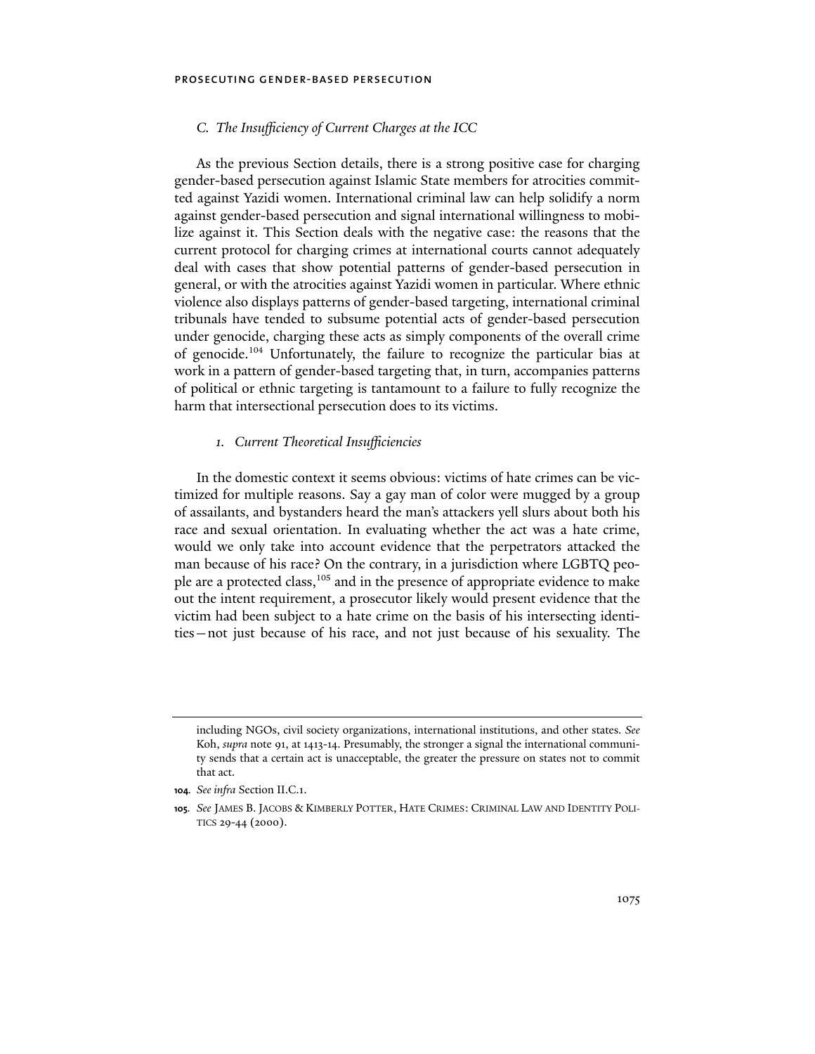### *C. The Insufficiency of Current Charges at the ICC*

As the previous Section details, there is a strong positive case for charging gender-based persecution against Islamic State members for atrocities committed against Yazidi women. International criminal law can help solidify a norm against gender-based persecution and signal international willingness to mobilize against it. This Section deals with the negative case: the reasons that the current protocol for charging crimes at international courts cannot adequately deal with cases that show potential patterns of gender-based persecution in general, or with the atrocities against Yazidi women in particular. Where ethnic violence also displays patterns of gender-based targeting, international criminal tribunals have tended to subsume potential acts of gender-based persecution under genocide, charging these acts as simply components of the overall crime of genocide.[104] Unfortunately, the failure to recognize the particular bias at work in a pattern of gender-based targeting that, in turn, accompanies patterns of political or ethnic targeting is tantamount to a failure to fully recognize the harm that intersectional persecution does to its victims.

#### *1. Current Theoretical Insufficiencies*

In the domestic context it seems obvious: victims of hate crimes can be victimized for multiple reasons. Say a gay man of color were mugged by a group of assailants, and bystanders heard the man's attackers yell slurs about both his race and sexual orientation. In evaluating whether the act was a hate crime, would we only take into account evidence that the perpetrators attacked the man because of his race? On the contrary, in a jurisdiction where LGBTQ people are a protected class,[105] and in the presence of appropriate evidence to make out the intent requirement, a prosecutor likely would present evidence that the victim had been subject to a hate crime on the basis of his intersecting identities—not just because of his race, and not just because of his sexuality. The

---

including NGOs, civil society organizations, international institutions, and other states. *See* Koh, *supra* note 91, at 1413-14. Presumably, the stronger a signal the international community sends that a certain act is unacceptable, the greater the pressure on states not to commit that act.

**104**. *See infra* Section II.C.1.

**105**. *See* JAMES B. JACOBS & KIMBERLY POTTER, HATE CRIMES: CRIMINAL LAW AND IDENTITY POLITICS 29-44 (2000).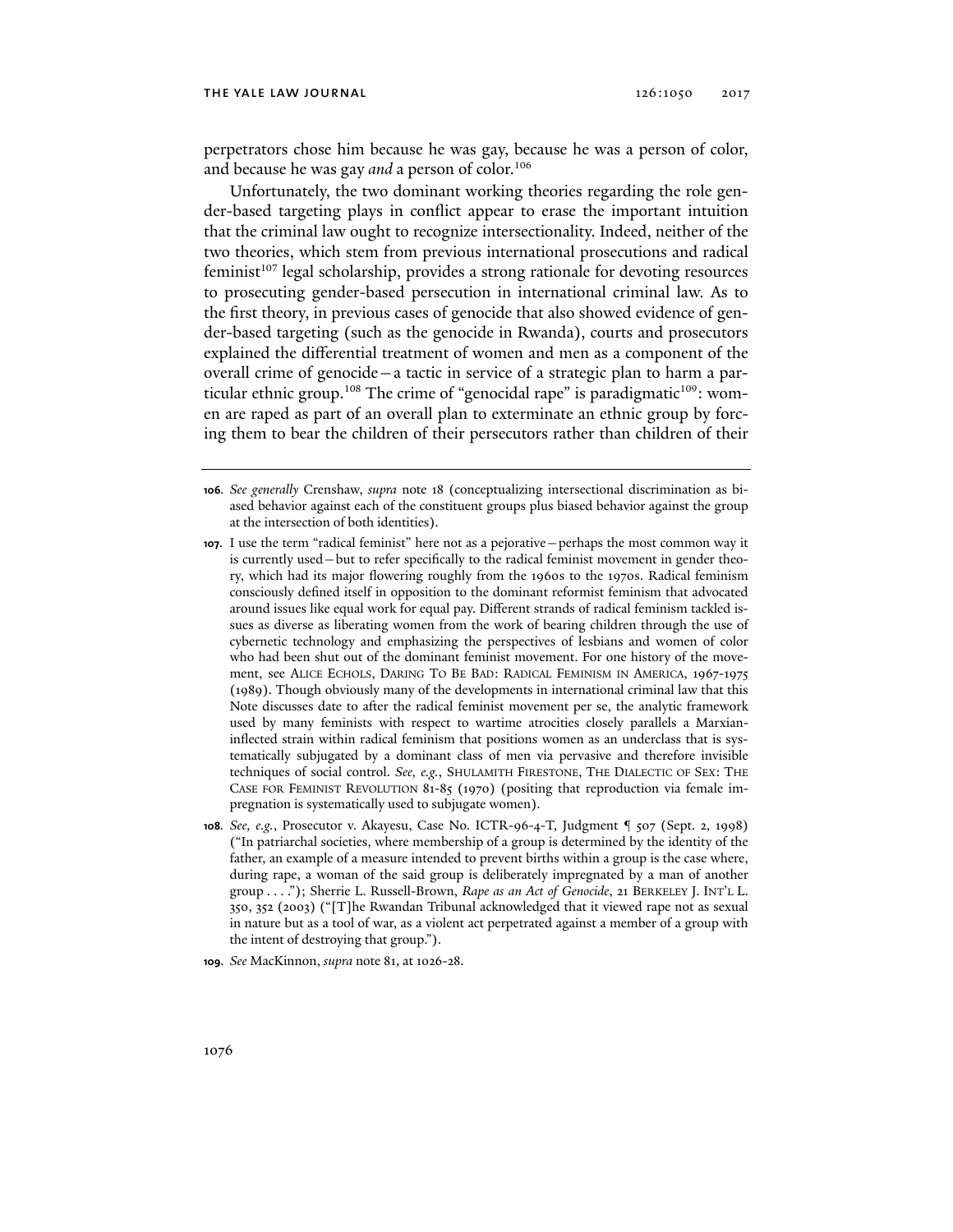perpetrators chose him because he was gay, because he was a person of color, and because he was gay *and* a person of color.[106]

Unfortunately, the two dominant working theories regarding the role gender-based targeting plays in conflict appear to erase the important intuition that the criminal law ought to recognize intersectionality. Indeed, neither of the two theories, which stem from previous international prosecutions and radical feminist[107] legal scholarship, provides a strong rationale for devoting resources to prosecuting gender-based persecution in international criminal law. As to the first theory, in previous cases of genocide that also showed evidence of gender-based targeting (such as the genocide in Rwanda), courts and prosecutors explained the differential treatment of women and men as a component of the overall crime of genocide—a tactic in service of a strategic plan to harm a particular ethnic group.[108] The crime of "genocidal rape" is paradigmatic[109]: women are raped as part of an overall plan to exterminate an ethnic group by forcing them to bear the children of their persecutors rather than children of their

---

**106.** *See generally* Crenshaw, *supra* note 18 (conceptualizing intersectional discrimination as biased behavior against each of the constituent groups plus biased behavior against the group at the intersection of both identities).

**107.** I use the term "radical feminist" here not as a pejorative—perhaps the most common way it is currently used—but to refer specifically to the radical feminist movement in gender theory, which had its major flowering roughly from the 1960s to the 1970s. Radical feminism consciously defined itself in opposition to the dominant reformist feminism that advocated around issues like equal work for equal pay. Different strands of radical feminism tackled issues as diverse as liberating women from the work of bearing children through the use of cybernetic technology and emphasizing the perspectives of lesbians and women of color who had been shut out of the dominant feminist movement. For one history of the movement, see ALICE ECHOLS, DARING TO BE BAD: RADICAL FEMINISM IN AMERICA, 1967-1975 (1989). Though obviously many of the developments in international criminal law that this Note discusses date to after the radical feminist movement per se, the analytic framework used by many feminists with respect to wartime atrocities closely parallels a Marxian-inflected strain within radical feminism that positions women as an underclass that is systematically subjugated by a dominant class of men via pervasive and therefore invisible techniques of social control. *See, e.g.*, SHULAMITH FIRESTONE, THE DIALECTIC OF SEX: THE CASE FOR FEMINIST REVOLUTION 81-85 (1970) (positing that reproduction via female impregnation is systematically used to subjugate women).

**108.** *See, e.g.*, Prosecutor v. Akayesu, Case No. ICTR-96-4-T, Judgment ¶ 507 (Sept. 2, 1998) ("In patriarchal societies, where membership of a group is determined by the identity of the father, an example of a measure intended to prevent births within a group is the case where, during rape, a woman of the said group is deliberately impregnated by a man of another group . . . ."); Sherrie L. Russell-Brown, *Rape as an Act of Genocide*, 21 BERKELEY J. INT'L L. 350, 352 (2003) ("[T]he Rwandan Tribunal acknowledged that it viewed rape not as sexual in nature but as a tool of war, as a violent act perpetrated against a member of a group with the intent of destroying that group.").

**109.** *See* MacKinnon, *supra* note 81, at 1026-28.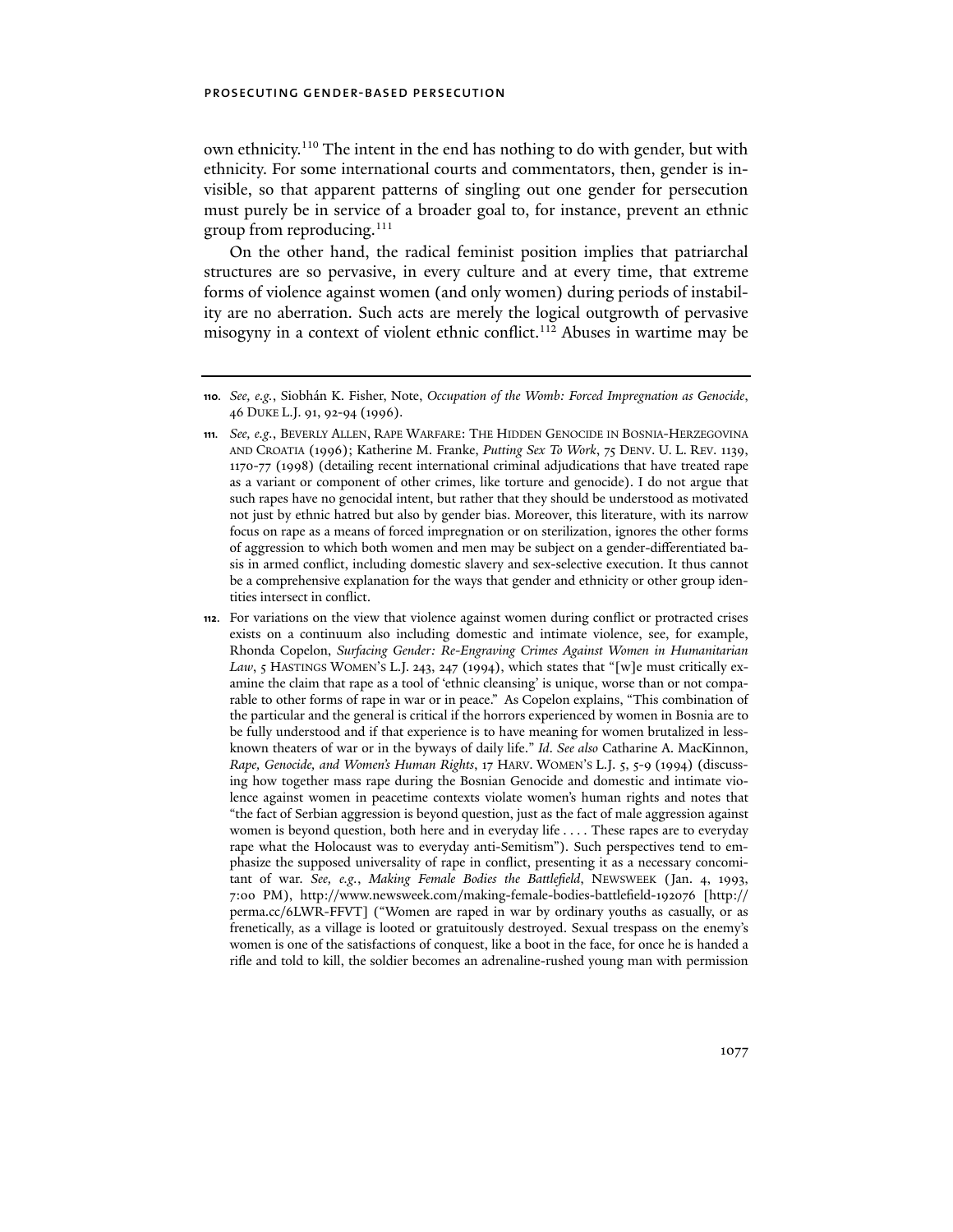own ethnicity.[110] The intent in the end has nothing to do with gender, but with ethnicity. For some international courts and commentators, then, gender is invisible, so that apparent patterns of singling out one gender for persecution must purely be in service of a broader goal to, for instance, prevent an ethnic group from reproducing.[111]

On the other hand, the radical feminist position implies that patriarchal structures are so pervasive, in every culture and at every time, that extreme forms of violence against women (and only women) during periods of instability are no aberration. Such acts are merely the logical outgrowth of pervasive misogyny in a context of violent ethnic conflict.[112] Abuses in wartime may be

---

**110.** *See, e.g.*, Siobhán K. Fisher, Note, *Occupation of the Womb: Forced Impregnation as Genocide*, 46 DUKE L.J. 91, 92-94 (1996).

**111.** *See, e.g.*, BEVERLY ALLEN, RAPE WARFARE: THE HIDDEN GENOCIDE IN BOSNIA-HERZEGOVINA AND CROATIA (1996); Katherine M. Franke, *Putting Sex To Work*, 75 DENV. U. L. REV. 1139, 1170-77 (1998) (detailing recent international criminal adjudications that have treated rape as a variant or component of other crimes, like torture and genocide). I do not argue that such rapes have no genocidal intent, but rather that they should be understood as motivated not just by ethnic hatred but also by gender bias. Moreover, this literature, with its narrow focus on rape as a means of forced impregnation or on sterilization, ignores the other forms of aggression to which both women and men may be subject on a gender-differentiated basis in armed conflict, including domestic slavery and sex-selective execution. It thus cannot be a comprehensive explanation for the ways that gender and ethnicity or other group identities intersect in conflict.

**112.** For variations on the view that violence against women during conflict or protracted crises exists on a continuum also including domestic and intimate violence, see, for example, Rhonda Copelon, *Surfacing Gender: Re-Engraving Crimes Against Women in Humanitarian Law*, 5 HASTINGS WOMEN'S L.J. 243, 247 (1994), which states that "[w]e must critically examine the claim that rape as a tool of 'ethnic cleansing' is unique, worse than or not comparable to other forms of rape in war or in peace." As Copelon explains, "This combination of the particular and the general is critical if the horrors experienced by women in Bosnia are to be fully understood and if that experience is to have meaning for women brutalized in less-known theaters of war or in the byways of daily life." *Id*. *See also* Catharine A. MacKinnon, *Rape, Genocide, and Women's Human Rights*, 17 HARV. WOMEN'S L.J. 5, 5-9 (1994) (discussing how together mass rape during the Bosnian Genocide and domestic and intimate violence against women in peacetime contexts violate women's human rights and notes that "the fact of Serbian aggression is beyond question, just as the fact of male aggression against women is beyond question, both here and in everyday life . . . . These rapes are to everyday rape what the Holocaust was to everyday anti-Semitism"). Such perspectives tend to emphasize the supposed universality of rape in conflict, presenting it as a necessary concomitant of war. *See, e.g.*, *Making Female Bodies the Battlefield*, NEWSWEEK (Jan. 4, 1993, 7:00 PM), http://www.newsweek.com/making-female-bodies-battlefield-192076 [http://perma.cc/6LWR-FFVT] ("Women are raped in war by ordinary youths as casually, or as frenetically, as a village is looted or gratuitously destroyed. Sexual trespass on the enemy's women is one of the satisfactions of conquest, like a boot in the face, for once he is handed a rifle and told to kill, the soldier becomes an adrenaline-rushed young man with permission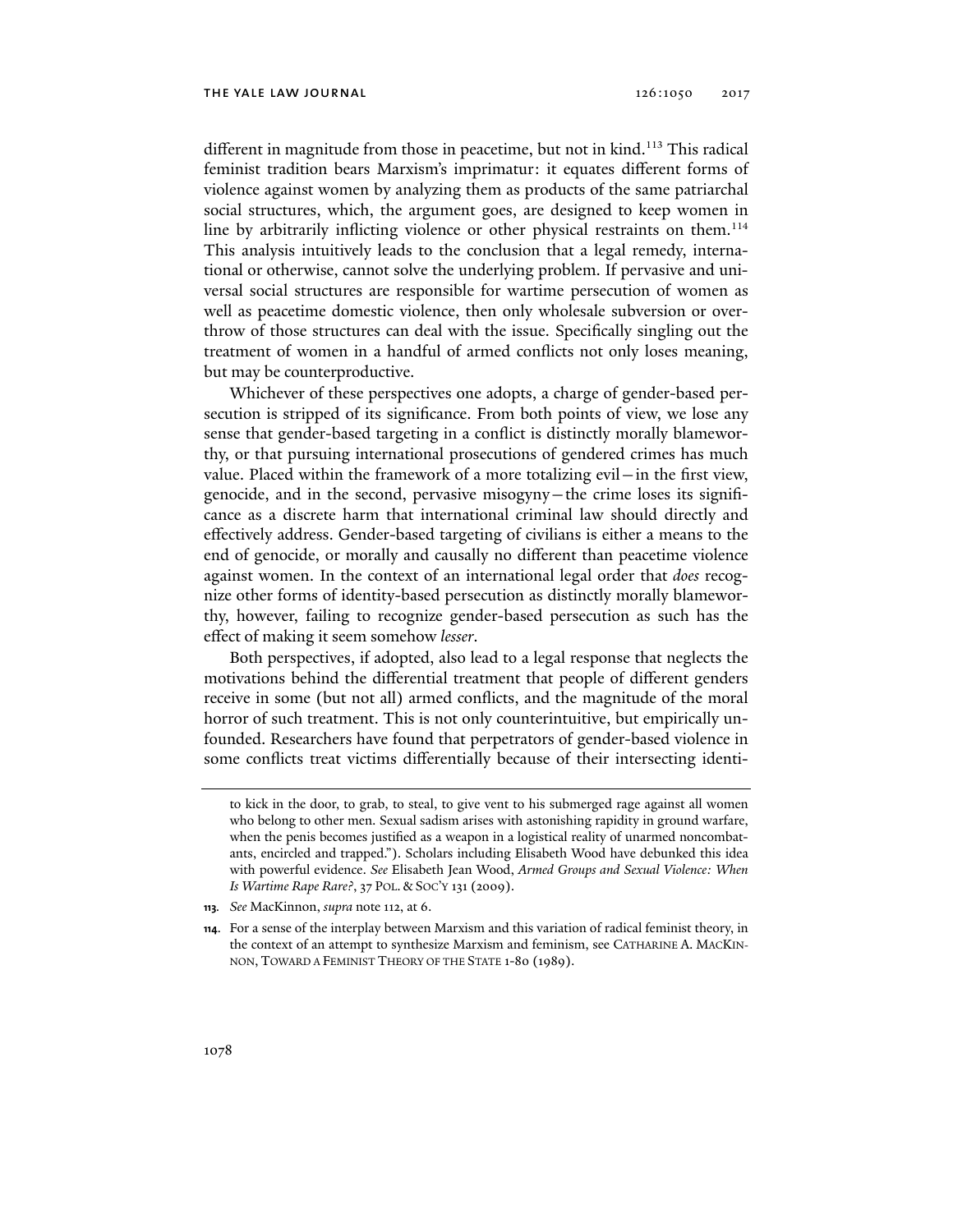different in magnitude from those in peacetime, but not in kind.[113] This radical feminist tradition bears Marxism's imprimatur: it equates different forms of violence against women by analyzing them as products of the same patriarchal social structures, which, the argument goes, are designed to keep women in line by arbitrarily inflicting violence or other physical restraints on them.[114] This analysis intuitively leads to the conclusion that a legal remedy, international or otherwise, cannot solve the underlying problem. If pervasive and universal social structures are responsible for wartime persecution of women as well as peacetime domestic violence, then only wholesale subversion or overthrow of those structures can deal with the issue. Specifically singling out the treatment of women in a handful of armed conflicts not only loses meaning, but may be counterproductive.

Whichever of these perspectives one adopts, a charge of gender-based persecution is stripped of its significance. From both points of view, we lose any sense that gender-based targeting in a conflict is distinctly morally blameworthy, or that pursuing international prosecutions of gendered crimes has much value. Placed within the framework of a more totalizing evil—in the first view, genocide, and in the second, pervasive misogyny—the crime loses its significance as a discrete harm that international criminal law should directly and effectively address. Gender-based targeting of civilians is either a means to the end of genocide, or morally and causally no different than peacetime violence against women. In the context of an international legal order that *does* recognize other forms of identity-based persecution as distinctly morally blameworthy, however, failing to recognize gender-based persecution as such has the effect of making it seem somehow *lesser*.

Both perspectives, if adopted, also lead to a legal response that neglects the motivations behind the differential treatment that people of different genders receive in some (but not all) armed conflicts, and the magnitude of the moral horror of such treatment. This is not only counterintuitive, but empirically unfounded. Researchers have found that perpetrators of gender-based violence in some conflicts treat victims differentially because of their intersecting identi-

---

to kick in the door, to grab, to steal, to give vent to his submerged rage against all women who belong to other men. Sexual sadism arises with astonishing rapidity in ground warfare, when the penis becomes justified as a weapon in a logistical reality of unarmed noncombatants, encircled and trapped."). Scholars including Elisabeth Wood have debunked this idea with powerful evidence. *See* Elisabeth Jean Wood, *Armed Groups and Sexual Violence: When Is Wartime Rape Rare?*, 37 POL. & SOC'Y 131 (2009).

**113.** *See* MacKinnon, *supra* note 112, at 6.

**114.** For a sense of the interplay between Marxism and this variation of radical feminist theory, in the context of an attempt to synthesize Marxism and feminism, see CATHARINE A. MACKINNON, TOWARD A FEMINIST THEORY OF THE STATE 1-80 (1989).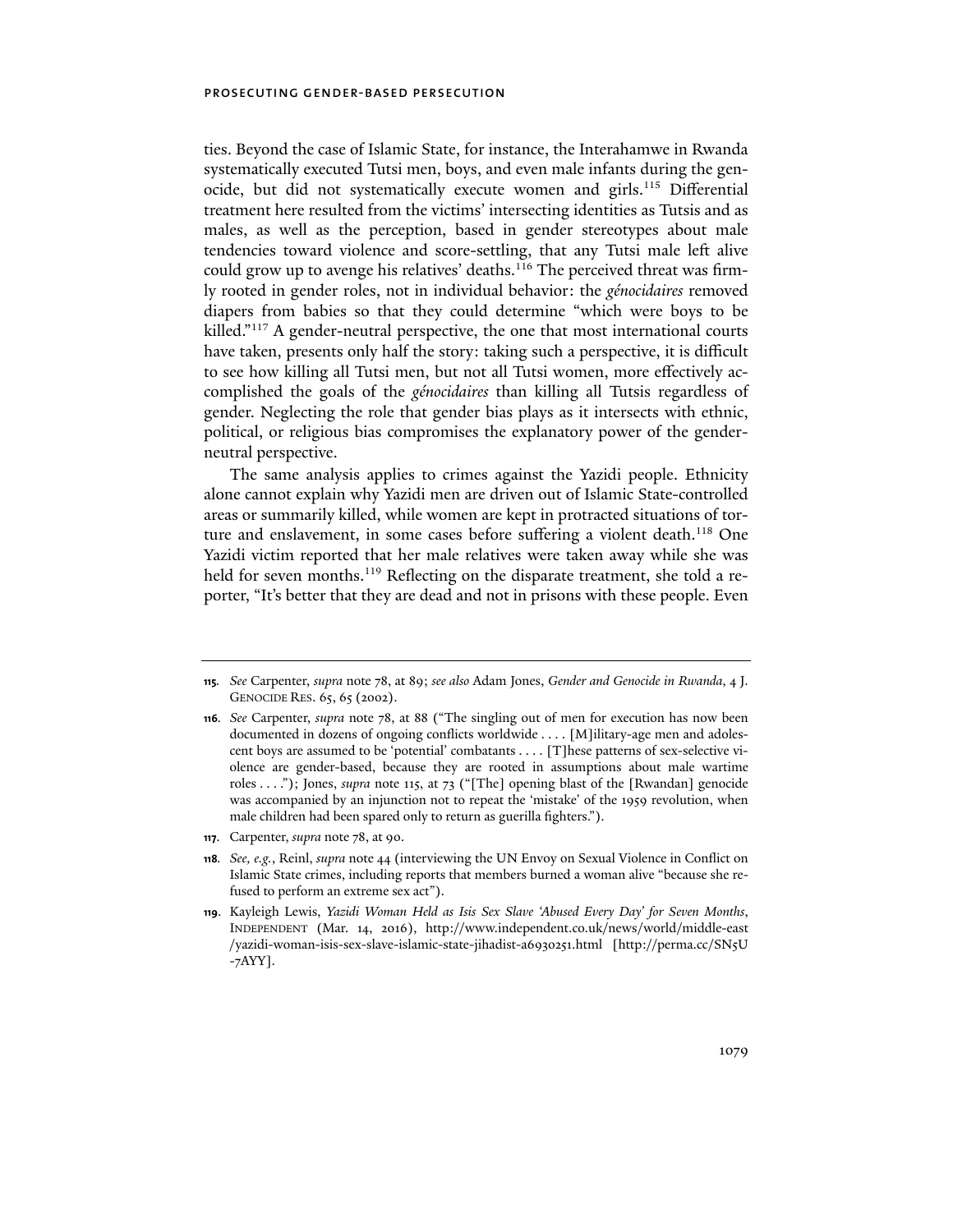ties. Beyond the case of Islamic State, for instance, the Interahamwe in Rwanda systematically executed Tutsi men, boys, and even male infants during the genocide, but did not systematically execute women and girls.[115] Differential treatment here resulted from the victims' intersecting identities as Tutsis and as males, as well as the perception, based in gender stereotypes about male tendencies toward violence and score-settling, that any Tutsi male left alive could grow up to avenge his relatives' deaths.[116] The perceived threat was firmly rooted in gender roles, not in individual behavior: the *génocidaires* removed diapers from babies so that they could determine "which were boys to be killed."[117] A gender-neutral perspective, the one that most international courts have taken, presents only half the story: taking such a perspective, it is difficult to see how killing all Tutsi men, but not all Tutsi women, more effectively accomplished the goals of the *génocidaires* than killing all Tutsis regardless of gender. Neglecting the role that gender bias plays as it intersects with ethnic, political, or religious bias compromises the explanatory power of the gender-neutral perspective.

The same analysis applies to crimes against the Yazidi people. Ethnicity alone cannot explain why Yazidi men are driven out of Islamic State-controlled areas or summarily killed, while women are kept in protracted situations of torture and enslavement, in some cases before suffering a violent death.[118] One Yazidi victim reported that her male relatives were taken away while she was held for seven months.[119] Reflecting on the disparate treatment, she told a reporter, "It's better that they are dead and not in prisons with these people. Even

---

**115.** *See* Carpenter, *supra* note 78, at 89; *see also* Adam Jones, *Gender and Genocide in Rwanda*, 4 J. GENOCIDE RES. 65, 65 (2002).

**116.** *See* Carpenter, *supra* note 78, at 88 ("The singling out of men for execution has now been documented in dozens of ongoing conflicts worldwide . . . . [M]ilitary-age men and adolescent boys are assumed to be 'potential' combatants . . . . [T]hese patterns of sex-selective violence are gender-based, because they are rooted in assumptions about male wartime roles . . . ."); Jones, *supra* note 115, at 73 ("[The] opening blast of the [Rwandan] genocide was accompanied by an injunction not to repeat the 'mistake' of the 1959 revolution, when male children had been spared only to return as guerilla fighters.").

**117.** Carpenter, *supra* note 78, at 90.

**118.** *See, e.g.*, Reinl, *supra* note 44 (interviewing the UN Envoy on Sexual Violence in Conflict on Islamic State crimes, including reports that members burned a woman alive "because she refused to perform an extreme sex act").

**119.** Kayleigh Lewis, *Yazidi Woman Held as Isis Sex Slave 'Abused Every Day' for Seven Months*, INDEPENDENT (Mar. 14, 2016), http://www.independent.co.uk/news/world/middle-east/yazidi-woman-isis-sex-slave-islamic-state-jihadist-a6930251.html [http://perma.cc/SN5U-7AYY].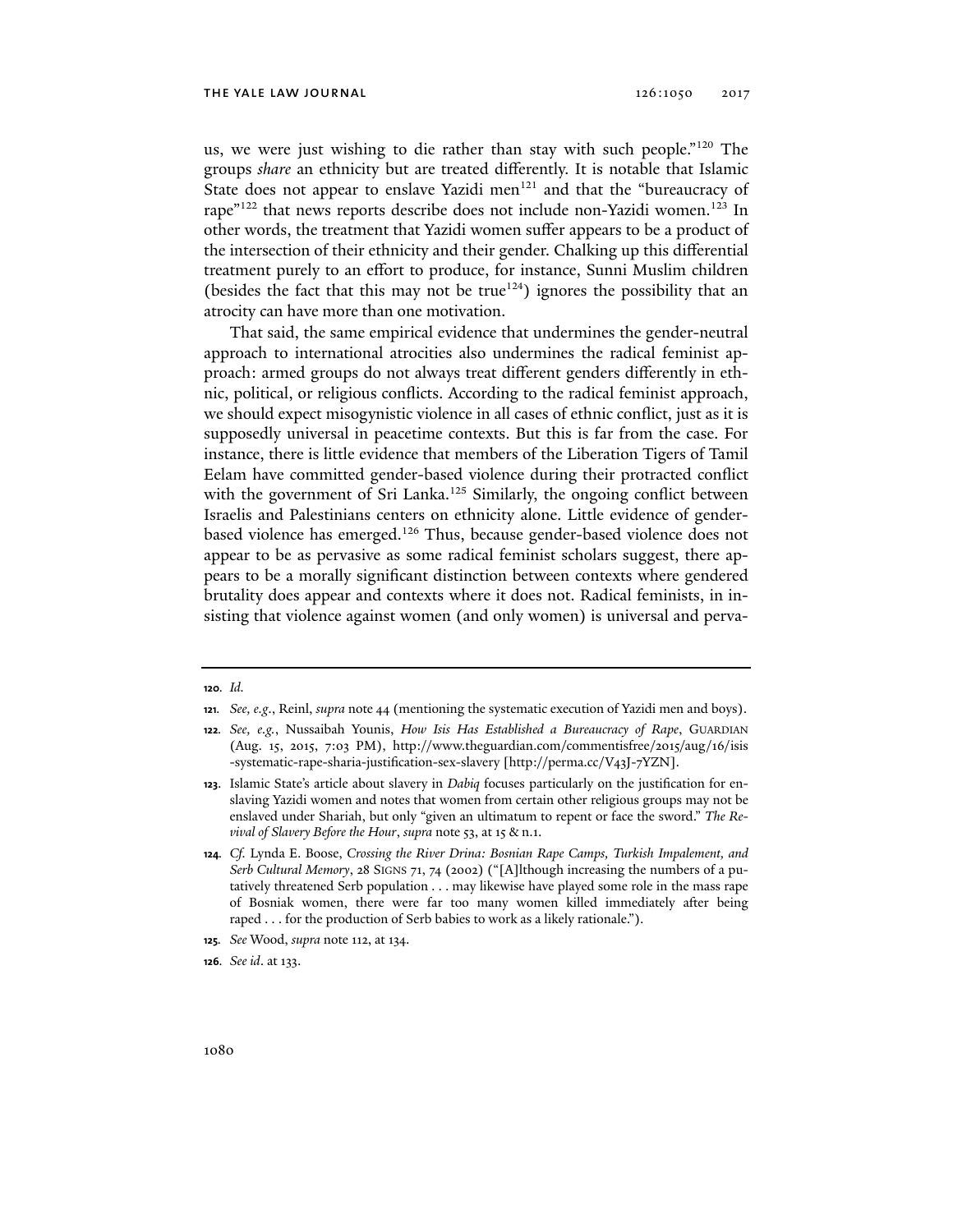us, we were just wishing to die rather than stay with such people."[120] The groups *share* an ethnicity but are treated differently. It is notable that Islamic State does not appear to enslave Yazidi men[121] and that the "bureaucracy of rape"[122] that news reports describe does not include non-Yazidi women.[123] In other words, the treatment that Yazidi women suffer appears to be a product of the intersection of their ethnicity and their gender. Chalking up this differential treatment purely to an effort to produce, for instance, Sunni Muslim children (besides the fact that this may not be true[124]) ignores the possibility that an atrocity can have more than one motivation.

That said, the same empirical evidence that undermines the gender-neutral approach to international atrocities also undermines the radical feminist approach: armed groups do not always treat different genders differently in ethnic, political, or religious conflicts. According to the radical feminist approach, we should expect misogynistic violence in all cases of ethnic conflict, just as it is supposedly universal in peacetime contexts. But this is far from the case. For instance, there is little evidence that members of the Liberation Tigers of Tamil Eelam have committed gender-based violence during their protracted conflict with the government of Sri Lanka.[125] Similarly, the ongoing conflict between Israelis and Palestinians centers on ethnicity alone. Little evidence of gender-based violence has emerged.[126] Thus, because gender-based violence does not appear to be as pervasive as some radical feminist scholars suggest, there appears to be a morally significant distinction between contexts where gendered brutality does appear and contexts where it does not. Radical feminists, in insisting that violence against women (and only women) is universal and perva-

---

**120.** *Id.*

**121.** *See, e.g.*, Reinl, *supra* note 44 (mentioning the systematic execution of Yazidi men and boys).

**122.** *See, e.g.*, Nussaibah Younis, *How Isis Has Established a Bureaucracy of Rape*, GUARDIAN (Aug. 15, 2015, 7:03 PM), http://www.theguardian.com/commentisfree/2015/aug/16/isis-systematic-rape-sharia-justification-sex-slavery [http://perma.cc/V43J-7YZN].

**123.** Islamic State's article about slavery in *Dabiq* focuses particularly on the justification for enslaving Yazidi women and notes that women from certain other religious groups may not be enslaved under Shariah, but only "given an ultimatum to repent or face the sword." *The Revival of Slavery Before the Hour*, *supra* note 53, at 15 & n.1.

**124.** *Cf.* Lynda E. Boose, *Crossing the River Drina: Bosnian Rape Camps, Turkish Impalement, and Serb Cultural Memory*, 28 SIGNS 71, 74 (2002) ("[A]lthough increasing the numbers of a putatively threatened Serb population . . . may likewise have played some role in the mass rape of Bosniak women, there were far too many women killed immediately after being raped . . . for the production of Serb babies to work as a likely rationale.").

**125.** *See* Wood, *supra* note 112, at 134.

**126.** *See id*. at 133.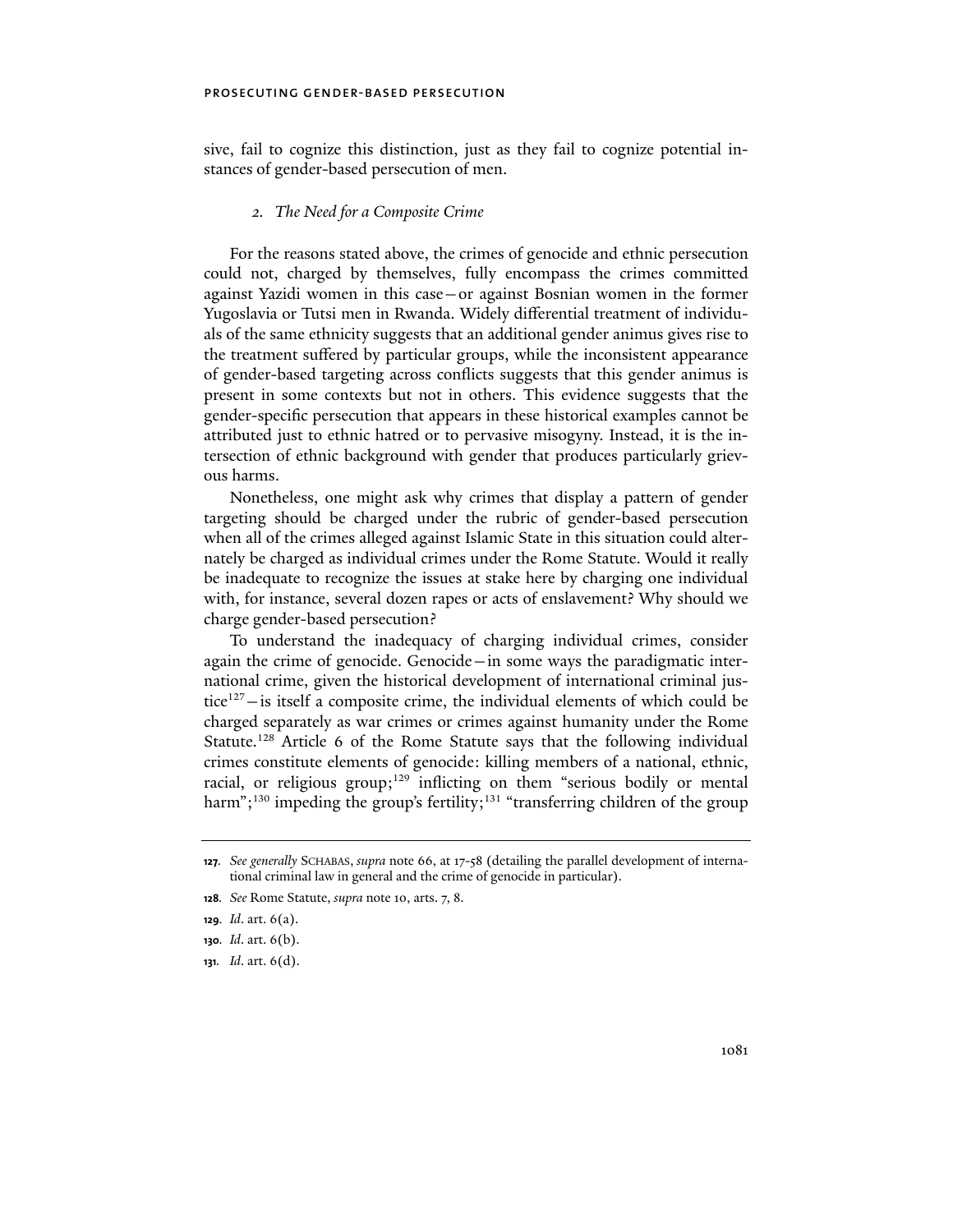sive, fail to cognize this distinction, just as they fail to cognize potential instances of gender-based persecution of men.

### *2. The Need for a Composite Crime*

For the reasons stated above, the crimes of genocide and ethnic persecution could not, charged by themselves, fully encompass the crimes committed against Yazidi women in this case—or against Bosnian women in the former Yugoslavia or Tutsi men in Rwanda. Widely differential treatment of individuals of the same ethnicity suggests that an additional gender animus gives rise to the treatment suffered by particular groups, while the inconsistent appearance of gender-based targeting across conflicts suggests that this gender animus is present in some contexts but not in others. This evidence suggests that the gender-specific persecution that appears in these historical examples cannot be attributed just to ethnic hatred or to pervasive misogyny. Instead, it is the intersection of ethnic background with gender that produces particularly grievous harms.

Nonetheless, one might ask why crimes that display a pattern of gender targeting should be charged under the rubric of gender-based persecution when all of the crimes alleged against Islamic State in this situation could alternately be charged as individual crimes under the Rome Statute. Would it really be inadequate to recognize the issues at stake here by charging one individual with, for instance, several dozen rapes or acts of enslavement? Why should we charge gender-based persecution?

To understand the inadequacy of charging individual crimes, consider again the crime of genocide. Genocide—in some ways the paradigmatic international crime, given the historical development of international criminal justice[127]—is itself a composite crime, the individual elements of which could be charged separately as war crimes or crimes against humanity under the Rome Statute.[128] Article 6 of the Rome Statute says that the following individual crimes constitute elements of genocide: killing members of a national, ethnic, racial, or religious group;[129] inflicting on them "serious bodily or mental harm";[130] impeding the group's fertility;[131] "transferring children of the group

---

**127.** *See generally* SCHABAS, *supra* note 66, at 17-58 (detailing the parallel development of international criminal law in general and the crime of genocide in particular).

**128.** *See* Rome Statute, *supra* note 10, arts. 7, 8.

**129.** *Id*. art. 6(a).

**130.** *Id*. art. 6(b).

**131.** *Id*. art. 6(d).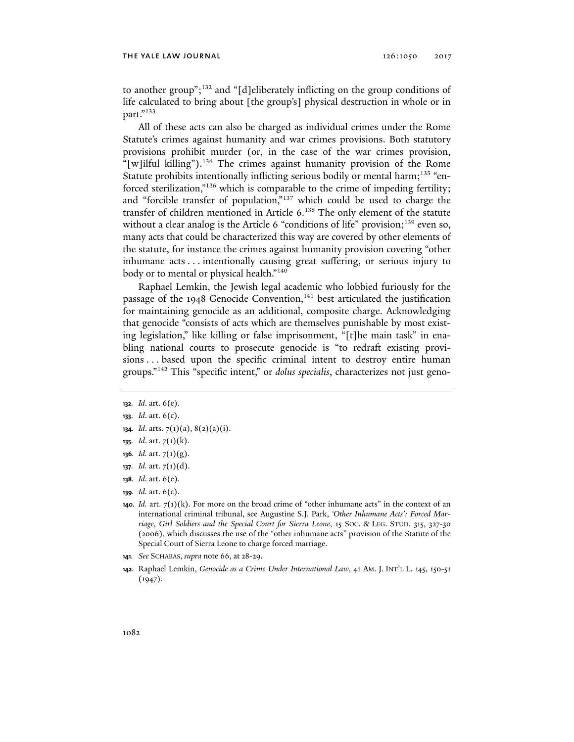to another group";[132] and "[d]eliberately inflicting on the group conditions of life calculated to bring about [the group's] physical destruction in whole or in part."[133]

All of these acts can also be charged as individual crimes under the Rome Statute's crimes against humanity and war crimes provisions. Both statutory provisions prohibit murder (or, in the case of the war crimes provision, "[w]ilful killing").[134] The crimes against humanity provision of the Rome Statute prohibits intentionally inflicting serious bodily or mental harm;[135] "enforced sterilization,"[136] which is comparable to the crime of impeding fertility; and "forcible transfer of population,"[137] which could be used to charge the transfer of children mentioned in Article 6.[138] The only element of the statute without a clear analog is the Article 6 "conditions of life" provision;[139] even so, many acts that could be characterized this way are covered by other elements of the statute, for instance the crimes against humanity provision covering "other inhumane acts . . . intentionally causing great suffering, or serious injury to body or to mental or physical health."[140]

Raphael Lemkin, the Jewish legal academic who lobbied furiously for the passage of the 1948 Genocide Convention,[141] best articulated the justification for maintaining genocide as an additional, composite charge. Acknowledging that genocide "consists of acts which are themselves punishable by most existing legislation," like killing or false imprisonment, "[t]he main task" in enabling national courts to prosecute genocide is "to redraft existing provisions . . . based upon the specific criminal intent to destroy entire human groups."[142] This "specific intent," or *dolus specialis*, characterizes not just geno-

---

**132.** *Id*. art. 6(e).

**133.** *Id*. art. 6(c).

**134.** *Id*. arts. 7(1)(a), 8(2)(a)(i).

**135.** *Id*. art. 7(1)(k).

**136.** *Id.* art. 7(1)(g).

**137.** *Id.* art. 7(1)(d).

**138.** *Id.* art. 6(e).

**139.** *Id.* art. 6(c).

**140.** *Id.* art. 7(1)(k). For more on the broad crime of "other inhumane acts" in the context of an international criminal tribunal, see Augustine S.J. Park, *'Other Inhumane Acts': Forced Marriage, Girl Soldiers and the Special Court for Sierra Leone*, 15 SOC. & LEG. STUD. 315, 327-30 (2006), which discusses the use of the "other inhumane acts" provision of the Statute of the Special Court of Sierra Leone to charge forced marriage.

**141.** *See* SCHABAS, *supra* note 66, at 28-29.

**142.** Raphael Lemkin, *Genocide as a Crime Under International Law*, 41 AM. J. INT'L L. 145, 150-51 (1947).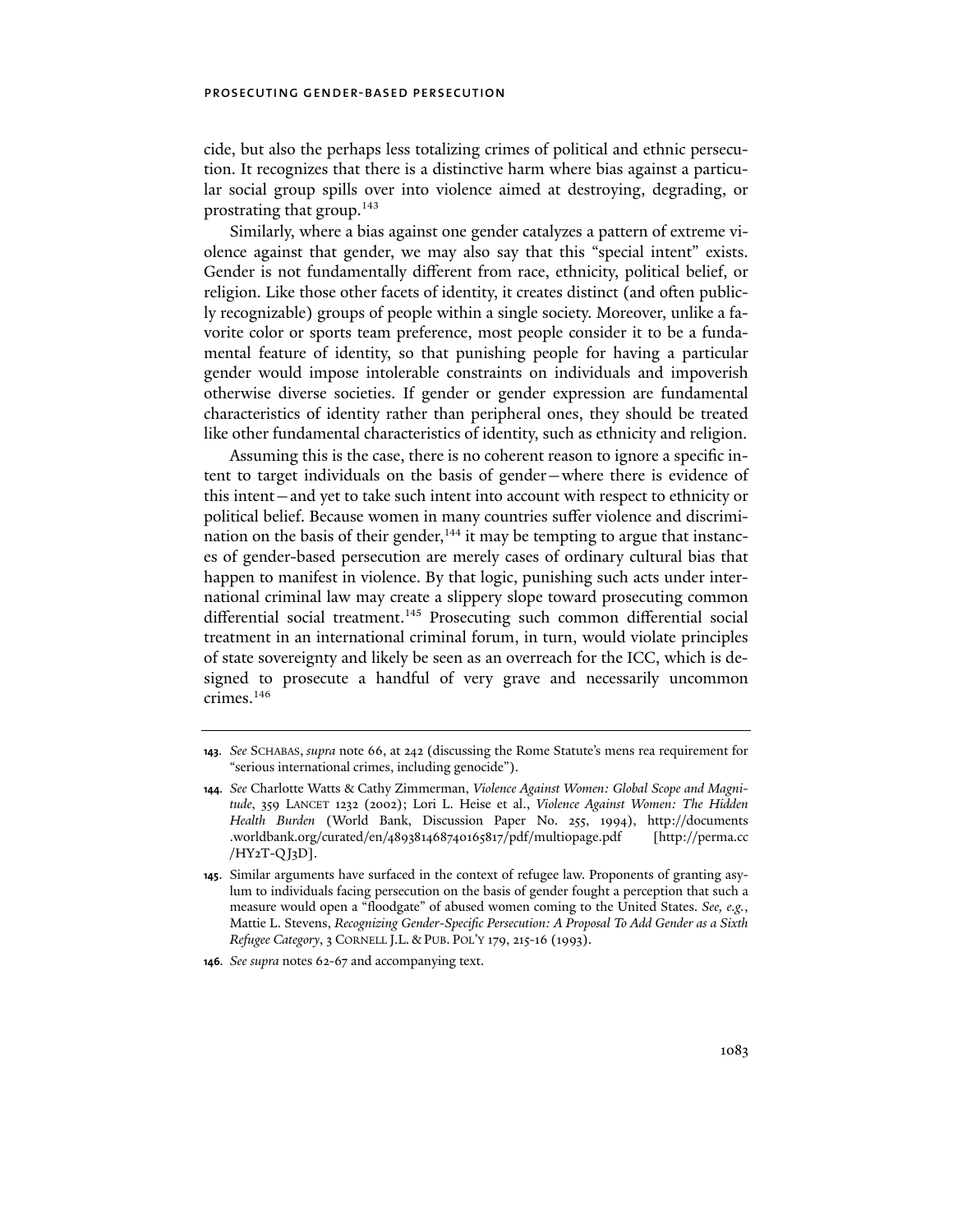cide, but also the perhaps less totalizing crimes of political and ethnic persecution. It recognizes that there is a distinctive harm where bias against a particular social group spills over into violence aimed at destroying, degrading, or prostrating that group.[143]

Similarly, where a bias against one gender catalyzes a pattern of extreme violence against that gender, we may also say that this "special intent" exists. Gender is not fundamentally different from race, ethnicity, political belief, or religion. Like those other facets of identity, it creates distinct (and often publicly recognizable) groups of people within a single society. Moreover, unlike a favorite color or sports team preference, most people consider it to be a fundamental feature of identity, so that punishing people for having a particular gender would impose intolerable constraints on individuals and impoverish otherwise diverse societies. If gender or gender expression are fundamental characteristics of identity rather than peripheral ones, they should be treated like other fundamental characteristics of identity, such as ethnicity and religion.

Assuming this is the case, there is no coherent reason to ignore a specific intent to target individuals on the basis of gender—where there is evidence of this intent—and yet to take such intent into account with respect to ethnicity or political belief. Because women in many countries suffer violence and discrimination on the basis of their gender,[144] it may be tempting to argue that instances of gender-based persecution are merely cases of ordinary cultural bias that happen to manifest in violence. By that logic, punishing such acts under international criminal law may create a slippery slope toward prosecuting common differential social treatment.[145] Prosecuting such common differential social treatment in an international criminal forum, in turn, would violate principles of state sovereignty and likely be seen as an overreach for the ICC, which is designed to prosecute a handful of very grave and necessarily uncommon crimes.[146]

---

**143.** *See* SCHABAS, *supra* note 66, at 242 (discussing the Rome Statute's mens rea requirement for "serious international crimes, including genocide").

**144.** *See* Charlotte Watts & Cathy Zimmerman, *Violence Against Women: Global Scope and Magnitude*, 359 LANCET 1232 (2002); Lori L. Heise et al., *Violence Against Women: The Hidden Health Burden* (World Bank, Discussion Paper No. 255, 1994), http://documents.worldbank.org/curated/en/489381468740165817/pdf/multiopage.pdf [http://perma.cc/HY2T-QJ3D].

**145.** Similar arguments have surfaced in the context of refugee law. Proponents of granting asylum to individuals facing persecution on the basis of gender fought a perception that such a measure would open a "floodgate" of abused women coming to the United States. *See, e.g.*, Mattie L. Stevens, *Recognizing Gender-Specific Persecution: A Proposal To Add Gender as a Sixth Refugee Category*, 3 CORNELL J.L. & PUB. POL'Y 179, 215-16 (1993).

**146.** *See supra* notes 62-67 and accompanying text.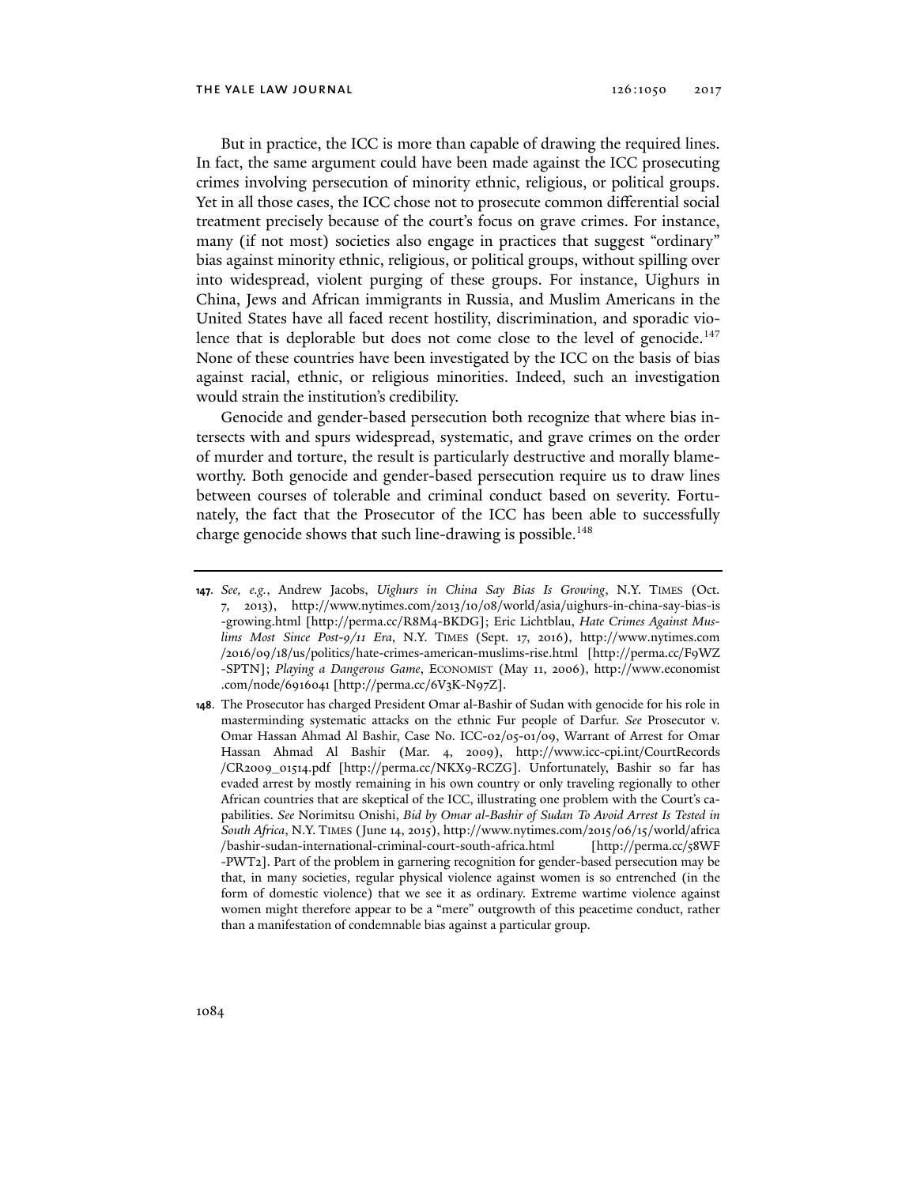But in practice, the ICC is more than capable of drawing the required lines. In fact, the same argument could have been made against the ICC prosecuting crimes involving persecution of minority ethnic, religious, or political groups. Yet in all those cases, the ICC chose not to prosecute common differential social treatment precisely because of the court's focus on grave crimes. For instance, many (if not most) societies also engage in practices that suggest "ordinary" bias against minority ethnic, religious, or political groups, without spilling over into widespread, violent purging of these groups. For instance, Uighurs in China, Jews and African immigrants in Russia, and Muslim Americans in the United States have all faced recent hostility, discrimination, and sporadic violence that is deplorable but does not come close to the level of genocide.[147] None of these countries have been investigated by the ICC on the basis of bias against racial, ethnic, or religious minorities. Indeed, such an investigation would strain the institution's credibility.

Genocide and gender-based persecution both recognize that where bias intersects with and spurs widespread, systematic, and grave crimes on the order of murder and torture, the result is particularly destructive and morally blameworthy. Both genocide and gender-based persecution require us to draw lines between courses of tolerable and criminal conduct based on severity. Fortunately, the fact that the Prosecutor of the ICC has been able to successfully charge genocide shows that such line-drawing is possible.[148]

---

**147.** *See, e.g.*, Andrew Jacobs, *Uighurs in China Say Bias Is Growing*, N.Y. TIMES (Oct. 7, 2013), http://www.nytimes.com/2013/10/08/world/asia/uighurs-in-china-say-bias-is-growing.html [http://perma.cc/R8M4-BKDG]; Eric Lichtblau, *Hate Crimes Against Muslims Most Since Post-9/11 Era*, N.Y. TIMES (Sept. 17, 2016), http://www.nytimes.com/2016/09/18/us/politics/hate-crimes-american-muslims-rise.html [http://perma.cc/F9WZ-SPTN]; *Playing a Dangerous Game*, ECONOMIST (May 11, 2006), http://www.economist.com/node/6916041 [http://perma.cc/6V3K-N97Z].

**148.** The Prosecutor has charged President Omar al-Bashir of Sudan with genocide for his role in masterminding systematic attacks on the ethnic Fur people of Darfur. *See* Prosecutor v. Omar Hassan Ahmad Al Bashir, Case No. ICC-02/05-01/09, Warrant of Arrest for Omar Hassan Ahmad Al Bashir (Mar. 4, 2009), http://www.icc-cpi.int/CourtRecords/CR2009_01514.pdf [http://perma.cc/NKX9-RCZG]. Unfortunately, Bashir so far has evaded arrest by mostly remaining in his own country or only traveling regionally to other African countries that are skeptical of the ICC, illustrating one problem with the Court's capabilities. *See* Norimitsu Onishi, *Bid by Omar al-Bashir of Sudan To Avoid Arrest Is Tested in South Africa*, N.Y. TIMES (June 14, 2015), http://www.nytimes.com/2015/06/15/world/africa/bashir-sudan-international-criminal-court-south-africa.html [http://perma.cc/58WF-PWT2]. Part of the problem in garnering recognition for gender-based persecution may be that, in many societies, regular physical violence against women is so entrenched (in the form of domestic violence) that we see it as ordinary. Extreme wartime violence against women might therefore appear to be a "mere" outgrowth of this peacetime conduct, rather than a manifestation of condemnable bias against a particular group.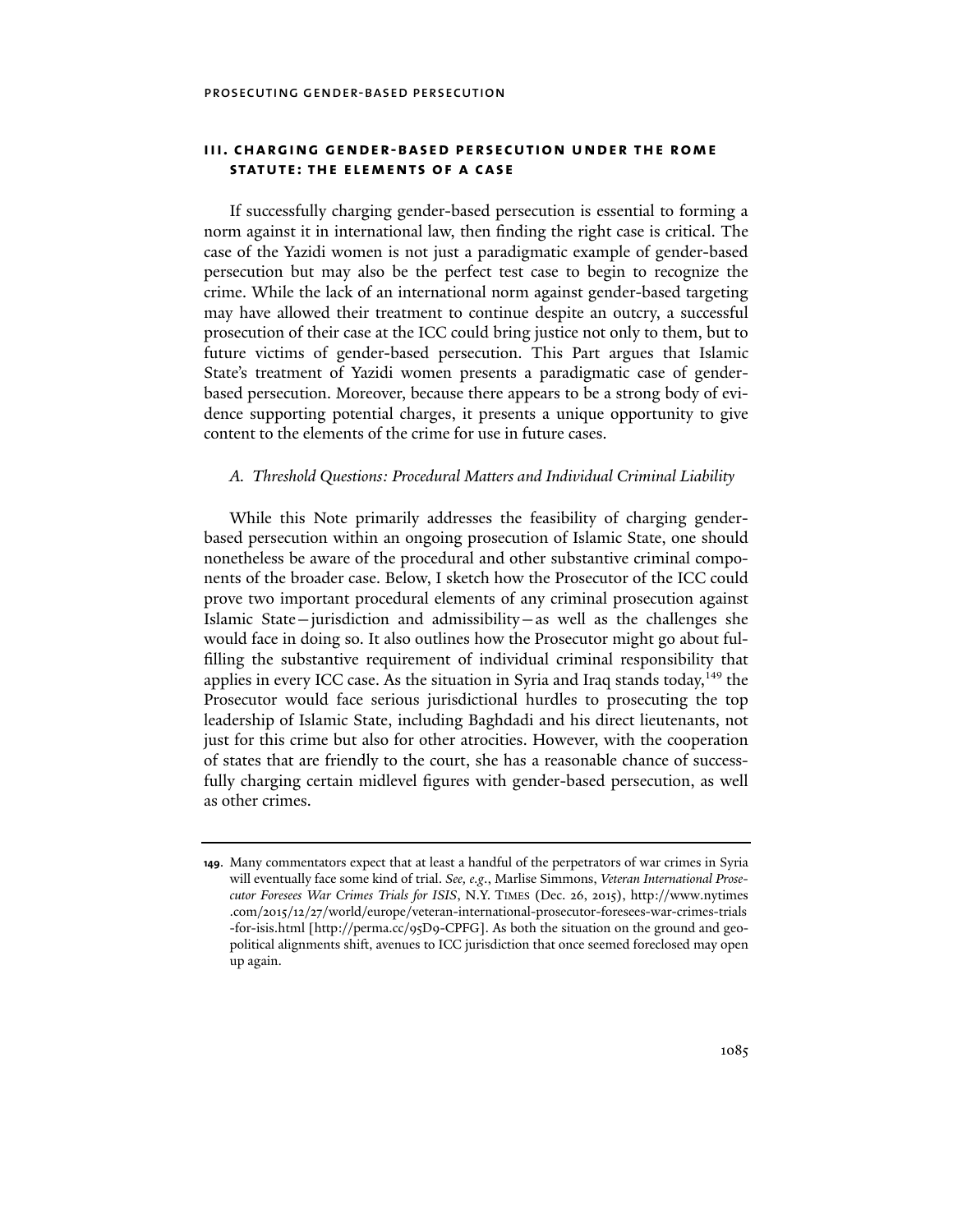## III. CHARGING GENDER-BASED PERSECUTION UNDER THE ROME STATUTE: THE ELEMENTS OF A CASE

If successfully charging gender-based persecution is essential to forming a norm against it in international law, then finding the right case is critical. The case of the Yazidi women is not just a paradigmatic example of gender-based persecution but may also be the perfect test case to begin to recognize the crime. While the lack of an international norm against gender-based targeting may have allowed their treatment to continue despite an outcry, a successful prosecution of their case at the ICC could bring justice not only to them, but to future victims of gender-based persecution. This Part argues that Islamic State's treatment of Yazidi women presents a paradigmatic case of gender-based persecution. Moreover, because there appears to be a strong body of evidence supporting potential charges, it presents a unique opportunity to give content to the elements of the crime for use in future cases.

### *A. Threshold Questions: Procedural Matters and Individual Criminal Liability*

While this Note primarily addresses the feasibility of charging gender-based persecution within an ongoing prosecution of Islamic State, one should nonetheless be aware of the procedural and other substantive criminal components of the broader case. Below, I sketch how the Prosecutor of the ICC could prove two important procedural elements of any criminal prosecution against Islamic State—jurisdiction and admissibility—as well as the challenges she would face in doing so. It also outlines how the Prosecutor might go about fulfilling the substantive requirement of individual criminal responsibility that applies in every ICC case. As the situation in Syria and Iraq stands today,[149] the Prosecutor would face serious jurisdictional hurdles to prosecuting the top leadership of Islamic State, including Baghdadi and his direct lieutenants, not just for this crime but also for other atrocities. However, with the cooperation of states that are friendly to the court, she has a reasonable chance of successfully charging certain midlevel figures with gender-based persecution, as well as other crimes.

---

**149.** Many commentators expect that at least a handful of the perpetrators of war crimes in Syria will eventually face some kind of trial. *See, e.g.*, Marlise Simmons, *Veteran International Prosecutor Foresees War Crimes Trials for ISIS*, N.Y. TIMES (Dec. 26, 2015), http://www.nytimes.com/2015/12/27/world/europe/veteran-international-prosecutor-foresees-war-crimes-trials-for-isis.html [http://perma.cc/95D9-CPFG]. As both the situation on the ground and geopolitical alignments shift, avenues to ICC jurisdiction that once seemed foreclosed may open up again.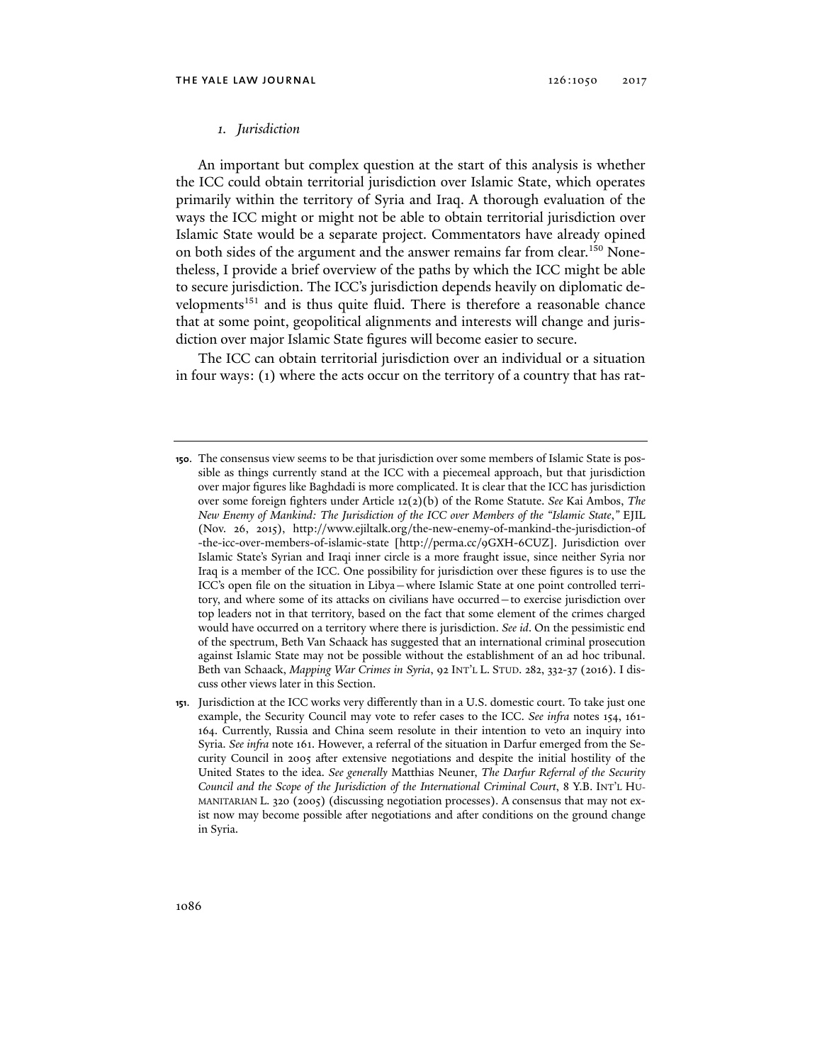### 1. *Jurisdiction*

An important but complex question at the start of this analysis is whether the ICC could obtain territorial jurisdiction over Islamic State, which operates primarily within the territory of Syria and Iraq. A thorough evaluation of the ways the ICC might or might not be able to obtain territorial jurisdiction over Islamic State would be a separate project. Commentators have already opined on both sides of the argument and the answer remains far from clear.[150] Nonetheless, I provide a brief overview of the paths by which the ICC might be able to secure jurisdiction. The ICC's jurisdiction depends heavily on diplomatic developments[151] and is thus quite fluid. There is therefore a reasonable chance that at some point, geopolitical alignments and interests will change and jurisdiction over major Islamic State figures will become easier to secure.

The ICC can obtain territorial jurisdiction over an individual or a situation in four ways: (1) where the acts occur on the territory of a country that has rat-

---

**150.** The consensus view seems to be that jurisdiction over some members of Islamic State is possible as things currently stand at the ICC with a piecemeal approach, but that jurisdiction over major figures like Baghdadi is more complicated. It is clear that the ICC has jurisdiction over some foreign fighters under Article 12(2)(b) of the Rome Statute. *See* Kai Ambos, *The New Enemy of Mankind: The Jurisdiction of the ICC over Members of the "Islamic State*,*"* EJIL (Nov. 26, 2015), http://www.ejiltalk.org/the-new-enemy-of-mankind-the-jurisdiction-of-the-icc-over-members-of-islamic-state [http://perma.cc/9GXH-6CUZ]. Jurisdiction over Islamic State's Syrian and Iraqi inner circle is a more fraught issue, since neither Syria nor Iraq is a member of the ICC. One possibility for jurisdiction over these figures is to use the ICC's open file on the situation in Libya—where Islamic State at one point controlled territory, and where some of its attacks on civilians have occurred—to exercise jurisdiction over top leaders not in that territory, based on the fact that some element of the crimes charged would have occurred on a territory where there is jurisdiction. *See id*. On the pessimistic end of the spectrum, Beth Van Schaack has suggested that an international criminal prosecution against Islamic State may not be possible without the establishment of an ad hoc tribunal. Beth van Schaack, *Mapping War Crimes in Syria*, 92 INT'L L. STUD. 282, 332-37 (2016). I discuss other views later in this Section.

**151.** Jurisdiction at the ICC works very differently than in a U.S. domestic court. To take just one example, the Security Council may vote to refer cases to the ICC. *See infra* notes 154, 161-164. Currently, Russia and China seem resolute in their intention to veto an inquiry into Syria. *See infra* note 161. However, a referral of the situation in Darfur emerged from the Security Council in 2005 after extensive negotiations and despite the initial hostility of the United States to the idea. *See generally* Matthias Neuner, *The Darfur Referral of the Security Council and the Scope of the Jurisdiction of the International Criminal Court*, 8 Y.B. INT'L HUMANITARIAN L. 320 (2005) (discussing negotiation processes). A consensus that may not exist now may become possible after negotiations and after conditions on the ground change in Syria.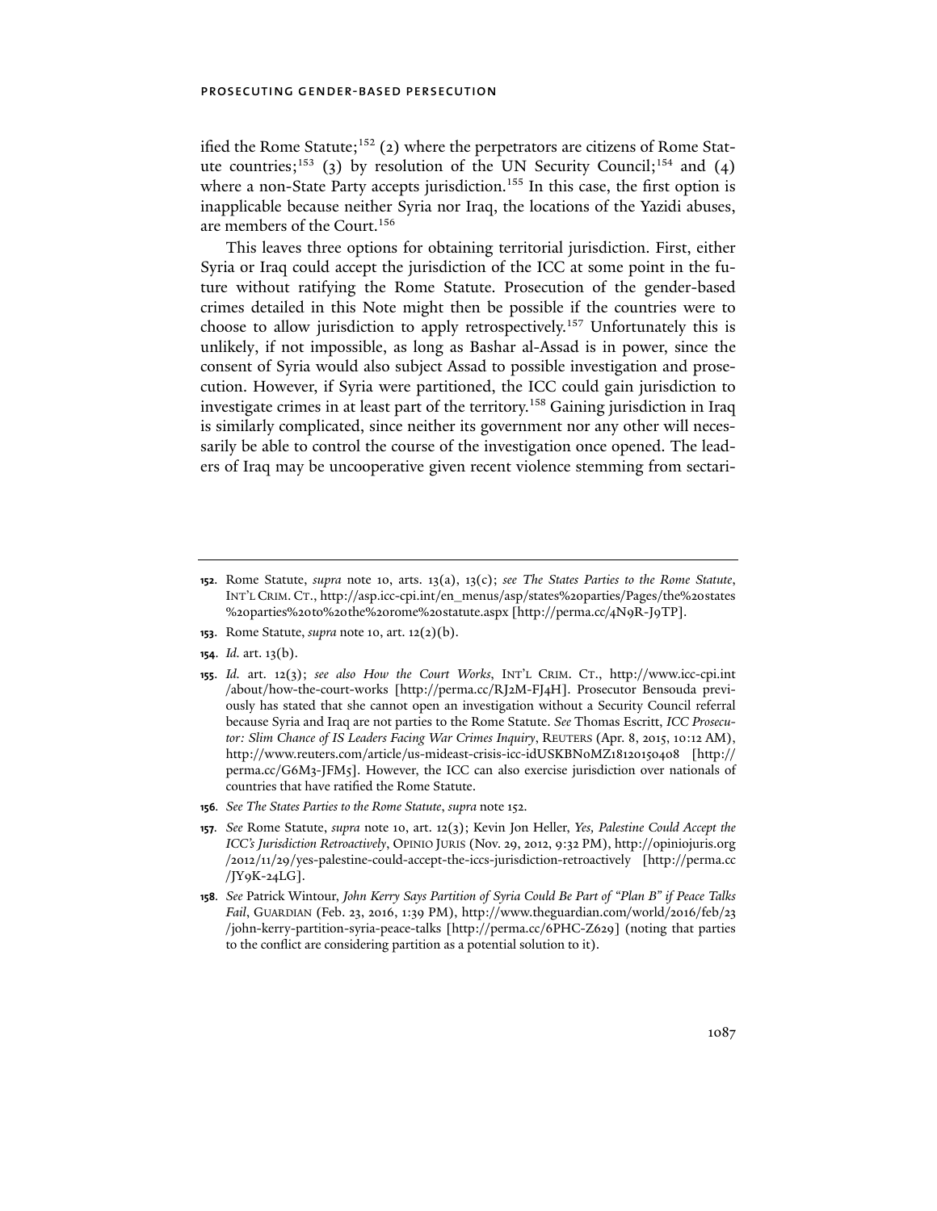ified the Rome Statute;[152] (2) where the perpetrators are citizens of Rome Statute countries;[153] (3) by resolution of the UN Security Council;[154] and (4) where a non-State Party accepts jurisdiction.[155] In this case, the first option is inapplicable because neither Syria nor Iraq, the locations of the Yazidi abuses, are members of the Court.[156]

This leaves three options for obtaining territorial jurisdiction. First, either Syria or Iraq could accept the jurisdiction of the ICC at some point in the future without ratifying the Rome Statute. Prosecution of the gender-based crimes detailed in this Note might then be possible if the countries were to choose to allow jurisdiction to apply retrospectively.[157] Unfortunately this is unlikely, if not impossible, as long as Bashar al-Assad is in power, since the consent of Syria would also subject Assad to possible investigation and prosecution. However, if Syria were partitioned, the ICC could gain jurisdiction to investigate crimes in at least part of the territory.[158] Gaining jurisdiction in Iraq is similarly complicated, since neither its government nor any other will necessarily be able to control the course of the investigation once opened. The leaders of Iraq may be uncooperative given recent violence stemming from sectari-

---

**152**. Rome Statute, *supra* note 10, arts. 13(a), 13(c); *see The States Parties to the Rome Statute*, INT'L CRIM. CT., http://asp.icc-cpi.int/en_menus/asp/states%20parties/Pages/the%20states%20parties%20to%20the%20rome%20statute.aspx [http://perma.cc/4N9R-J9TP].

**153**. Rome Statute, *supra* note 10, art. 12(2)(b).

**154**. *Id.* art. 13(b).

**155**. *Id.* art. 12(3); *see also How the Court Works*, INT'L CRIM. CT., http://www.icc-cpi.int/about/how-the-court-works [http://perma.cc/RJ2M-FJ4H]. Prosecutor Bensouda previously has stated that she cannot open an investigation without a Security Council referral because Syria and Iraq are not parties to the Rome Statute. *See* Thomas Escritt, *ICC Prosecutor: Slim Chance of IS Leaders Facing War Crimes Inquiry*, REUTERS (Apr. 8, 2015, 10:12 AM), http://www.reuters.com/article/us-mideast-crisis-icc-idUSKBN0MZ18120150408 [http://perma.cc/G6M3-JFM5]. However, the ICC can also exercise jurisdiction over nationals of countries that have ratified the Rome Statute.

**156**. *See The States Parties to the Rome Statute*, *supra* note 152.

**157**. *See* Rome Statute, *supra* note 10, art. 12(3); Kevin Jon Heller, *Yes, Palestine Could Accept the ICC's Jurisdiction Retroactively*, OPINIO JURIS (Nov. 29, 2012, 9:32 PM), http://opiniojuris.org/2012/11/29/yes-palestine-could-accept-the-iccs-jurisdiction-retroactively [http://perma.cc/JY9K-24LG].

**158**. *See* Patrick Wintour, *John Kerry Says Partition of Syria Could Be Part of "Plan B" if Peace Talks Fail*, GUARDIAN (Feb. 23, 2016, 1:39 PM), http://www.theguardian.com/world/2016/feb/23/john-kerry-partition-syria-peace-talks [http://perma.cc/6PHC-Z629] (noting that parties to the conflict are considering partition as a potential solution to it).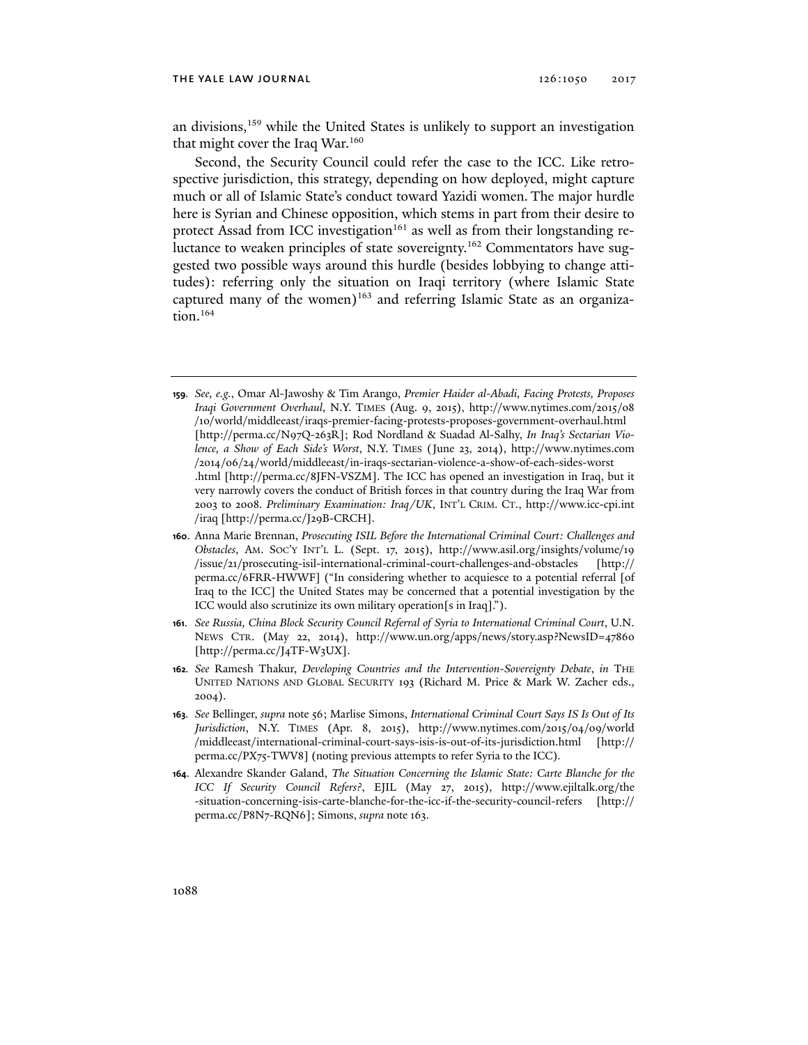an divisions,[159] while the United States is unlikely to support an investigation that might cover the Iraq War.[160]

Second, the Security Council could refer the case to the ICC. Like retrospective jurisdiction, this strategy, depending on how deployed, might capture much or all of Islamic State's conduct toward Yazidi women. The major hurdle here is Syrian and Chinese opposition, which stems in part from their desire to protect Assad from ICC investigation[161] as well as from their longstanding reluctance to weaken principles of state sovereignty.[162] Commentators have suggested two possible ways around this hurdle (besides lobbying to change attitudes): referring only the situation on Iraqi territory (where Islamic State captured many of the women)[163] and referring Islamic State as an organization.[164]

---

**159.** *See, e.g.*, Omar Al-Jawoshy & Tim Arango, *Premier Haider al-Abadi, Facing Protests, Proposes Iraqi Government Overhaul*, N.Y. TIMES (Aug. 9, 2015), http://www.nytimes.com/2015/08/10/world/middleeast/iraqs-premier-facing-protests-proposes-government-overhaul.html [http://perma.cc/N97Q-263R]; Rod Nordland & Suadad Al-Salhy, *In Iraq's Sectarian Violence, a Show of Each Side's Worst*, N.Y. TIMES (June 23, 2014), http://www.nytimes.com/2014/06/24/world/middleeast/in-iraqs-sectarian-violence-a-show-of-each-sides-worst.html [http://perma.cc/8JFN-VSZM]. The ICC has opened an investigation in Iraq, but it very narrowly covers the conduct of British forces in that country during the Iraq War from 2003 to 2008. *Preliminary Examination: Iraq/UK*, INT'L CRIM. CT., http://www.icc-cpi.int/iraq [http://perma.cc/J29B-CRCH].

**160.** Anna Marie Brennan, *Prosecuting ISIL Before the International Criminal Court: Challenges and Obstacles*, AM. SOC'Y INT'L L. (Sept. 17, 2015), http://www.asil.org/insights/volume/19/issue/21/prosecuting-isil-international-criminal-court-challenges-and-obstacles [http://perma.cc/6FRR-HWWF] ("In considering whether to acquiesce to a potential referral [of Iraq to the ICC] the United States may be concerned that a potential investigation by the ICC would also scrutinize its own military operation[s in Iraq].").

**161.** *See Russia, China Block Security Council Referral of Syria to International Criminal Court*, U.N. NEWS CTR. (May 22, 2014), http://www.un.org/apps/news/story.asp?NewsID=47860 [http://perma.cc/J4TF-W3UX].

**162.** *See* Ramesh Thakur, *Developing Countries and the Intervention-Sovereignty Debate*, *in* THE UNITED NATIONS AND GLOBAL SECURITY 193 (Richard M. Price & Mark W. Zacher eds., 2004).

**163.** *See* Bellinger, *supra* note 56; Marlise Simons, *International Criminal Court Says IS Is Out of Its Jurisdiction*, N.Y. TIMES (Apr. 8, 2015), http://www.nytimes.com/2015/04/09/world/middleeast/international-criminal-court-says-isis-is-out-of-its-jurisdiction.html [http://perma.cc/PX75-TWV8] (noting previous attempts to refer Syria to the ICC).

**164.** Alexandre Skander Galand, *The Situation Concerning the Islamic State: Carte Blanche for the ICC If Security Council Refers?*, EJIL (May 27, 2015), http://www.ejiltalk.org/the-situation-concerning-isis-carte-blanche-for-the-icc-if-the-security-council-refers [http://perma.cc/P8N7-RQN6]; Simons, *supra* note 163.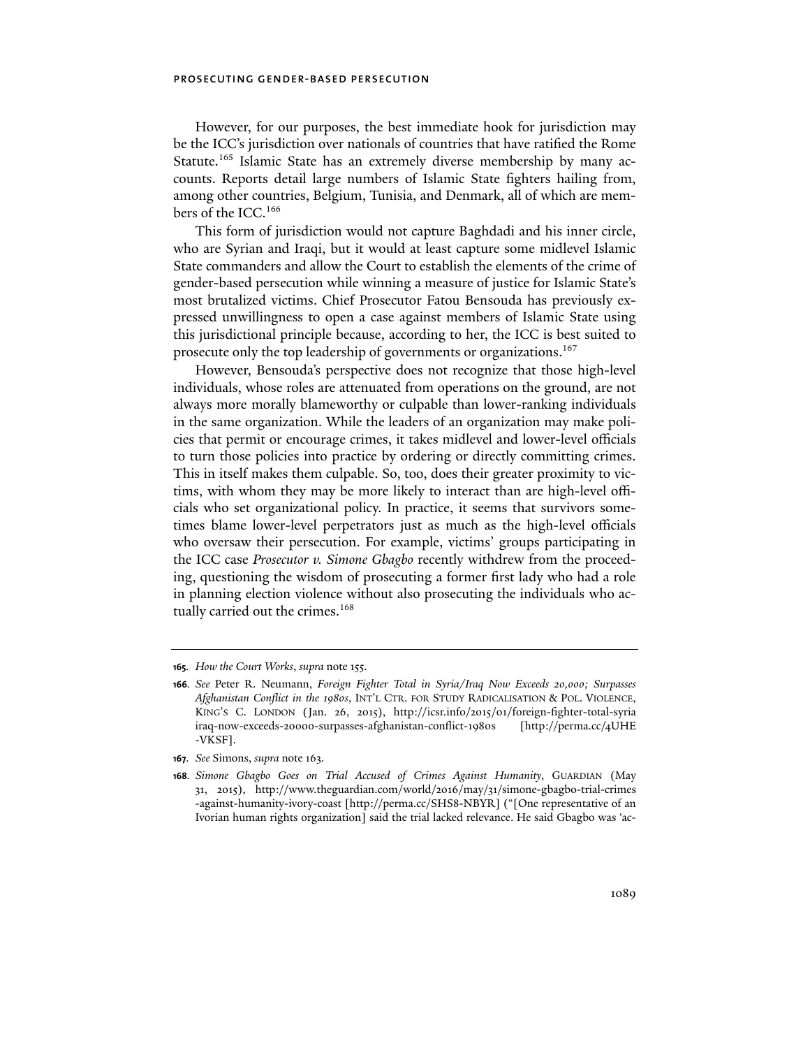However, for our purposes, the best immediate hook for jurisdiction may be the ICC's jurisdiction over nationals of countries that have ratified the Rome Statute.[165] Islamic State has an extremely diverse membership by many accounts. Reports detail large numbers of Islamic State fighters hailing from, among other countries, Belgium, Tunisia, and Denmark, all of which are members of the ICC.[166]

This form of jurisdiction would not capture Baghdadi and his inner circle, who are Syrian and Iraqi, but it would at least capture some midlevel Islamic State commanders and allow the Court to establish the elements of the crime of gender-based persecution while winning a measure of justice for Islamic State's most brutalized victims. Chief Prosecutor Fatou Bensouda has previously expressed unwillingness to open a case against members of Islamic State using this jurisdictional principle because, according to her, the ICC is best suited to prosecute only the top leadership of governments or organizations.[167]

However, Bensouda's perspective does not recognize that those high-level individuals, whose roles are attenuated from operations on the ground, are not always more morally blameworthy or culpable than lower-ranking individuals in the same organization. While the leaders of an organization may make policies that permit or encourage crimes, it takes midlevel and lower-level officials to turn those policies into practice by ordering or directly committing crimes. This in itself makes them culpable. So, too, does their greater proximity to victims, with whom they may be more likely to interact than are high-level officials who set organizational policy. In practice, it seems that survivors sometimes blame lower-level perpetrators just as much as the high-level officials who oversaw their persecution. For example, victims' groups participating in the ICC case *Prosecutor v. Simone Gbagbo* recently withdrew from the proceeding, questioning the wisdom of prosecuting a former first lady who had a role in planning election violence without also prosecuting the individuals who actually carried out the crimes.[168]

---

**165.** *How the Court Works*, *supra* note 155.

**166.** *See* Peter R. Neumann, *Foreign Fighter Total in Syria/Iraq Now Exceeds 20,000; Surpasses Afghanistan Conflict in the 1980s*, INT'L CTR. FOR STUDY RADICALISATION & POL. VIOLENCE, KING'S C. LONDON (Jan. 26, 2015), http://icsr.info/2015/01/foreign-fighter-total-syria iraq-now-exceeds-20000-surpasses-afghanistan-conflict-1980s [http://perma.cc/4UHE-VKSF].

**167.** *See* Simons, *supra* note 163.

**168.** *Simone Gbagbo Goes on Trial Accused of Crimes Against Humanity*, GUARDIAN (May 31, 2015), http://www.theguardian.com/world/2016/may/31/simone-gbagbo-trial-crimes-against-humanity-ivory-coast [http://perma.cc/SHS8-NBYR] ("[One representative of an Ivorian human rights organization] said the trial lacked relevance. He said Gbagbo was 'ac-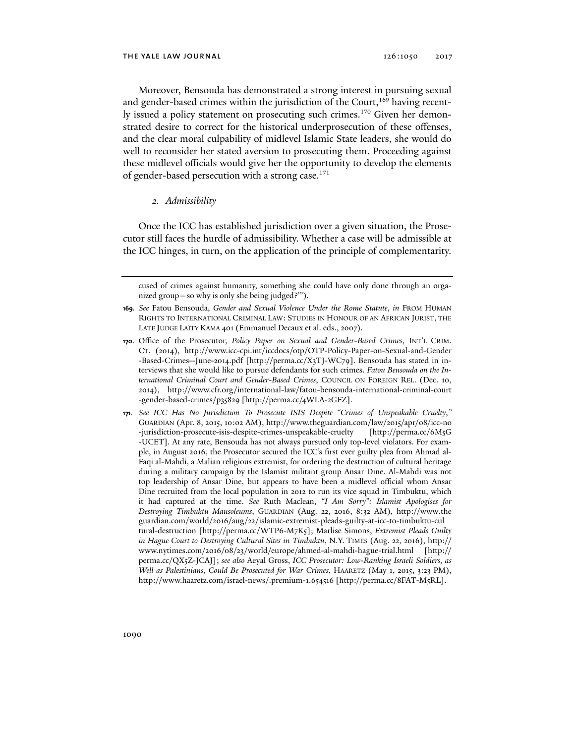Moreover, Bensouda has demonstrated a strong interest in pursuing sexual and gender-based crimes within the jurisdiction of the Court,[169] having recently issued a policy statement on prosecuting such crimes.[170] Given her demonstrated desire to correct for the historical underprosecution of these offenses, and the clear moral culpability of midlevel Islamic State leaders, she would do well to reconsider her stated aversion to prosecuting them. Proceeding against these midlevel officials would give her the opportunity to develop the elements of gender-based persecution with a strong case.[171]

### *2. Admissibility*

Once the ICC has established jurisdiction over a given situation, the Prosecutor still faces the hurdle of admissibility. Whether a case will be admissible at the ICC hinges, in turn, on the application of the principle of complementarity.

---

cused of crimes against humanity, something she could have only done through an organized group—so why is only she being judged?'").

**169.** *See* Fatou Bensouda, *Gender and Sexual Violence Under the Rome Statute*, *in* FROM HUMAN RIGHTS TO INTERNATIONAL CRIMINAL LAW: STUDIES IN HONOUR OF AN AFRICAN JURIST, THE LATE JUDGE LAÏTY KAMA 401 (Emmanuel Decaux et al. eds., 2007).

**170.** Office of the Prosecutor, *Policy Paper on Sexual and Gender-Based Crimes*, INT'L CRIM. CT. (2014), http://www.icc-cpi.int/iccdocs/otp/OTP-Policy-Paper-on-Sexual-and-Gender-Based-Crimes--June-2014.pdf [http://perma.cc/X3TJ-WC79]. Bensouda has stated in interviews that she would like to pursue defendants for such crimes. *Fatou Bensouda on the International Criminal Court and Gender-Based Crimes*, COUNCIL ON FOREIGN REL. (Dec. 10, 2014), http://www.cfr.org/international-law/fatou-bensouda-international-criminal-court-gender-based-crimes/p35829 [http://perma.cc/4WLA-2GFZ].

**171.** *See ICC Has No Jurisdiction To Prosecute ISIS Despite "Crimes of Unspeakable Cruelty*,*"* GUARDIAN (Apr. 8, 2015, 10:02 AM), http://www.theguardian.com/law/2015/apr/08/icc-no-jurisdiction-prosecute-isis-despite-crimes-unspeakable-cruelty [http://perma.cc/6M5G-UCET]. At any rate, Bensouda has not always pursued only top-level violators. For example, in August 2016, the Prosecutor secured the ICC's first ever guilty plea from Ahmad al-Faqi al-Mahdi, a Malian religious extremist, for ordering the destruction of cultural heritage during a military campaign by the Islamist militant group Ansar Dine. Al-Mahdi was not top leadership of Ansar Dine, but appears to have been a midlevel official whom Ansar Dine recruited from the local population in 2012 to run its vice squad in Timbuktu, which it had captured at the time. *See* Ruth Maclean, *"I Am Sorry": Islamist Apologises for Destroying Timbuktu Mausoleums*, GUARDIAN (Aug. 22, 2016, 8:32 AM), http://www.theguardian.com/world/2016/aug/22/islamic-extremist-pleads-guilty-at-icc-to-timbuktu-cultural-destruction [http://perma.cc/WTP6-M7K5]; Marlise Simons, *Extremist Pleads Guilty in Hague Court to Destroying Cultural Sites in Timbuktu*, N.Y. TIMES (Aug. 22, 2016), http://www.nytimes.com/2016/08/23/world/europe/ahmed-al-mahdi-hague-trial.html [http://perma.cc/QX5Z-JCAJ]; *see also* Aeyal Gross, *ICC Prosecutor: Low-Ranking Israeli Soldiers, as Well as Palestinians, Could Be Prosecuted for War Crimes*, HAARETZ (May 1, 2015, 3:23 PM), http://www.haaretz.com/israel-news/.premium-1.654516 [http://perma.cc/8FAT-M5RL].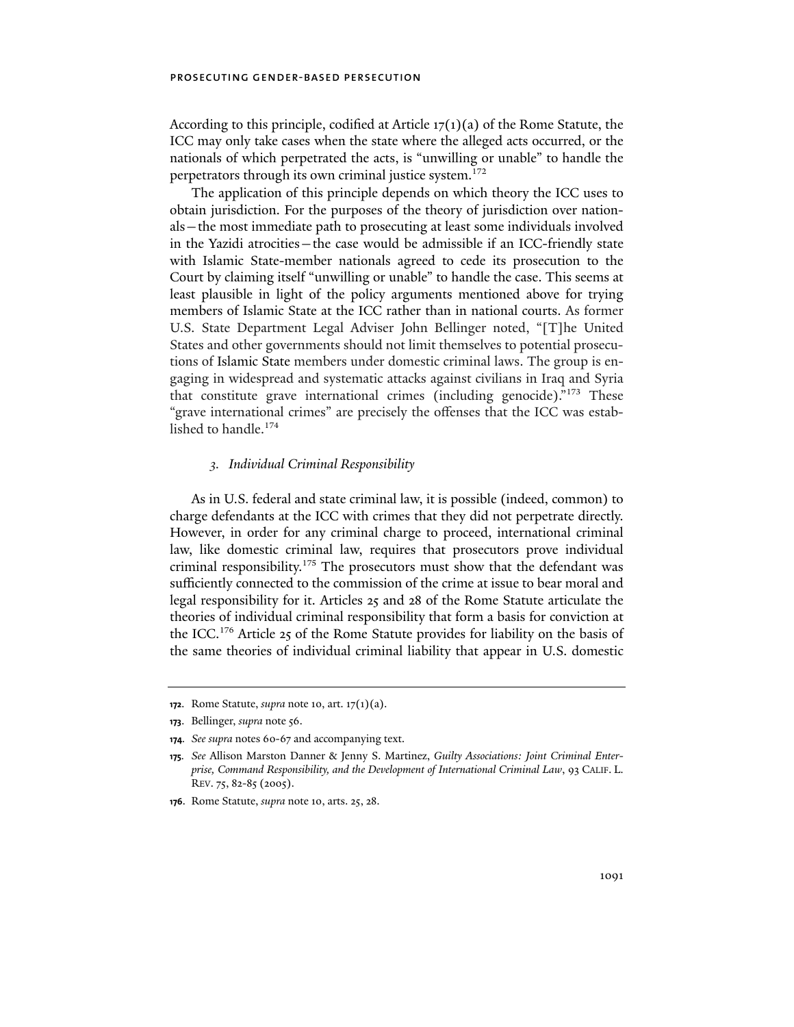According to this principle, codified at Article 17(1)(a) of the Rome Statute, the ICC may only take cases when the state where the alleged acts occurred, or the nationals of which perpetrated the acts, is "unwilling or unable" to handle the perpetrators through its own criminal justice system.[172]

The application of this principle depends on which theory the ICC uses to obtain jurisdiction. For the purposes of the theory of jurisdiction over nationals—the most immediate path to prosecuting at least some individuals involved in the Yazidi atrocities—the case would be admissible if an ICC-friendly state with Islamic State-member nationals agreed to cede its prosecution to the Court by claiming itself "unwilling or unable" to handle the case. This seems at least plausible in light of the policy arguments mentioned above for trying members of Islamic State at the ICC rather than in national courts. As former U.S. State Department Legal Adviser John Bellinger noted, "[T]he United States and other governments should not limit themselves to potential prosecutions of Islamic State members under domestic criminal laws. The group is engaging in widespread and systematic attacks against civilians in Iraq and Syria that constitute grave international crimes (including genocide)."[173] These "grave international crimes" are precisely the offenses that the ICC was established to handle.[174]

### *3. Individual Criminal Responsibility*

As in U.S. federal and state criminal law, it is possible (indeed, common) to charge defendants at the ICC with crimes that they did not perpetrate directly. However, in order for any criminal charge to proceed, international criminal law, like domestic criminal law, requires that prosecutors prove individual criminal responsibility.[175] The prosecutors must show that the defendant was sufficiently connected to the commission of the crime at issue to bear moral and legal responsibility for it. Articles 25 and 28 of the Rome Statute articulate the theories of individual criminal responsibility that form a basis for conviction at the ICC.[176] Article 25 of the Rome Statute provides for liability on the basis of the same theories of individual criminal liability that appear in U.S. domestic

---

**172**. Rome Statute, *supra* note 10, art. 17(1)(a).

**173**. Bellinger, *supra* note 56.

**174**. *See supra* notes 60-67 and accompanying text.

**175**. *See* Allison Marston Danner & Jenny S. Martinez, *Guilty Associations: Joint Criminal Enterprise, Command Responsibility, and the Development of International Criminal Law*, 93 CALIF. L. REV. 75, 82-85 (2005).

**176**. Rome Statute, *supra* note 10, arts. 25, 28.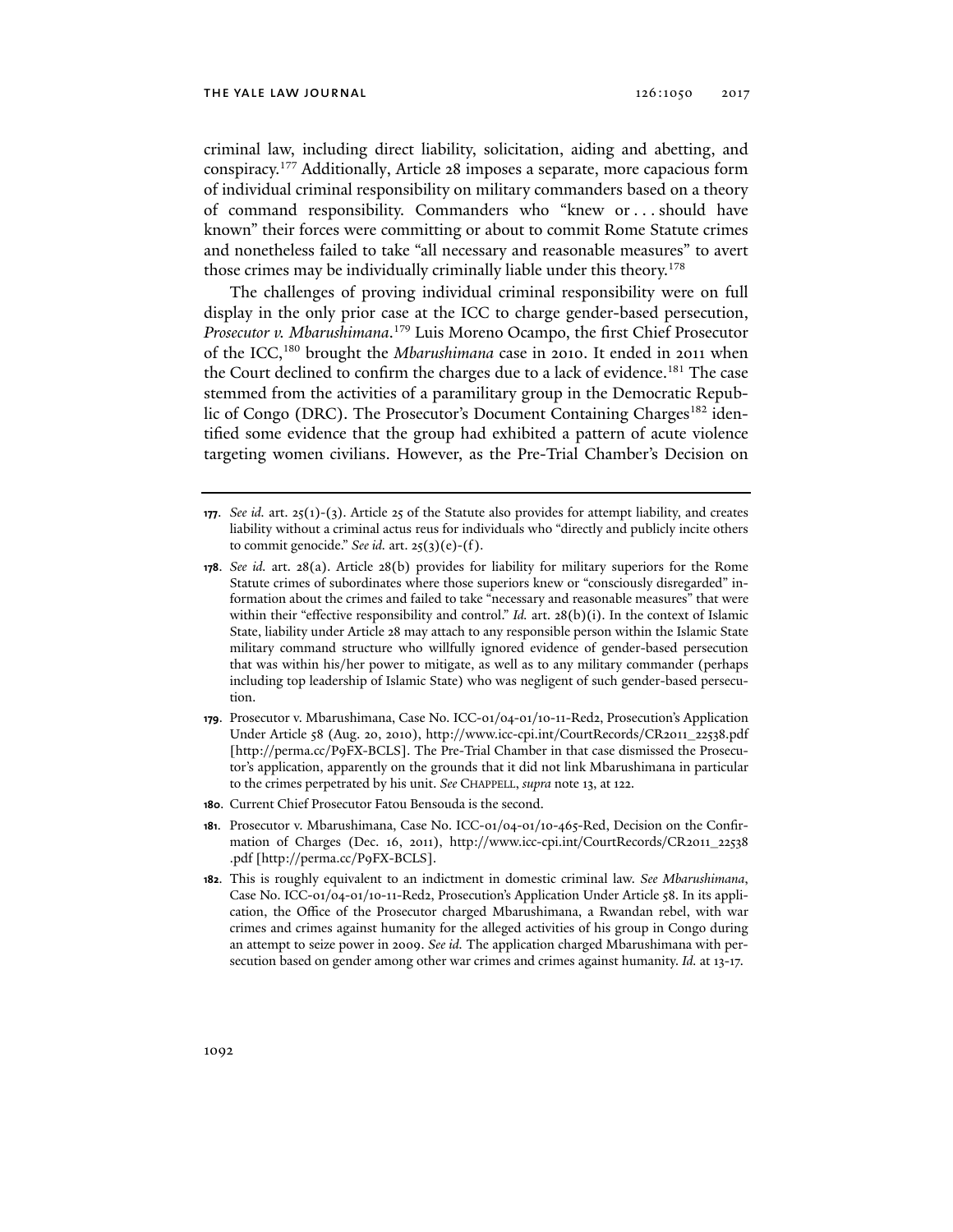criminal law, including direct liability, solicitation, aiding and abetting, and conspiracy.[177] Additionally, Article 28 imposes a separate, more capacious form of individual criminal responsibility on military commanders based on a theory of command responsibility. Commanders who "knew or . . . should have known" their forces were committing or about to commit Rome Statute crimes and nonetheless failed to take "all necessary and reasonable measures" to avert those crimes may be individually criminally liable under this theory.[178]

The challenges of proving individual criminal responsibility were on full display in the only prior case at the ICC to charge gender-based persecution, *Prosecutor v. Mbarushimana*.[179] Luis Moreno Ocampo, the first Chief Prosecutor of the ICC,[180] brought the *Mbarushimana* case in 2010. It ended in 2011 when the Court declined to confirm the charges due to a lack of evidence.[181] The case stemmed from the activities of a paramilitary group in the Democratic Republic of Congo (DRC). The Prosecutor's Document Containing Charges[182] identified some evidence that the group had exhibited a pattern of acute violence targeting women civilians. However, as the Pre-Trial Chamber's Decision on

---

**177**. *See id.* art. 25(1)-(3). Article 25 of the Statute also provides for attempt liability, and creates liability without a criminal actus reus for individuals who "directly and publicly incite others to commit genocide." *See id.* art. 25(3)(e)-(f).

**178**. *See id.* art. 28(a). Article 28(b) provides for liability for military superiors for the Rome Statute crimes of subordinates where those superiors knew or "consciously disregarded" information about the crimes and failed to take "necessary and reasonable measures" that were within their "effective responsibility and control." *Id.* art. 28(b)(i). In the context of Islamic State, liability under Article 28 may attach to any responsible person within the Islamic State military command structure who willfully ignored evidence of gender-based persecution that was within his/her power to mitigate, as well as to any military commander (perhaps including top leadership of Islamic State) who was negligent of such gender-based persecution.

**179**. Prosecutor v. Mbarushimana, Case No. ICC-01/04-01/10-11-Red2, Prosecution's Application Under Article 58 (Aug. 20, 2010), http://www.icc-cpi.int/CourtRecords/CR2011_22538.pdf [http://perma.cc/P9FX-BCLS]. The Pre-Trial Chamber in that case dismissed the Prosecutor's application, apparently on the grounds that it did not link Mbarushimana in particular to the crimes perpetrated by his unit. *See* CHAPPELL, *supra* note 13, at 122.

**180**. Current Chief Prosecutor Fatou Bensouda is the second.

**181**. Prosecutor v. Mbarushimana, Case No. ICC-01/04-01/10-465-Red, Decision on the Confirmation of Charges (Dec. 16, 2011), http://www.icc-cpi.int/CourtRecords/CR2011_22538.pdf [http://perma.cc/P9FX-BCLS].

**182**. This is roughly equivalent to an indictment in domestic criminal law. *See Mbarushimana*, Case No. ICC-01/04-01/10-11-Red2, Prosecution's Application Under Article 58. In its application, the Office of the Prosecutor charged Mbarushimana, a Rwandan rebel, with war crimes and crimes against humanity for the alleged activities of his group in Congo during an attempt to seize power in 2009. *See id.* The application charged Mbarushimana with persecution based on gender among other war crimes and crimes against humanity. *Id.* at 13-17.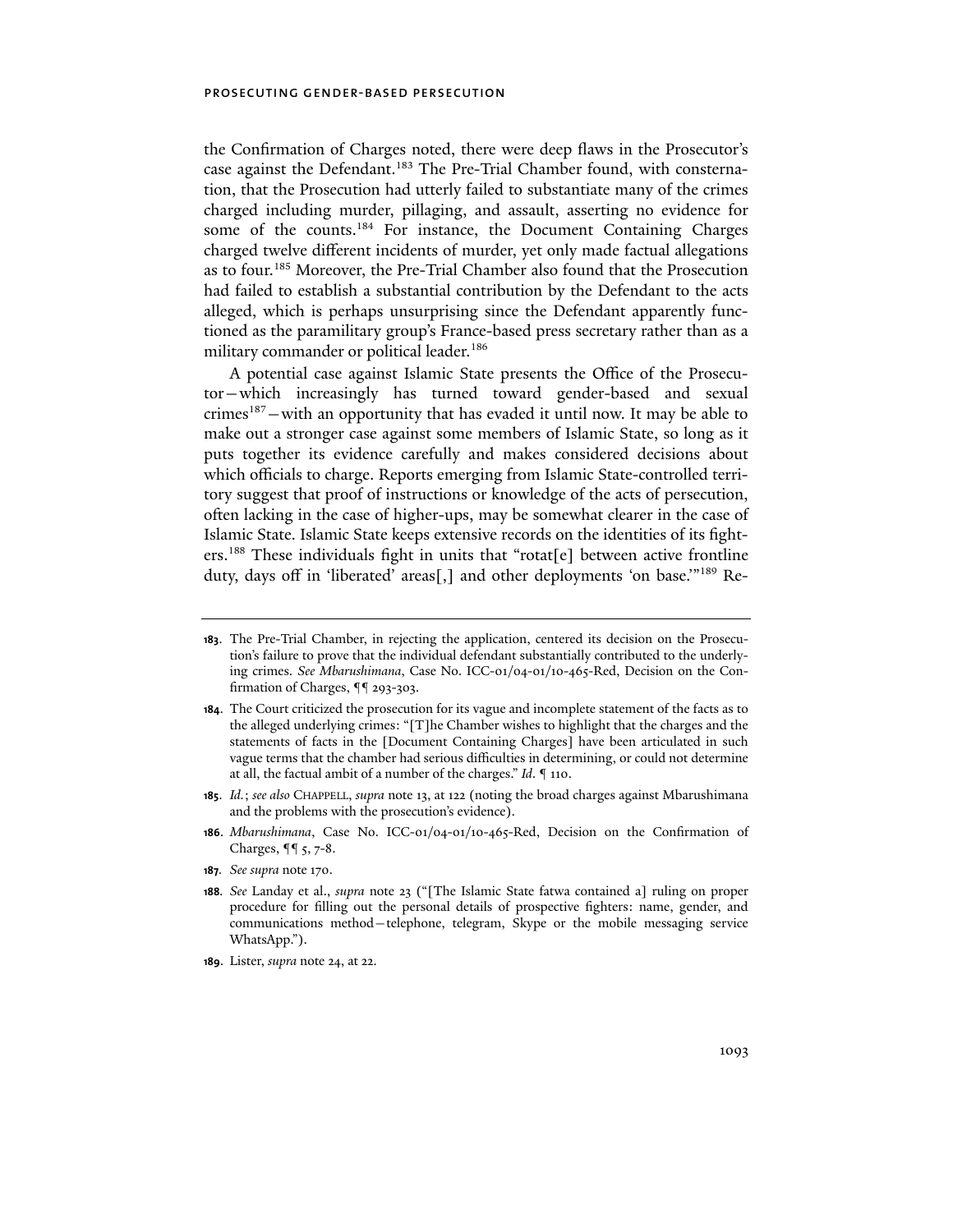the Confirmation of Charges noted, there were deep flaws in the Prosecutor's case against the Defendant.[183] The Pre-Trial Chamber found, with consternation, that the Prosecution had utterly failed to substantiate many of the crimes charged including murder, pillaging, and assault, asserting no evidence for some of the counts.[184] For instance, the Document Containing Charges charged twelve different incidents of murder, yet only made factual allegations as to four.[185] Moreover, the Pre-Trial Chamber also found that the Prosecution had failed to establish a substantial contribution by the Defendant to the acts alleged, which is perhaps unsurprising since the Defendant apparently functioned as the paramilitary group's France-based press secretary rather than as a military commander or political leader.[186]

A potential case against Islamic State presents the Office of the Prosecutor—which increasingly has turned toward gender-based and sexual crimes[187]—with an opportunity that has evaded it until now. It may be able to make out a stronger case against some members of Islamic State, so long as it puts together its evidence carefully and makes considered decisions about which officials to charge. Reports emerging from Islamic State-controlled territory suggest that proof of instructions or knowledge of the acts of persecution, often lacking in the case of higher-ups, may be somewhat clearer in the case of Islamic State. Islamic State keeps extensive records on the identities of its fighters.[188] These individuals fight in units that "rotat[e] between active frontline duty, days off in 'liberated' areas[,] and other deployments 'on base.'"[189] Re-

---

**183.** The Pre-Trial Chamber, in rejecting the application, centered its decision on the Prosecution's failure to prove that the individual defendant substantially contributed to the underlying crimes. *See Mbarushimana*, Case No. ICC-01/04-01/10-465-Red, Decision on the Confirmation of Charges, ¶¶ 293-303.

**184.** The Court criticized the prosecution for its vague and incomplete statement of the facts as to the alleged underlying crimes: "[T]he Chamber wishes to highlight that the charges and the statements of facts in the [Document Containing Charges] have been articulated in such vague terms that the chamber had serious difficulties in determining, or could not determine at all, the factual ambit of a number of the charges." *Id.* ¶ 110.

**185.** *Id.*; *see also* CHAPPELL, *supra* note 13, at 122 (noting the broad charges against Mbarushimana and the problems with the prosecution's evidence).

**186.** *Mbarushimana*, Case No. ICC-01/04-01/10-465-Red, Decision on the Confirmation of Charges, ¶¶ 5, 7-8.

**187.** *See supra* note 170.

**188.** *See* Landay et al., *supra* note 23 ("[The Islamic State fatwa contained a] ruling on proper procedure for filling out the personal details of prospective fighters: name, gender, and communications method—telephone, telegram, Skype or the mobile messaging service WhatsApp.").

**189.** Lister, *supra* note 24, at 22.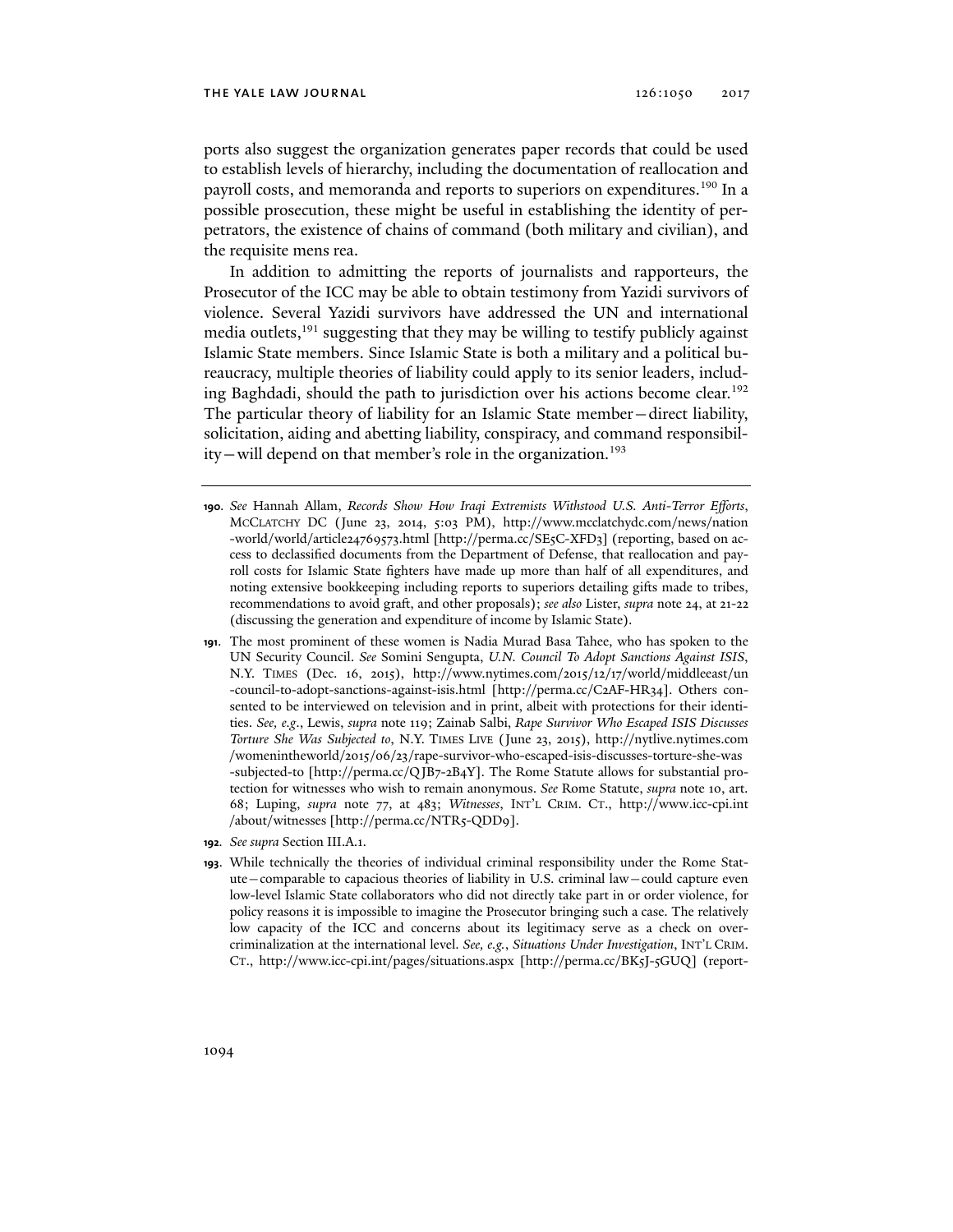ports also suggest the organization generates paper records that could be used to establish levels of hierarchy, including the documentation of reallocation and payroll costs, and memoranda and reports to superiors on expenditures.[190] In a possible prosecution, these might be useful in establishing the identity of perpetrators, the existence of chains of command (both military and civilian), and the requisite mens rea.

In addition to admitting the reports of journalists and rapporteurs, the Prosecutor of the ICC may be able to obtain testimony from Yazidi survivors of violence. Several Yazidi survivors have addressed the UN and international media outlets,[191] suggesting that they may be willing to testify publicly against Islamic State members. Since Islamic State is both a military and a political bureaucracy, multiple theories of liability could apply to its senior leaders, including Baghdadi, should the path to jurisdiction over his actions become clear.[192] The particular theory of liability for an Islamic State member—direct liability, solicitation, aiding and abetting liability, conspiracy, and command responsibility—will depend on that member's role in the organization.[193]

---

**190.** *See* Hannah Allam, *Records Show How Iraqi Extremists Withstood U.S. Anti-Terror Efforts*, McClatchy DC (June 23, 2014, 5:03 PM), http://www.mcclatchydc.com/news/nation-world/world/article24769573.html [http://perma.cc/SE5C-XFD3] (reporting, based on access to declassified documents from the Department of Defense, that reallocation and payroll costs for Islamic State fighters have made up more than half of all expenditures, and noting extensive bookkeeping including reports to superiors detailing gifts made to tribes, recommendations to avoid graft, and other proposals); *see also* Lister, *supra* note 24, at 21-22 (discussing the generation and expenditure of income by Islamic State).

**191.** The most prominent of these women is Nadia Murad Basa Tahee, who has spoken to the UN Security Council. *See* Somini Sengupta, *U.N. Council To Adopt Sanctions Against ISIS*, N.Y. Times (Dec. 16, 2015), http://www.nytimes.com/2015/12/17/world/middleeast/un-council-to-adopt-sanctions-against-isis.html [http://perma.cc/C2AF-HR34]. Others consented to be interviewed on television and in print, albeit with protections for their identities. *See, e.g.*, Lewis, *supra* note 119; Zainab Salbi, *Rape Survivor Who Escaped ISIS Discusses Torture She Was Subjected to*, N.Y. Times Live (June 23, 2015), http://nytlive.nytimes.com/womenintheworld/2015/06/23/rape-survivor-who-escaped-isis-discusses-torture-she-was-subjected-to [http://perma.cc/QJB7-2B4Y]. The Rome Statute allows for substantial protection for witnesses who wish to remain anonymous. *See* Rome Statute, *supra* note 10, art. 68; Luping, *supra* note 77, at 483; *Witnesses*, Int'l Crim. Ct., http://www.icc-cpi.int/about/witnesses [http://perma.cc/NTR5-QDD9].

**192.** *See supra* Section III.A.1.

**193.** While technically the theories of individual criminal responsibility under the Rome Statute—comparable to capacious theories of liability in U.S. criminal law—could capture even low-level Islamic State collaborators who did not directly take part in or order violence, for policy reasons it is impossible to imagine the Prosecutor bringing such a case. The relatively low capacity of the ICC and concerns about its legitimacy serve as a check on overcriminalization at the international level. *See, e.g.*, *Situations Under Investigation*, Int'l Crim. Ct., http://www.icc-cpi.int/pages/situations.aspx [http://perma.cc/BK5J-5GUQ] (report-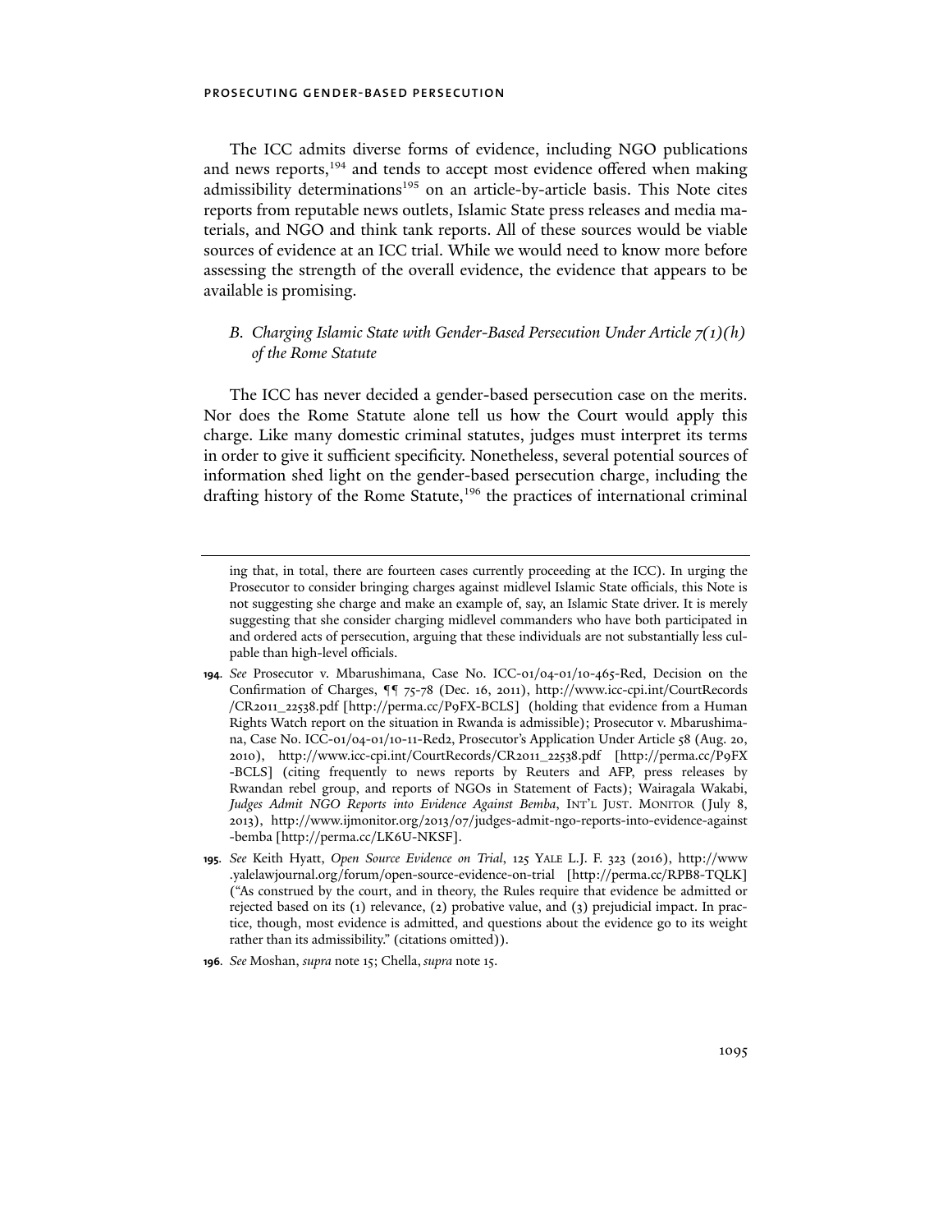The ICC admits diverse forms of evidence, including NGO publications and news reports,[194] and tends to accept most evidence offered when making admissibility determinations[195] on an article-by-article basis. This Note cites reports from reputable news outlets, Islamic State press releases and media materials, and NGO and think tank reports. All of these sources would be viable sources of evidence at an ICC trial. While we would need to know more before assessing the strength of the overall evidence, the evidence that appears to be available is promising.

### *B. Charging Islamic State with Gender-Based Persecution Under Article 7(1)(h) of the Rome Statute*

The ICC has never decided a gender-based persecution case on the merits. Nor does the Rome Statute alone tell us how the Court would apply this charge. Like many domestic criminal statutes, judges must interpret its terms in order to give it sufficient specificity. Nonetheless, several potential sources of information shed light on the gender-based persecution charge, including the drafting history of the Rome Statute,[196] the practices of international criminal

---

ing that, in total, there are fourteen cases currently proceeding at the ICC). In urging the Prosecutor to consider bringing charges against midlevel Islamic State officials, this Note is not suggesting she charge and make an example of, say, an Islamic State driver. It is merely suggesting that she consider charging midlevel commanders who have both participated in and ordered acts of persecution, arguing that these individuals are not substantially less culpable than high-level officials.

**194.** *See* Prosecutor v. Mbarushimana, Case No. ICC-01/04-01/10-465-Red, Decision on the Confirmation of Charges, ¶¶ 75-78 (Dec. 16, 2011), http://www.icc-cpi.int/CourtRecords/CR2011_22538.pdf [http://perma.cc/P9FX-BCLS] (holding that evidence from a Human Rights Watch report on the situation in Rwanda is admissible); Prosecutor v. Mbarushimana, Case No. ICC-01/04-01/10-11-Red2, Prosecutor's Application Under Article 58 (Aug. 20, 2010), http://www.icc-cpi.int/CourtRecords/CR2011_22538.pdf [http://perma.cc/P9FX-BCLS] (citing frequently to news reports by Reuters and AFP, press releases by Rwandan rebel group, and reports of NGOs in Statement of Facts); Wairagala Wakabi, *Judges Admit NGO Reports into Evidence Against Bemba*, INT'L JUST. MONITOR (July 8, 2013), http://www.ijmonitor.org/2013/07/judges-admit-ngo-reports-into-evidence-against-bemba [http://perma.cc/LK6U-NKSF].

**195.** *See* Keith Hyatt, *Open Source Evidence on Trial*, 125 YALE L.J. F. 323 (2016), http://www.yalelawjournal.org/forum/open-source-evidence-on-trial [http://perma.cc/RPB8-TQLK] ("As construed by the court, and in theory, the Rules require that evidence be admitted or rejected based on its (1) relevance, (2) probative value, and (3) prejudicial impact. In practice, though, most evidence is admitted, and questions about the evidence go to its weight rather than its admissibility." (citations omitted)).

**196.** *See* Moshan, *supra* note 15; Chella, *supra* note 15.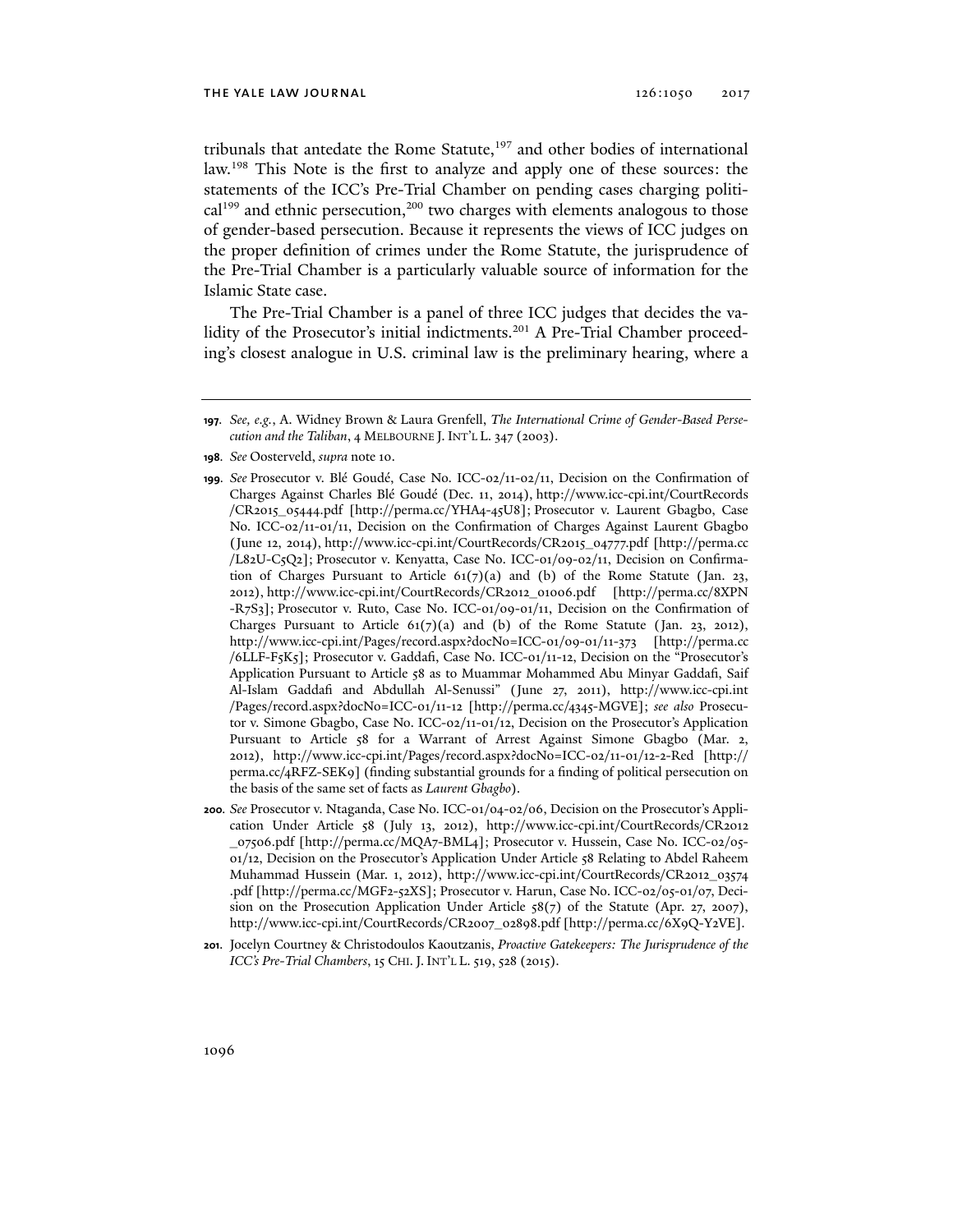tribunals that antedate the Rome Statute,[197] and other bodies of international law.[198] This Note is the first to analyze and apply one of these sources: the statements of the ICC's Pre-Trial Chamber on pending cases charging political[199] and ethnic persecution,[200] two charges with elements analogous to those of gender-based persecution. Because it represents the views of ICC judges on the proper definition of crimes under the Rome Statute, the jurisprudence of the Pre-Trial Chamber is a particularly valuable source of information for the Islamic State case.

The Pre-Trial Chamber is a panel of three ICC judges that decides the validity of the Prosecutor's initial indictments.[201] A Pre-Trial Chamber proceeding's closest analogue in U.S. criminal law is the preliminary hearing, where a

---

**197.** *See, e.g.*, A. Widney Brown & Laura Grenfell, *The International Crime of Gender-Based Persecution and the Taliban*, 4 MELBOURNE J. INT'L L. 347 (2003).

**198.** *See* Oosterveld, *supra* note 10.

**199.** *See* Prosecutor v. Blé Goudé, Case No. ICC-02/11-02/11, Decision on the Confirmation of Charges Against Charles Blé Goudé (Dec. 11, 2014), http://www.icc-cpi.int/CourtRecords/CR2015_05444.pdf [http://perma.cc/YHA4-45U8]; Prosecutor v. Laurent Gbagbo, Case No. ICC-02/11-01/11, Decision on the Confirmation of Charges Against Laurent Gbagbo (June 12, 2014), http://www.icc-cpi.int/CourtRecords/CR2015_04777.pdf [http://perma.cc/L82U-C5Q2]; Prosecutor v. Kenyatta, Case No. ICC-01/09-02/11, Decision on Confirmation of Charges Pursuant to Article 61(7)(a) and (b) of the Rome Statute (Jan. 23, 2012), http://www.icc-cpi.int/CourtRecords/CR2012_01006.pdf [http://perma.cc/8XPN-R7S3]; Prosecutor v. Ruto, Case No. ICC-01/09-01/11, Decision on the Confirmation of Charges Pursuant to Article 61(7)(a) and (b) of the Rome Statute (Jan. 23, 2012), http://www.icc-cpi.int/Pages/record.aspx?docNo=ICC-01/09-01/11-373 [http://perma.cc/6LLF-F5K5]; Prosecutor v. Gaddafi, Case No. ICC-01/11-12, Decision on the "Prosecutor's Application Pursuant to Article 58 as to Muammar Mohammed Abu Minyar Gaddafi, Saif Al-Islam Gaddafi and Abdullah Al-Senussi" (June 27, 2011), http://www.icc-cpi.int/Pages/record.aspx?docNo=ICC-01/11-12 [http://perma.cc/4345-MGVE]; *see also* Prosecutor v. Simone Gbagbo, Case No. ICC-02/11-01/12, Decision on the Prosecutor's Application Pursuant to Article 58 for a Warrant of Arrest Against Simone Gbagbo (Mar. 2, 2012), http://www.icc-cpi.int/Pages/record.aspx?docNo=ICC-02/11-01/12-2-Red [http://perma.cc/4RFZ-SEK9] (finding substantial grounds for a finding of political persecution on the basis of the same set of facts as *Laurent Gbagbo*).

**200.** *See* Prosecutor v. Ntaganda, Case No. ICC-01/04-02/06, Decision on the Prosecutor's Application Under Article 58 (July 13, 2012), http://www.icc-cpi.int/CourtRecords/CR2012_07506.pdf [http://perma.cc/MQA7-BML4]; Prosecutor v. Hussein, Case No. ICC-02/05-01/12, Decision on the Prosecutor's Application Under Article 58 Relating to Abdel Raheem Muhammad Hussein (Mar. 1, 2012), http://www.icc-cpi.int/CourtRecords/CR2012_03574.pdf [http://perma.cc/MGF2-52XS]; Prosecutor v. Harun, Case No. ICC-02/05-01/07, Decision on the Prosecution Application Under Article 58(7) of the Statute (Apr. 27, 2007), http://www.icc-cpi.int/CourtRecords/CR2007_02898.pdf [http://perma.cc/6X9Q-Y2VE].

**201.** Jocelyn Courtney & Christodoulos Kaoutzanis, *Proactive Gatekeepers: The Jurisprudence of the ICC's Pre-Trial Chambers*, 15 CHI. J. INT'L L. 519, 528 (2015).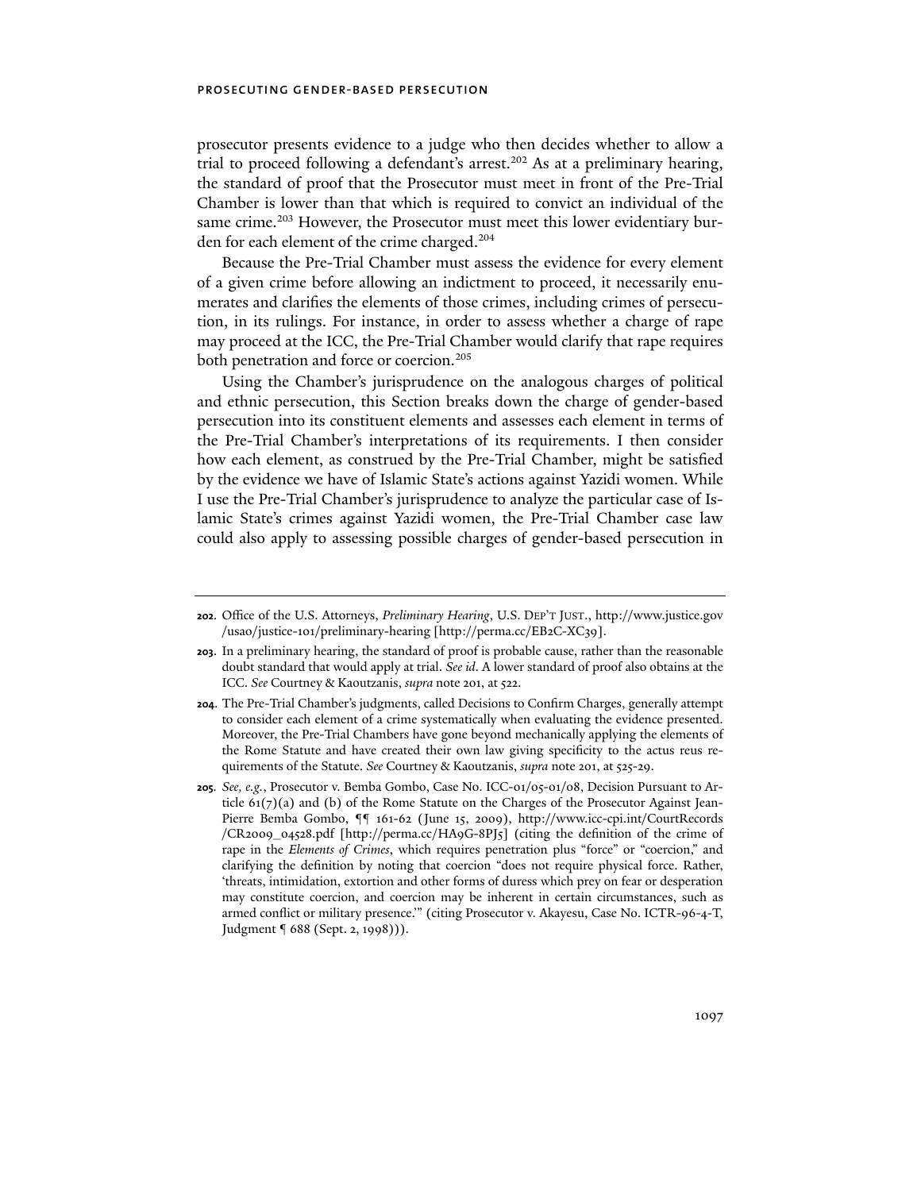prosecutor presents evidence to a judge who then decides whether to allow a trial to proceed following a defendant's arrest.[202] As at a preliminary hearing, the standard of proof that the Prosecutor must meet in front of the Pre-Trial Chamber is lower than that which is required to convict an individual of the same crime.[203] However, the Prosecutor must meet this lower evidentiary burden for each element of the crime charged.[204]

Because the Pre-Trial Chamber must assess the evidence for every element of a given crime before allowing an indictment to proceed, it necessarily enumerates and clarifies the elements of those crimes, including crimes of persecution, in its rulings. For instance, in order to assess whether a charge of rape may proceed at the ICC, the Pre-Trial Chamber would clarify that rape requires both penetration and force or coercion.[205]

Using the Chamber's jurisprudence on the analogous charges of political and ethnic persecution, this Section breaks down the charge of gender-based persecution into its constituent elements and assesses each element in terms of the Pre-Trial Chamber's interpretations of its requirements. I then consider how each element, as construed by the Pre-Trial Chamber, might be satisfied by the evidence we have of Islamic State's actions against Yazidi women. While I use the Pre-Trial Chamber's jurisprudence to analyze the particular case of Islamic State's crimes against Yazidi women, the Pre-Trial Chamber case law could also apply to assessing possible charges of gender-based persecution in

---

**202.** Office of the U.S. Attorneys, *Preliminary Hearing*, U.S. DEP'T JUST., http://www.justice.gov/usao/justice-101/preliminary-hearing [http://perma.cc/EB2C-XC39].

**203.** In a preliminary hearing, the standard of proof is probable cause, rather than the reasonable doubt standard that would apply at trial. *See id*. A lower standard of proof also obtains at the ICC. *See* Courtney & Kaoutzanis, *supra* note 201, at 522.

**204.** The Pre-Trial Chamber's judgments, called Decisions to Confirm Charges, generally attempt to consider each element of a crime systematically when evaluating the evidence presented. Moreover, the Pre-Trial Chambers have gone beyond mechanically applying the elements of the Rome Statute and have created their own law giving specificity to the actus reus requirements of the Statute. *See* Courtney & Kaoutzanis, *supra* note 201, at 525-29.

**205.** *See, e.g.*, Prosecutor v. Bemba Gombo, Case No. ICC-01/05-01/08, Decision Pursuant to Article 61(7)(a) and (b) of the Rome Statute on the Charges of the Prosecutor Against Jean-Pierre Bemba Gombo, ¶¶ 161-62 (June 15, 2009), http://www.icc-cpi.int/CourtRecords/CR2009_04528.pdf [http://perma.cc/HA9G-8PJ5] (citing the definition of the crime of rape in the *Elements of Crimes*, which requires penetration plus "force" or "coercion," and clarifying the definition by noting that coercion "does not require physical force. Rather, 'threats, intimidation, extortion and other forms of duress which prey on fear or desperation may constitute coercion, and coercion may be inherent in certain circumstances, such as armed conflict or military presence.'" (citing Prosecutor v. Akayesu, Case No. ICTR-96-4-T, Judgment ¶ 688 (Sept. 2, 1998))).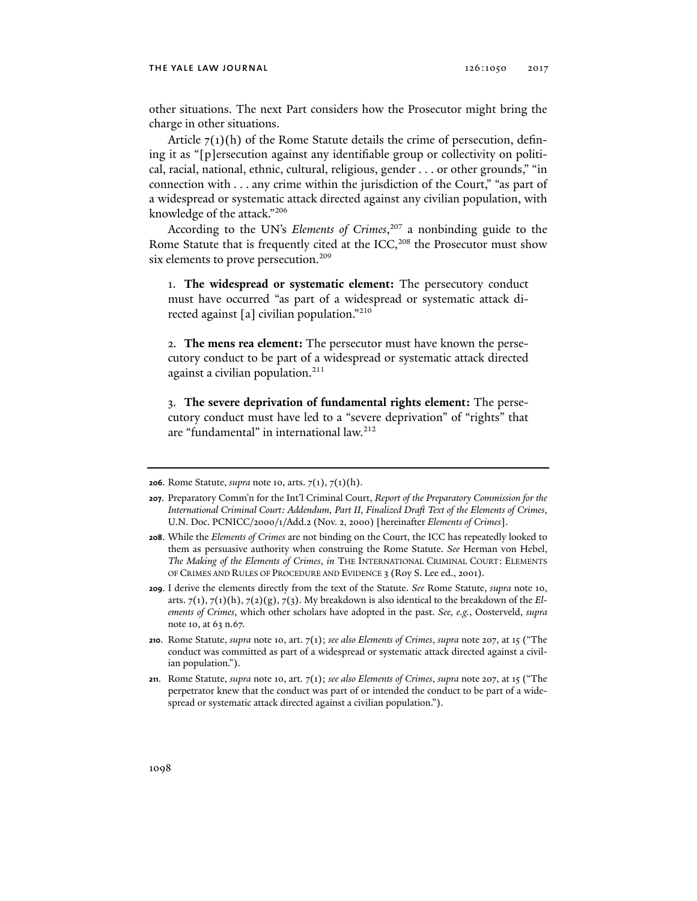other situations. The next Part considers how the Prosecutor might bring the charge in other situations.

Article 7(1)(h) of the Rome Statute details the crime of persecution, defining it as "[p]ersecution against any identifiable group or collectivity on political, racial, national, ethnic, cultural, religious, gender . . . or other grounds," "in connection with . . . any crime within the jurisdiction of the Court," "as part of a widespread or systematic attack directed against any civilian population, with knowledge of the attack."[206]

According to the UN's *Elements of Crimes*,[207] a nonbinding guide to the Rome Statute that is frequently cited at the ICC,[208] the Prosecutor must show six elements to prove persecution.[209]

1. **The widespread or systematic element:** The persecutory conduct must have occurred "as part of a widespread or systematic attack directed against [a] civilian population."[210]

2. **The mens rea element:** The persecutor must have known the persecutory conduct to be part of a widespread or systematic attack directed against a civilian population.[211]

3. **The severe deprivation of fundamental rights element:** The persecutory conduct must have led to a "severe deprivation" of "rights" that are "fundamental" in international law.[212]

---

**206**. Rome Statute, *supra* note 10, arts. 7(1), 7(1)(h).

**207**. Preparatory Comm'n for the Int'l Criminal Court, *Report of the Preparatory Commission for the International Criminal Court: Addendum, Part II, Finalized Draft Text of the Elements of Crimes*, U.N. Doc. PCNICC/2000/1/Add.2 (Nov. 2, 2000) [hereinafter *Elements of Crimes*].

**208**. While the *Elements of Crimes* are not binding on the Court, the ICC has repeatedly looked to them as persuasive authority when construing the Rome Statute. *See* Herman von Hebel, *The Making of the Elements of Crimes*, *in* THE INTERNATIONAL CRIMINAL COURT: ELEMENTS OF CRIMES AND RULES OF PROCEDURE AND EVIDENCE 3 (Roy S. Lee ed., 2001).

**209**. I derive the elements directly from the text of the Statute. *See* Rome Statute, *supra* note 10, arts. 7(1), 7(1)(h), 7(2)(g), 7(3). My breakdown is also identical to the breakdown of the *Elements of Crimes*, which other scholars have adopted in the past. *See, e.g.*, Oosterveld, *supra* note 10, at 63 n.67.

**210**. Rome Statute, *supra* note 10, art. 7(1); *see also Elements of Crimes*, *supra* note 207, at 15 ("The conduct was committed as part of a widespread or systematic attack directed against a civilian population.").

**211**. Rome Statute, *supra* note 10, art. 7(1); *see also Elements of Crimes*, *supra* note 207, at 15 ("The perpetrator knew that the conduct was part of or intended the conduct to be part of a widespread or systematic attack directed against a civilian population.").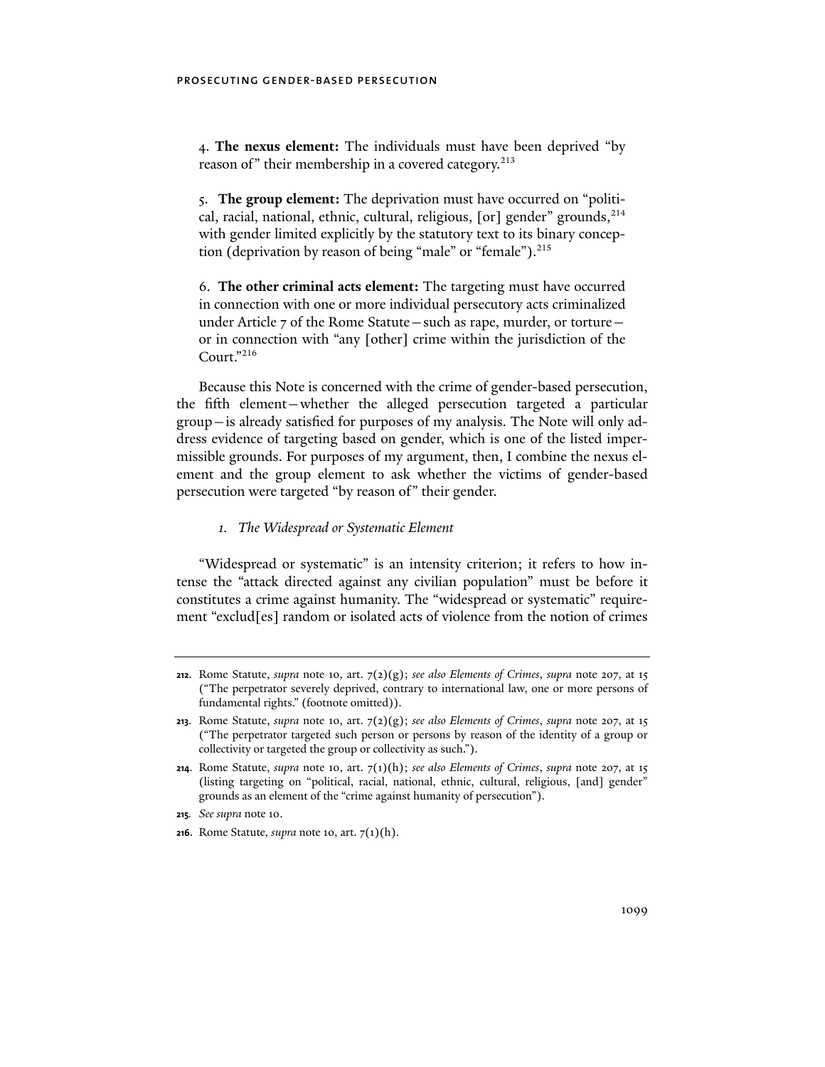4. **The nexus element:** The individuals must have been deprived "by reason of" their membership in a covered category.[213]

5. **The group element:** The deprivation must have occurred on "political, racial, national, ethnic, cultural, religious, [or] gender" grounds,[214] with gender limited explicitly by the statutory text to its binary conception (deprivation by reason of being "male" or "female").[215]

6. **The other criminal acts element:** The targeting must have occurred in connection with one or more individual persecutory acts criminalized under Article 7 of the Rome Statute—such as rape, murder, or torture—or in connection with "any [other] crime within the jurisdiction of the Court."[216]

Because this Note is concerned with the crime of gender-based persecution, the fifth element—whether the alleged persecution targeted a particular group—is already satisfied for purposes of my analysis. The Note will only address evidence of targeting based on gender, which is one of the listed impermissible grounds. For purposes of my argument, then, I combine the nexus element and the group element to ask whether the victims of gender-based persecution were targeted "by reason of" their gender.

### *1. The Widespread or Systematic Element*

"Widespread or systematic" is an intensity criterion; it refers to how intense the "attack directed against any civilian population" must be before it constitutes a crime against humanity. The "widespread or systematic" requirement "exclud[es] random or isolated acts of violence from the notion of crimes

---

**212.** Rome Statute, *supra* note 10, art. 7(2)(g); *see also Elements of Crimes*, *supra* note 207, at 15 ("The perpetrator severely deprived, contrary to international law, one or more persons of fundamental rights." (footnote omitted)).

**213.** Rome Statute, *supra* note 10, art. 7(2)(g); *see also Elements of Crimes*, *supra* note 207, at 15 ("The perpetrator targeted such person or persons by reason of the identity of a group or collectivity or targeted the group or collectivity as such.").

**214.** Rome Statute, *supra* note 10, art. 7(1)(h); *see also Elements of Crimes*, *supra* note 207, at 15 (listing targeting on "political, racial, national, ethnic, cultural, religious, [and] gender" grounds as an element of the "crime against humanity of persecution").

**215.** *See supra* note 10.

**216.** Rome Statute, *supra* note 10, art. 7(1)(h).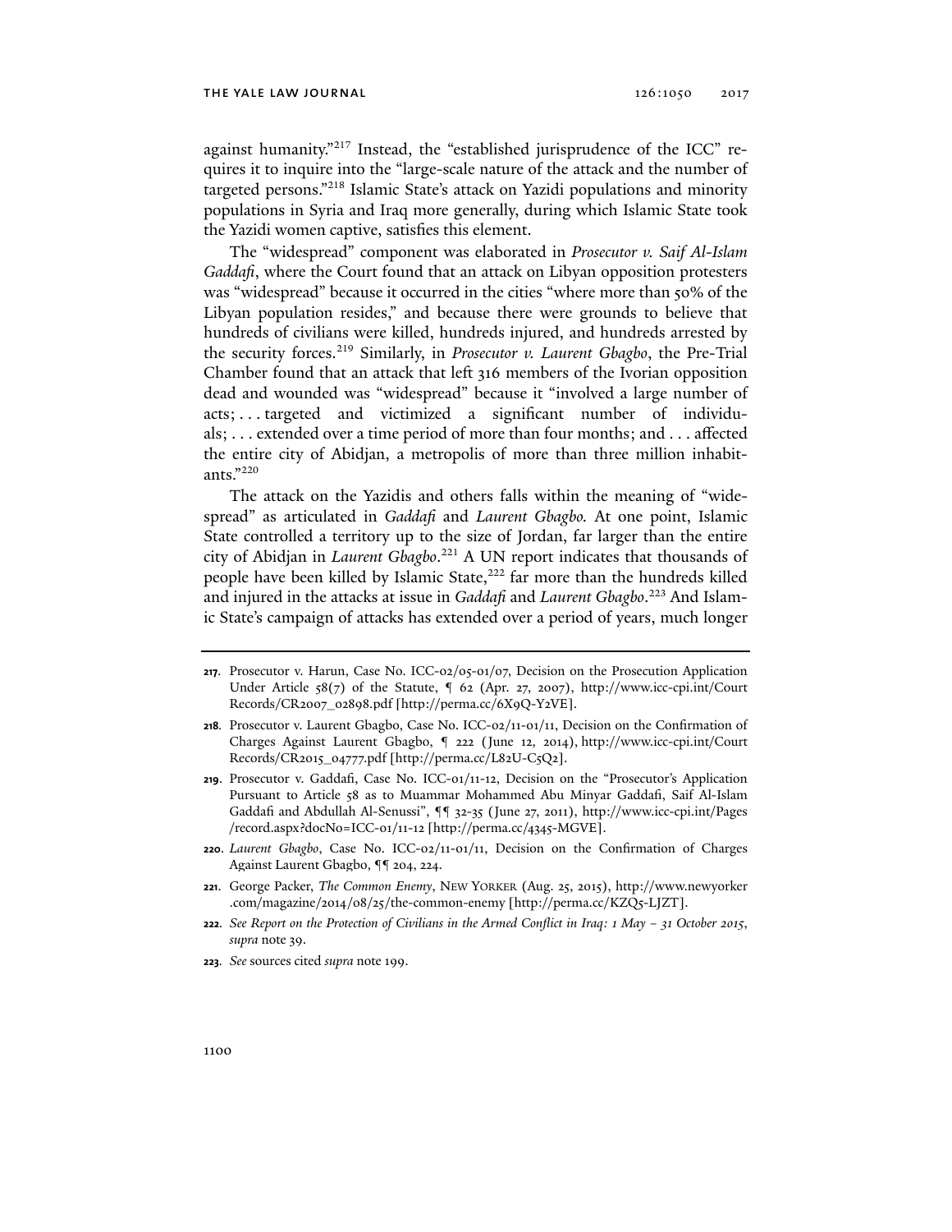against humanity."[217] Instead, the "established jurisprudence of the ICC" requires it to inquire into the "large-scale nature of the attack and the number of targeted persons."[218] Islamic State's attack on Yazidi populations and minority populations in Syria and Iraq more generally, during which Islamic State took the Yazidi women captive, satisfies this element.

The "widespread" component was elaborated in *Prosecutor v. Saif Al-Islam Gaddafi*, where the Court found that an attack on Libyan opposition protesters was "widespread" because it occurred in the cities "where more than 50% of the Libyan population resides," and because there were grounds to believe that hundreds of civilians were killed, hundreds injured, and hundreds arrested by the security forces.[219] Similarly, in *Prosecutor v. Laurent Gbagbo*, the Pre-Trial Chamber found that an attack that left 316 members of the Ivorian opposition dead and wounded was "widespread" because it "involved a large number of acts; . . . targeted and victimized a significant number of individuals; . . . extended over a time period of more than four months; and . . . affected the entire city of Abidjan, a metropolis of more than three million inhabitants."[220]

The attack on the Yazidis and others falls within the meaning of "widespread" as articulated in *Gaddafi* and *Laurent Gbagbo.* At one point, Islamic State controlled a territory up to the size of Jordan, far larger than the entire city of Abidjan in *Laurent Gbagbo*.[221] A UN report indicates that thousands of people have been killed by Islamic State,[222] far more than the hundreds killed and injured in the attacks at issue in *Gaddafi* and *Laurent Gbagbo*.[223] And Islamic State's campaign of attacks has extended over a period of years, much longer

---

**217.** Prosecutor v. Harun, Case No. ICC-02/05-01/07, Decision on the Prosecution Application Under Article 58(7) of the Statute, ¶ 62 (Apr. 27, 2007), http://www.icc-cpi.int/CourtRecords/CR2007_02898.pdf [http://perma.cc/6X9Q-Y2VE].

**218.** Prosecutor v. Laurent Gbagbo, Case No. ICC-02/11-01/11, Decision on the Confirmation of Charges Against Laurent Gbagbo, ¶ 222 (June 12, 2014), http://www.icc-cpi.int/CourtRecords/CR2015_04777.pdf [http://perma.cc/L82U-C5Q2].

**219.** Prosecutor v. Gaddafi, Case No. ICC-01/11-12, Decision on the "Prosecutor's Application Pursuant to Article 58 as to Muammar Mohammed Abu Minyar Gaddafi, Saif Al-Islam Gaddafi and Abdullah Al-Senussi", ¶¶ 32-35 (June 27, 2011), http://www.icc-cpi.int/Pages/record.aspx?docNo=ICC-01/11-12 [http://perma.cc/4345-MGVE].

**220.** *Laurent Gbagbo*, Case No. ICC-02/11-01/11, Decision on the Confirmation of Charges Against Laurent Gbagbo, ¶¶ 204, 224.

**221.** George Packer, *The Common Enemy*, NEW YORKER (Aug. 25, 2015), http://www.newyorker.com/magazine/2014/08/25/the-common-enemy [http://perma.cc/KZQ5-LJZT].

**222.** *See Report on the Protection of Civilians in the Armed Conflict in Iraq: 1 May – 31 October 2015*, *supra* note 39.

**223.** *See* sources cited *supra* note 199.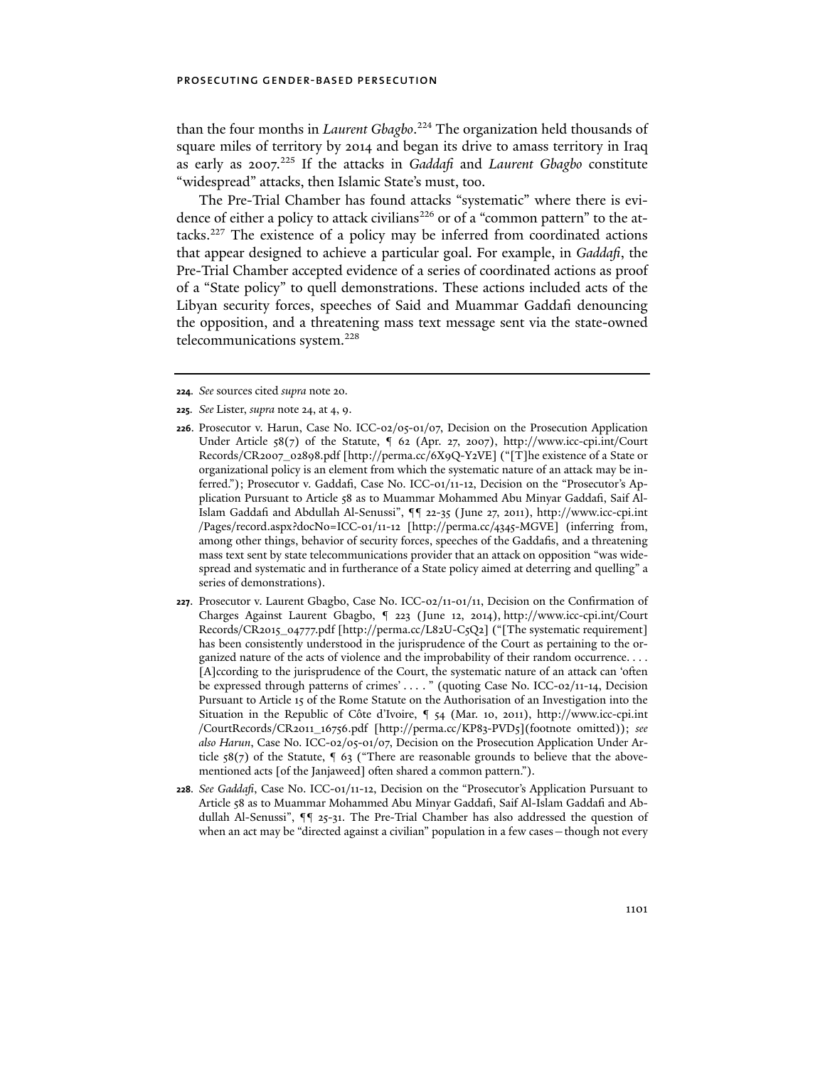than the four months in *Laurent Gbagbo*.[224] The organization held thousands of square miles of territory by 2014 and began its drive to amass territory in Iraq as early as 2007.[225] If the attacks in *Gaddafi* and *Laurent Gbagbo* constitute "widespread" attacks, then Islamic State's must, too.

The Pre-Trial Chamber has found attacks "systematic" where there is evidence of either a policy to attack civilians[226] or of a "common pattern" to the attacks.[227] The existence of a policy may be inferred from coordinated actions that appear designed to achieve a particular goal. For example, in *Gaddafi*, the Pre-Trial Chamber accepted evidence of a series of coordinated actions as proof of a "State policy" to quell demonstrations. These actions included acts of the Libyan security forces, speeches of Said and Muammar Gaddafi denouncing the opposition, and a threatening mass text message sent via the state-owned telecommunications system.[228]

---

**224**. *See* sources cited *supra* note 20.

**225**. *See* Lister, *supra* note 24, at 4, 9.

**226**. Prosecutor v. Harun, Case No. ICC-02/05-01/07, Decision on the Prosecution Application Under Article 58(7) of the Statute, ¶ 62 (Apr. 27, 2007), http://www.icc-cpi.int/Court Records/CR2007_02898.pdf [http://perma.cc/6X9Q-Y2VE] ("[T]he existence of a State or organizational policy is an element from which the systematic nature of an attack may be inferred."); Prosecutor v. Gaddafi, Case No. ICC-01/11-12, Decision on the "Prosecutor's Application Pursuant to Article 58 as to Muammar Mohammed Abu Minyar Gaddafi, Saif Al-Islam Gaddafi and Abdullah Al-Senussi", ¶¶ 22-35 (June 27, 2011), http://www.icc-cpi.int /Pages/record.aspx?docNo=ICC-01/11-12 [http://perma.cc/4345-MGVE] (inferring from, among other things, behavior of security forces, speeches of the Gaddafis, and a threatening mass text sent by state telecommunications provider that an attack on opposition "was widespread and systematic and in furtherance of a State policy aimed at deterring and quelling" a series of demonstrations).

**227**. Prosecutor v. Laurent Gbagbo, Case No. ICC-02/11-01/11, Decision on the Confirmation of Charges Against Laurent Gbagbo, ¶ 223 (June 12, 2014), http://www.icc-cpi.int/Court Records/CR2015_04777.pdf [http://perma.cc/L82U-C5Q2] ("[The systematic requirement] has been consistently understood in the jurisprudence of the Court as pertaining to the organized nature of the acts of violence and the improbability of their random occurrence. . . . [A]ccording to the jurisprudence of the Court, the systematic nature of an attack can 'often be expressed through patterns of crimes' . . . . " (quoting Case No. ICC-02/11-14, Decision Pursuant to Article 15 of the Rome Statute on the Authorisation of an Investigation into the Situation in the Republic of Côte d'Ivoire, ¶ 54 (Mar. 10, 2011), http://www.icc-cpi.int /CourtRecords/CR2011_16756.pdf [http://perma.cc/KP83-PVD5](footnote omitted)); *see also Harun*, Case No. ICC-02/05-01/07, Decision on the Prosecution Application Under Article 58(7) of the Statute, ¶ 63 ("There are reasonable grounds to believe that the abovementioned acts [of the Janjaweed] often shared a common pattern.").

**228**. *See Gaddafi*, Case No. ICC-01/11-12, Decision on the "Prosecutor's Application Pursuant to Article 58 as to Muammar Mohammed Abu Minyar Gaddafi, Saif Al-Islam Gaddafi and Abdullah Al-Senussi", ¶¶ 25-31. The Pre-Trial Chamber has also addressed the question of when an act may be "directed against a civilian" population in a few cases—though not every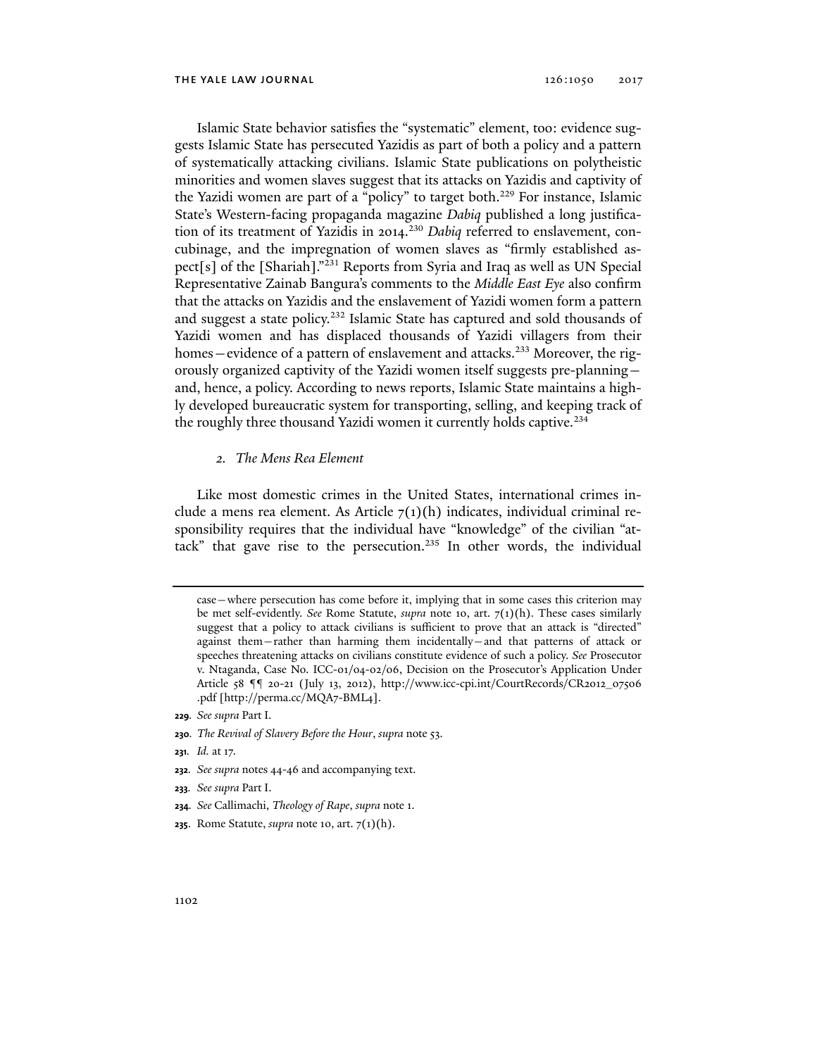Islamic State behavior satisfies the "systematic" element, too: evidence suggests Islamic State has persecuted Yazidis as part of both a policy and a pattern of systematically attacking civilians. Islamic State publications on polytheistic minorities and women slaves suggest that its attacks on Yazidis and captivity of the Yazidi women are part of a "policy" to target both.[229] For instance, Islamic State's Western-facing propaganda magazine *Dabiq* published a long justification of its treatment of Yazidis in 2014.[230] *Dabiq* referred to enslavement, concubinage, and the impregnation of women slaves as "firmly established aspect[s] of the [Shariah]."[231] Reports from Syria and Iraq as well as UN Special Representative Zainab Bangura's comments to the *Middle East Eye* also confirm that the attacks on Yazidis and the enslavement of Yazidi women form a pattern and suggest a state policy.[232] Islamic State has captured and sold thousands of Yazidi women and has displaced thousands of Yazidi villagers from their homes—evidence of a pattern of enslavement and attacks.[233] Moreover, the rigorously organized captivity of the Yazidi women itself suggests pre-planning—and, hence, a policy. According to news reports, Islamic State maintains a highly developed bureaucratic system for transporting, selling, and keeping track of the roughly three thousand Yazidi women it currently holds captive.[234]

#### *2. The Mens Rea Element*

Like most domestic crimes in the United States, international crimes include a mens rea element. As Article 7(1)(h) indicates, individual criminal responsibility requires that the individual have "knowledge" of the civilian "attack" that gave rise to the persecution.[235] In other words, the individual

---

case—where persecution has come before it, implying that in some cases this criterion may be met self-evidently. *See* Rome Statute, *supra* note 10, art. 7(1)(h). These cases similarly suggest that a policy to attack civilians is sufficient to prove that an attack is "directed" against them—rather than harming them incidentally—and that patterns of attack or speeches threatening attacks on civilians constitute evidence of such a policy. *See* Prosecutor v. Ntaganda, Case No. ICC-01/04-02/06, Decision on the Prosecutor's Application Under Article 58 ¶¶ 20-21 (July 13, 2012), http://www.icc-cpi.int/CourtRecords/CR2012_07506.pdf [http://perma.cc/MQA7-BML4].

229. *See supra* Part I.

230. *The Revival of Slavery Before the Hour*, *supra* note 53.

231. *Id.* at 17.

232. *See supra* notes 44-46 and accompanying text.

233. *See supra* Part I.

234. *See* Callimachi, *Theology of Rape*, *supra* note 1.

235. Rome Statute, *supra* note 10, art. 7(1)(h).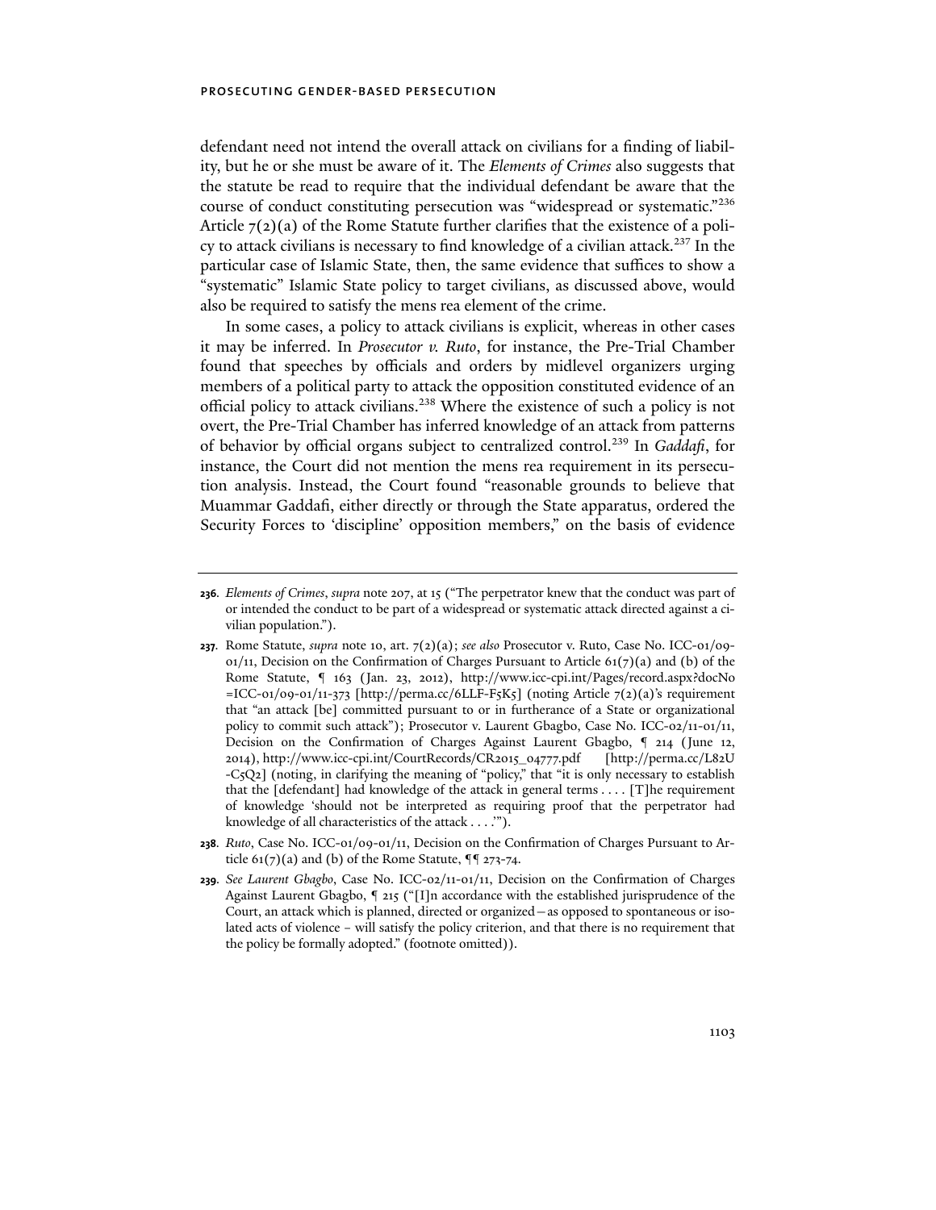defendant need not intend the overall attack on civilians for a finding of liability, but he or she must be aware of it. The *Elements of Crimes* also suggests that the statute be read to require that the individual defendant be aware that the course of conduct constituting persecution was "widespread or systematic."[236] Article 7(2)(a) of the Rome Statute further clarifies that the existence of a policy to attack civilians is necessary to find knowledge of a civilian attack.[237] In the particular case of Islamic State, then, the same evidence that suffices to show a "systematic" Islamic State policy to target civilians, as discussed above, would also be required to satisfy the mens rea element of the crime.

In some cases, a policy to attack civilians is explicit, whereas in other cases it may be inferred. In *Prosecutor v. Ruto*, for instance, the Pre-Trial Chamber found that speeches by officials and orders by midlevel organizers urging members of a political party to attack the opposition constituted evidence of an official policy to attack civilians.[238] Where the existence of such a policy is not overt, the Pre-Trial Chamber has inferred knowledge of an attack from patterns of behavior by official organs subject to centralized control.[239] In *Gaddafi*, for instance, the Court did not mention the mens rea requirement in its persecution analysis. Instead, the Court found "reasonable grounds to believe that Muammar Gaddafi, either directly or through the State apparatus, ordered the Security Forces to 'discipline' opposition members," on the basis of evidence

---

**236.** *Elements of Crimes*, *supra* note 207, at 15 ("The perpetrator knew that the conduct was part of or intended the conduct to be part of a widespread or systematic attack directed against a civilian population.").

**237.** Rome Statute, *supra* note 10, art. 7(2)(a); *see also* Prosecutor v. Ruto, Case No. ICC-01/09-01/11, Decision on the Confirmation of Charges Pursuant to Article 61(7)(a) and (b) of the Rome Statute, ¶ 163 (Jan. 23, 2012), http://www.icc-cpi.int/Pages/record.aspx?docNo=ICC-01/09-01/11-373 [http://perma.cc/6LLF-F5K5] (noting Article 7(2)(a)'s requirement that "an attack [be] committed pursuant to or in furtherance of a State or organizational policy to commit such attack"); Prosecutor v. Laurent Gbagbo, Case No. ICC-02/11-01/11, Decision on the Confirmation of Charges Against Laurent Gbagbo, ¶ 214 (June 12, 2014), http://www.icc-cpi.int/CourtRecords/CR2015_04777.pdf [http://perma.cc/L82U-C5Q2] (noting, in clarifying the meaning of "policy," that "it is only necessary to establish that the [defendant] had knowledge of the attack in general terms . . . . [T]he requirement of knowledge 'should not be interpreted as requiring proof that the perpetrator had knowledge of all characteristics of the attack . . . .'").

**238.** *Ruto*, Case No. ICC-01/09-01/11, Decision on the Confirmation of Charges Pursuant to Article 61(7)(a) and (b) of the Rome Statute, ¶¶ 273-74.

**239.** *See Laurent Gbagbo*, Case No. ICC-02/11-01/11, Decision on the Confirmation of Charges Against Laurent Gbagbo, ¶ 215 ("[I]n accordance with the established jurisprudence of the Court, an attack which is planned, directed or organized—as opposed to spontaneous or isolated acts of violence – will satisfy the policy criterion, and that there is no requirement that the policy be formally adopted." (footnote omitted)).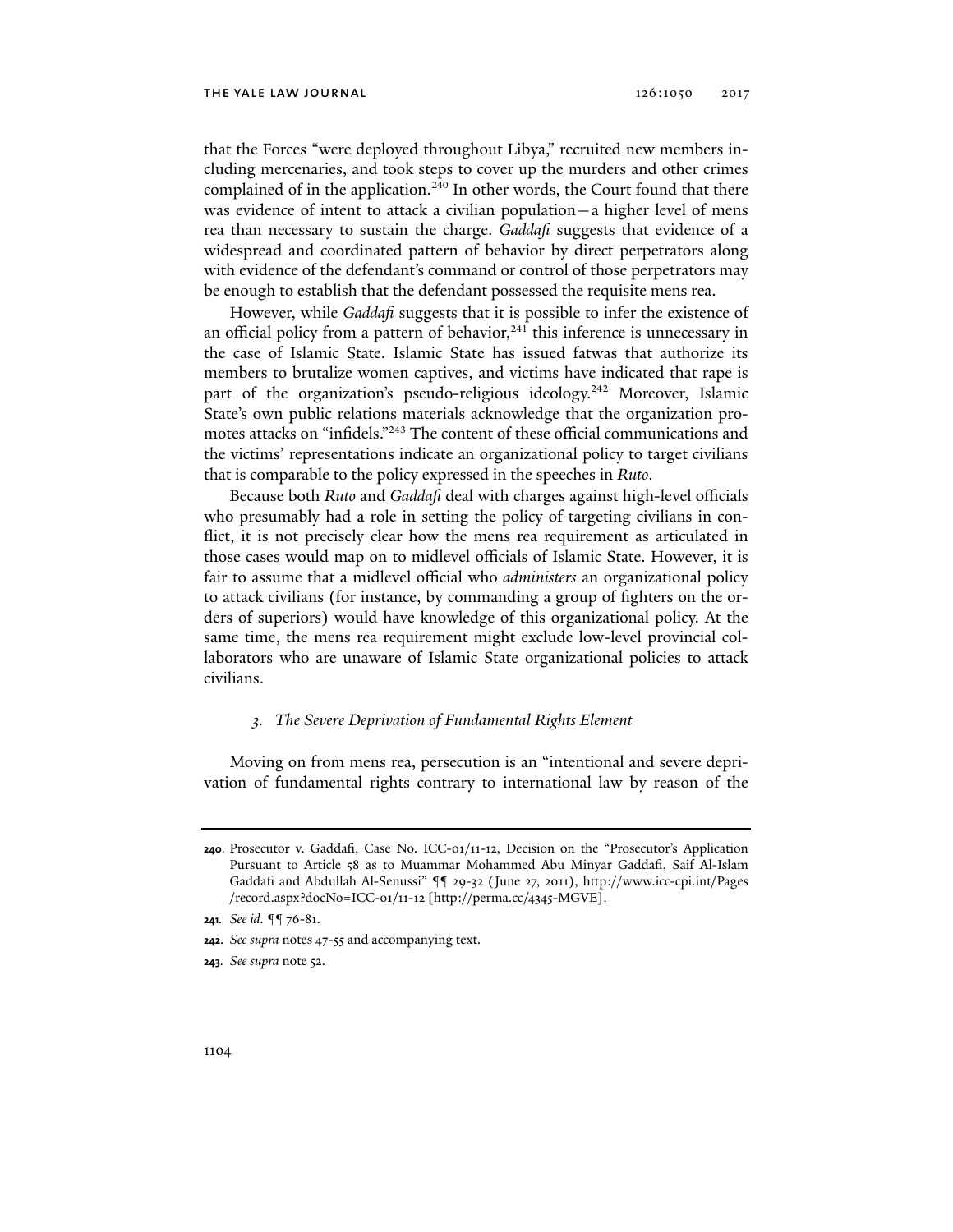that the Forces "were deployed throughout Libya," recruited new members including mercenaries, and took steps to cover up the murders and other crimes complained of in the application.[240] In other words, the Court found that there was evidence of intent to attack a civilian population—a higher level of mens rea than necessary to sustain the charge. *Gaddafi* suggests that evidence of a widespread and coordinated pattern of behavior by direct perpetrators along with evidence of the defendant's command or control of those perpetrators may be enough to establish that the defendant possessed the requisite mens rea.

However, while *Gaddafi* suggests that it is possible to infer the existence of an official policy from a pattern of behavior,[241] this inference is unnecessary in the case of Islamic State. Islamic State has issued fatwas that authorize its members to brutalize women captives, and victims have indicated that rape is part of the organization's pseudo-religious ideology.[242] Moreover, Islamic State's own public relations materials acknowledge that the organization promotes attacks on "infidels."[243] The content of these official communications and the victims' representations indicate an organizational policy to target civilians that is comparable to the policy expressed in the speeches in *Ruto*.

Because both *Ruto* and *Gaddafi* deal with charges against high-level officials who presumably had a role in setting the policy of targeting civilians in conflict, it is not precisely clear how the mens rea requirement as articulated in those cases would map on to midlevel officials of Islamic State. However, it is fair to assume that a midlevel official who *administers* an organizational policy to attack civilians (for instance, by commanding a group of fighters on the orders of superiors) would have knowledge of this organizational policy. At the same time, the mens rea requirement might exclude low-level provincial collaborators who are unaware of Islamic State organizational policies to attack civilians.

### *3. The Severe Deprivation of Fundamental Rights Element*

Moving on from mens rea, persecution is an "intentional and severe deprivation of fundamental rights contrary to international law by reason of the

---

**240**. Prosecutor v. Gaddafi, Case No. ICC-01/11-12, Decision on the "Prosecutor's Application Pursuant to Article 58 as to Muammar Mohammed Abu Minyar Gaddafi, Saif Al-Islam Gaddafi and Abdullah Al-Senussi" ¶¶ 29-32 (June 27, 2011), http://www.icc-cpi.int/Pages/record.aspx?docNo=ICC-01/11-12 [http://perma.cc/4345-MGVE].

**241**. *See id.* ¶¶ 76-81.

**242**. *See supra* notes 47-55 and accompanying text.

**243**. *See supra* note 52.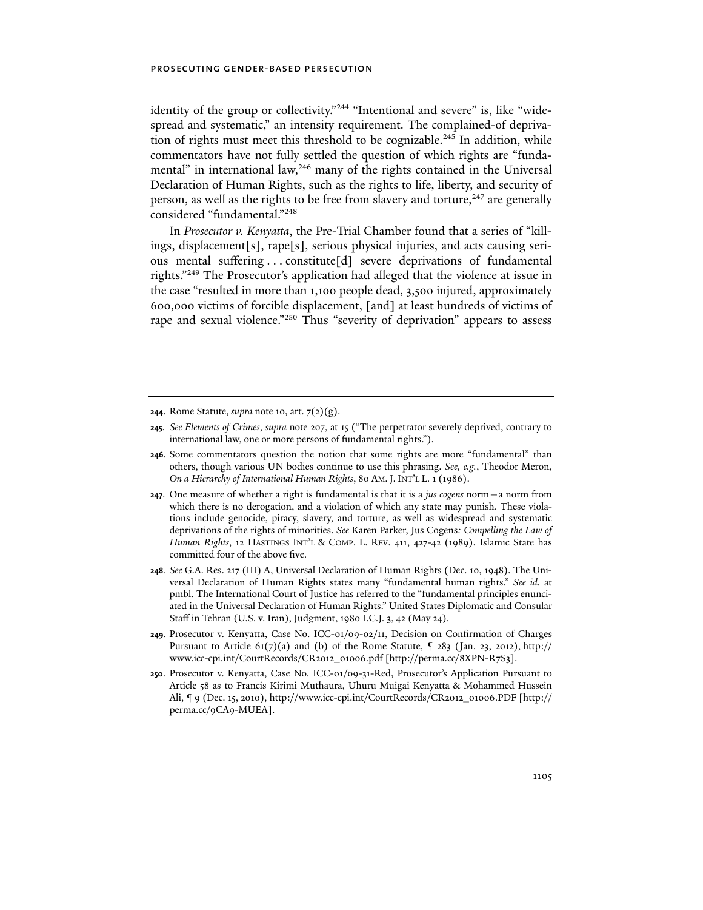identity of the group or collectivity."[244] "Intentional and severe" is, like "widespread and systematic," an intensity requirement. The complained-of deprivation of rights must meet this threshold to be cognizable.[245] In addition, while commentators have not fully settled the question of which rights are "fundamental" in international law,[246] many of the rights contained in the Universal Declaration of Human Rights, such as the rights to life, liberty, and security of person, as well as the rights to be free from slavery and torture,[247] are generally considered "fundamental."[248]

In *Prosecutor v. Kenyatta*, the Pre-Trial Chamber found that a series of "killings, displacement[s], rape[s], serious physical injuries, and acts causing serious mental suffering . . . constitute[d] severe deprivations of fundamental rights."[249] The Prosecutor's application had alleged that the violence at issue in the case "resulted in more than 1,100 people dead, 3,500 injured, approximately 600,000 victims of forcible displacement, [and] at least hundreds of victims of rape and sexual violence."[250] Thus "severity of deprivation" appears to assess

---

**244**. Rome Statute, *supra* note 10, art. 7(2)(g).

**245**. *See Elements of Crimes*, *supra* note 207, at 15 ("The perpetrator severely deprived, contrary to international law, one or more persons of fundamental rights.").

**246**. Some commentators question the notion that some rights are more "fundamental" than others, though various UN bodies continue to use this phrasing. *See, e.g.*, Theodor Meron, *On a Hierarchy of International Human Rights*, 80 AM. J. INT'L L. 1 (1986).

**247**. One measure of whether a right is fundamental is that it is a *jus cogens* norm—a norm from which there is no derogation, and a violation of which any state may punish. These violations include genocide, piracy, slavery, and torture, as well as widespread and systematic deprivations of the rights of minorities. *See* Karen Parker, Jus Cogens*: Compelling the Law of Human Rights*, 12 HASTINGS INT'L & COMP. L. REV. 411, 427-42 (1989). Islamic State has committed four of the above five.

**248**. *See* G.A. Res. 217 (III) A, Universal Declaration of Human Rights (Dec. 10, 1948). The Universal Declaration of Human Rights states many "fundamental human rights." *See id.* at pmbl. The International Court of Justice has referred to the "fundamental principles enunciated in the Universal Declaration of Human Rights." United States Diplomatic and Consular Staff in Tehran (U.S. v. Iran), Judgment, 1980 I.C.J. 3, 42 (May 24).

**249**. Prosecutor v. Kenyatta, Case No. ICC-01/09-02/11, Decision on Confirmation of Charges Pursuant to Article 61(7)(a) and (b) of the Rome Statute, ¶ 283 (Jan. 23, 2012), http://www.icc-cpi.int/CourtRecords/CR2012_01006.pdf [http://perma.cc/8XPN-R7S3].

**250**. Prosecutor v. Kenyatta, Case No. ICC-01/09-31-Red, Prosecutor's Application Pursuant to Article 58 as to Francis Kirimi Muthaura, Uhuru Muigai Kenyatta & Mohammed Hussein Ali, ¶ 9 (Dec. 15, 2010), http://www.icc-cpi.int/CourtRecords/CR2012_01006.PDF [http://perma.cc/9CA9-MUEA].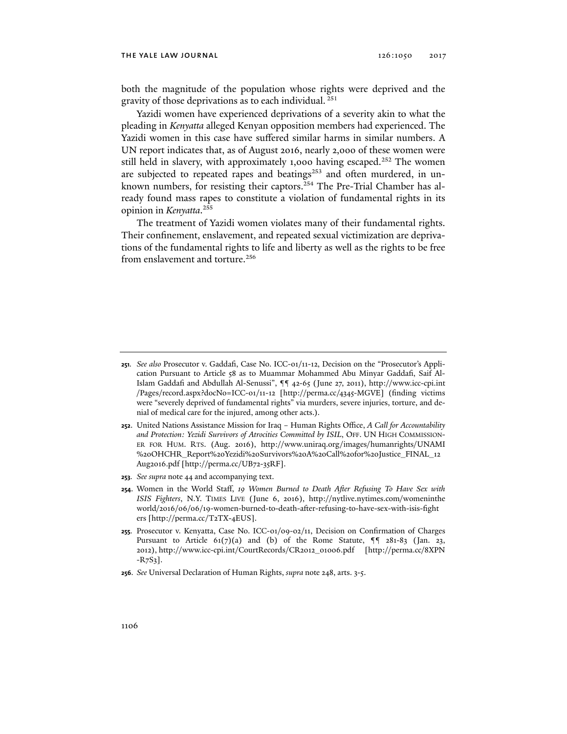both the magnitude of the population whose rights were deprived and the gravity of those deprivations as to each individual.[251]

Yazidi women have experienced deprivations of a severity akin to what the pleading in *Kenyatta* alleged Kenyan opposition members had experienced. The Yazidi women in this case have suffered similar harms in similar numbers. A UN report indicates that, as of August 2016, nearly 2,000 of these women were still held in slavery, with approximately 1,000 having escaped.[252] The women are subjected to repeated rapes and beatings[253] and often murdered, in unknown numbers, for resisting their captors.[254] The Pre-Trial Chamber has already found mass rapes to constitute a violation of fundamental rights in its opinion in *Kenyatta*.[255]

The treatment of Yazidi women violates many of their fundamental rights. Their confinement, enslavement, and repeated sexual victimization are deprivations of the fundamental rights to life and liberty as well as the rights to be free from enslavement and torture.[256]

---

**251.** *See also* Prosecutor v. Gaddafi, Case No. ICC-01/11-12, Decision on the "Prosecutor's Application Pursuant to Article 58 as to Muammar Mohammed Abu Minyar Gaddafi, Saif Al-Islam Gaddafi and Abdullah Al-Senussi", ¶¶ 42-65 (June 27, 2011), http://www.icc-cpi.int/Pages/record.aspx?docNo=ICC-01/11-12 [http://perma.cc/4345-MGVE] (finding victims were "severely deprived of fundamental rights" via murders, severe injuries, torture, and denial of medical care for the injured, among other acts.).

**252.** United Nations Assistance Mission for Iraq – Human Rights Office, *A Call for Accountability and Protection: Yezidi Survivors of Atrocities Committed by ISIL*, OFF. UN HIGH COMMISSIONER FOR HUM. RTS. (Aug. 2016), http://www.uniraq.org/images/humanrights/UNAMI%20OHCHR_Report%20Yezidi%20Survivors%20A%20Call%20for%20Justice_FINAL_12Aug2016.pdf [http://perma.cc/UB72-35RF].

**253.** *See supra* note 44 and accompanying text.

**254.** Women in the World Staff, *19 Women Burned to Death After Refusing To Have Sex with ISIS Fighters*, N.Y. TIMES LIVE (June 6, 2016), http://nytlive.nytimes.com/womenintheworld/2016/06/06/19-women-burned-to-death-after-refusing-to-have-sex-with-isis-fighters [http://perma.cc/T2TX-4EUS].

**255.** Prosecutor v. Kenyatta, Case No. ICC-01/09-02/11, Decision on Confirmation of Charges Pursuant to Article 61(7)(a) and (b) of the Rome Statute, ¶¶ 281-83 (Jan. 23, 2012), http://www.icc-cpi.int/CourtRecords/CR2012_01006.pdf [http://perma.cc/8XPN-R7S3].

**256.** *See* Universal Declaration of Human Rights, *supra* note 248, arts. 3-5.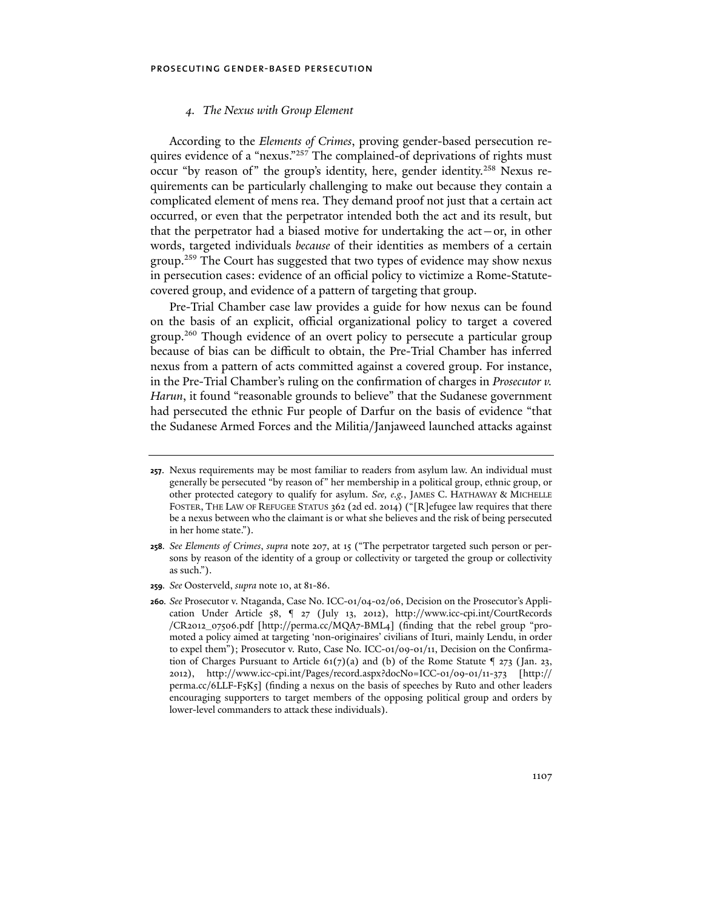### 4. *The Nexus with Group Element*

According to the *Elements of Crimes*, proving gender-based persecution requires evidence of a "nexus."[257] The complained-of deprivations of rights must occur "by reason of" the group's identity, here, gender identity.[258] Nexus requirements can be particularly challenging to make out because they contain a complicated element of mens rea. They demand proof not just that a certain act occurred, or even that the perpetrator intended both the act and its result, but that the perpetrator had a biased motive for undertaking the act—or, in other words, targeted individuals *because* of their identities as members of a certain group.[259] The Court has suggested that two types of evidence may show nexus in persecution cases: evidence of an official policy to victimize a Rome-Statute-covered group, and evidence of a pattern of targeting that group.

Pre-Trial Chamber case law provides a guide for how nexus can be found on the basis of an explicit, official organizational policy to target a covered group.[260] Though evidence of an overt policy to persecute a particular group because of bias can be difficult to obtain, the Pre-Trial Chamber has inferred nexus from a pattern of acts committed against a covered group. For instance, in the Pre-Trial Chamber's ruling on the confirmation of charges in *Prosecutor v. Harun*, it found "reasonable grounds to believe" that the Sudanese government had persecuted the ethnic Fur people of Darfur on the basis of evidence "that the Sudanese Armed Forces and the Militia/Janjaweed launched attacks against

---

**257.** Nexus requirements may be most familiar to readers from asylum law. An individual must generally be persecuted "by reason of" her membership in a political group, ethnic group, or other protected category to qualify for asylum. *See, e.g.*, JAMES C. HATHAWAY & MICHELLE FOSTER, THE LAW OF REFUGEE STATUS 362 (2d ed. 2014) ("[R]efugee law requires that there be a nexus between who the claimant is or what she believes and the risk of being persecuted in her home state.").

**258.** *See Elements of Crimes*, *supra* note 207, at 15 ("The perpetrator targeted such person or persons by reason of the identity of a group or collectivity or targeted the group or collectivity as such.").

**259.** *See* Oosterveld, *supra* note 10, at 81-86.

**260.** *See* Prosecutor v. Ntaganda, Case No. ICC-01/04-02/06, Decision on the Prosecutor's Application Under Article 58, ¶ 27 (July 13, 2012), http://www.icc-cpi.int/CourtRecords/CR2012_07506.pdf [http://perma.cc/MQA7-BML4] (finding that the rebel group "promoted a policy aimed at targeting 'non-originaires' civilians of Ituri, mainly Lendu, in order to expel them"); Prosecutor v. Ruto, Case No. ICC-01/09-01/11, Decision on the Confirmation of Charges Pursuant to Article 61(7)(a) and (b) of the Rome Statute ¶ 273 (Jan. 23, 2012), http://www.icc-cpi.int/Pages/record.aspx?docNo=ICC-01/09-01/11-373 [http://perma.cc/6LLF-F5K5] (finding a nexus on the basis of speeches by Ruto and other leaders encouraging supporters to target members of the opposing political group and orders by lower-level commanders to attack these individuals).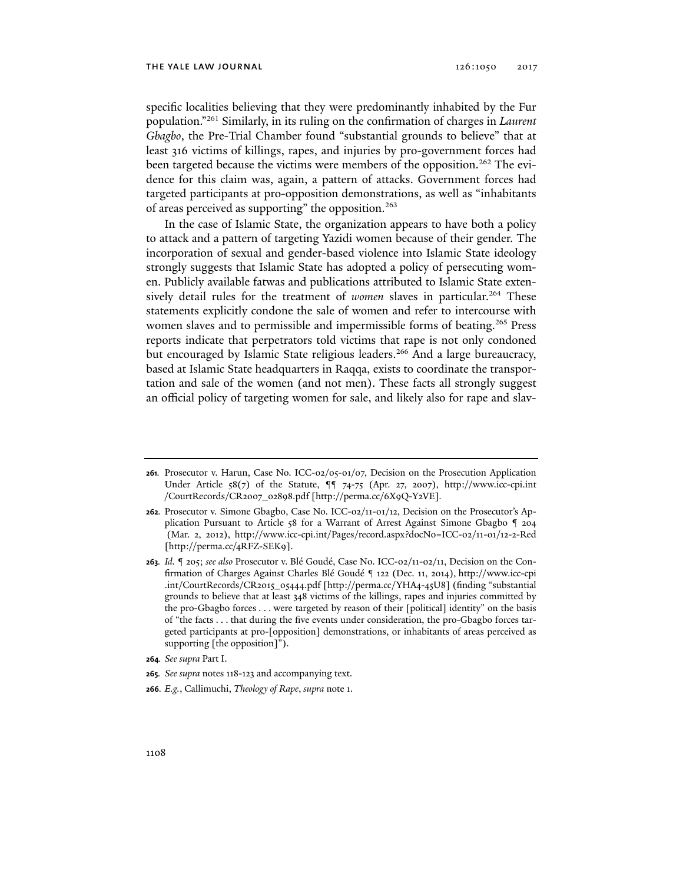specific localities believing that they were predominantly inhabited by the Fur population."[261] Similarly, in its ruling on the confirmation of charges in *Laurent Gbagbo*, the Pre-Trial Chamber found "substantial grounds to believe" that at least 316 victims of killings, rapes, and injuries by pro-government forces had been targeted because the victims were members of the opposition.[262] The evidence for this claim was, again, a pattern of attacks. Government forces had targeted participants at pro-opposition demonstrations, as well as "inhabitants of areas perceived as supporting" the opposition.[263]

In the case of Islamic State, the organization appears to have both a policy to attack and a pattern of targeting Yazidi women because of their gender. The incorporation of sexual and gender-based violence into Islamic State ideology strongly suggests that Islamic State has adopted a policy of persecuting women. Publicly available fatwas and publications attributed to Islamic State extensively detail rules for the treatment of *women* slaves in particular.[264] These statements explicitly condone the sale of women and refer to intercourse with women slaves and to permissible and impermissible forms of beating.[265] Press reports indicate that perpetrators told victims that rape is not only condoned but encouraged by Islamic State religious leaders.[266] And a large bureaucracy, based at Islamic State headquarters in Raqqa, exists to coordinate the transportation and sale of the women (and not men). These facts all strongly suggest an official policy of targeting women for sale, and likely also for rape and slav-

---

**261.** Prosecutor v. Harun, Case No. ICC-02/05-01/07, Decision on the Prosecution Application Under Article 58(7) of the Statute, ¶¶ 74-75 (Apr. 27, 2007), http://www.icc-cpi.int/CourtRecords/CR2007_02898.pdf [http://perma.cc/6X9Q-Y2VE].

**262.** Prosecutor v. Simone Gbagbo, Case No. ICC-02/11-01/12, Decision on the Prosecutor's Application Pursuant to Article 58 for a Warrant of Arrest Against Simone Gbagbo ¶ 204 (Mar. 2, 2012), http://www.icc-cpi.int/Pages/record.aspx?docNo=ICC-02/11-01/12-2-Red [http://perma.cc/4RFZ-SEK9].

**263.** *Id.* ¶ 205; *see also* Prosecutor v. Blé Goudé, Case No. ICC-02/11-02/11, Decision on the Confirmation of Charges Against Charles Blé Goudé ¶ 122 (Dec. 11, 2014), http://www.icc-cpi.int/CourtRecords/CR2015_05444.pdf [http://perma.cc/YHA4-45U8] (finding "substantial grounds to believe that at least 348 victims of the killings, rapes and injuries committed by the pro-Gbagbo forces . . . were targeted by reason of their [political] identity" on the basis of "the facts . . . that during the five events under consideration, the pro-Gbagbo forces targeted participants at pro-[opposition] demonstrations, or inhabitants of areas perceived as supporting [the opposition]").

**264.** *See supra* Part I.

**265.** *See supra* notes 118-123 and accompanying text.

**266.** *E.g.*, Callimuchi, *Theology of Rape*, *supra* note 1.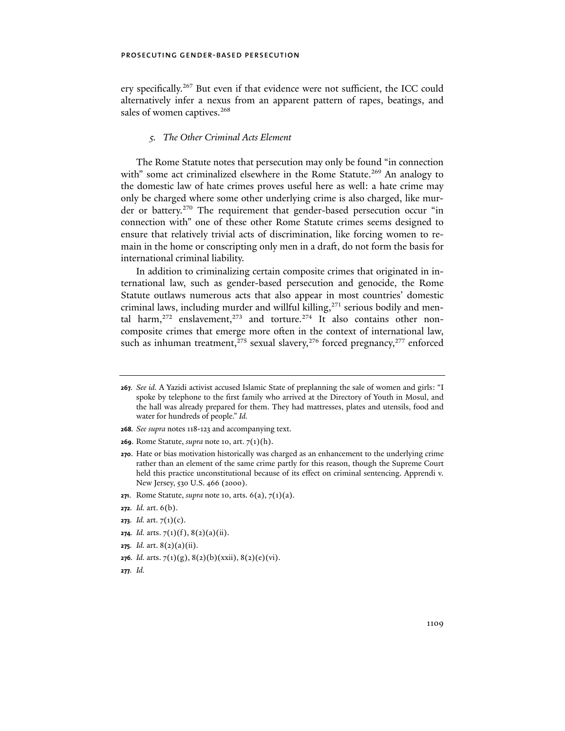ery specifically.[267] But even if that evidence were not sufficient, the ICC could alternatively infer a nexus from an apparent pattern of rapes, beatings, and sales of women captives.[268]

### *5. The Other Criminal Acts Element*

The Rome Statute notes that persecution may only be found "in connection with" some act criminalized elsewhere in the Rome Statute.[269] An analogy to the domestic law of hate crimes proves useful here as well: a hate crime may only be charged where some other underlying crime is also charged, like murder or battery.[270] The requirement that gender-based persecution occur "in connection with" one of these other Rome Statute crimes seems designed to ensure that relatively trivial acts of discrimination, like forcing women to remain in the home or conscripting only men in a draft, do not form the basis for international criminal liability.

In addition to criminalizing certain composite crimes that originated in international law, such as gender-based persecution and genocide, the Rome Statute outlaws numerous acts that also appear in most countries' domestic criminal laws, including murder and willful killing,[271] serious bodily and mental harm,[272] enslavement,[273] and torture.[274] It also contains other non-composite crimes that emerge more often in the context of international law, such as inhuman treatment,[275] sexual slavery,[276] forced pregnancy,[277] enforced

---

**267.** *See id.* A Yazidi activist accused Islamic State of preplanning the sale of women and girls: "I spoke by telephone to the first family who arrived at the Directory of Youth in Mosul, and the hall was already prepared for them. They had mattresses, plates and utensils, food and water for hundreds of people." *Id.*

**268.** *See supra* notes 118-123 and accompanying text.

**269.** Rome Statute, *supra* note 10, art. 7(1)(h).

**270.** Hate or bias motivation historically was charged as an enhancement to the underlying crime rather than an element of the same crime partly for this reason, though the Supreme Court held this practice unconstitutional because of its effect on criminal sentencing. Apprendi v. New Jersey, 530 U.S. 466 (2000).

**271.** Rome Statute, *supra* note 10, arts. 6(a), 7(1)(a).

**272.** *Id.* art. 6(b).

**273.** *Id.* art. 7(1)(c).

**274.** *Id.* arts. 7(1)(f), 8(2)(a)(ii).

**275.** *Id.* art. 8(2)(a)(ii).

**276.** *Id.* arts. 7(1)(g), 8(2)(b)(xxii), 8(2)(e)(vi).

**277.** *Id.*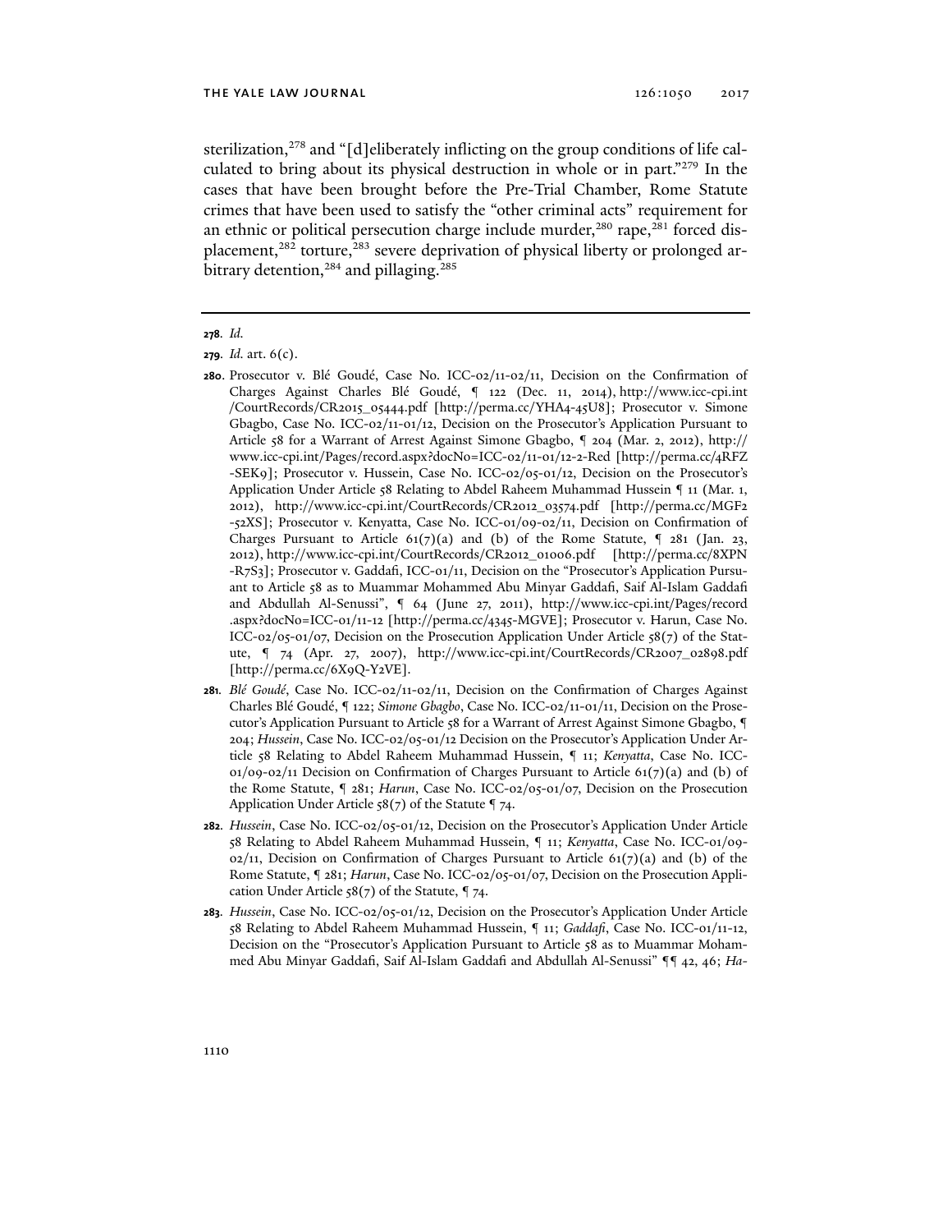sterilization,[278] and "[d]eliberately inflicting on the group conditions of life calculated to bring about its physical destruction in whole or in part."[279] In the cases that have been brought before the Pre-Trial Chamber, Rome Statute crimes that have been used to satisfy the "other criminal acts" requirement for an ethnic or political persecution charge include murder,[280] rape,[281] forced displacement,[282] torture,[283] severe deprivation of physical liberty or prolonged arbitrary detention,[284] and pillaging.[285]

---

**278.** *Id.*

**279.** *Id.* art. 6(c).

**280.** Prosecutor v. Blé Goudé, Case No. ICC-02/11-02/11, Decision on the Confirmation of Charges Against Charles Blé Goudé, ¶ 122 (Dec. 11, 2014), http://www.icc-cpi.int/CourtRecords/CR2015_05444.pdf [http://perma.cc/YHA4-45U8]; Prosecutor v. Simone Gbagbo, Case No. ICC-02/11-01/12, Decision on the Prosecutor's Application Pursuant to Article 58 for a Warrant of Arrest Against Simone Gbagbo, ¶ 204 (Mar. 2, 2012), http://www.icc-cpi.int/Pages/record.aspx?docNo=ICC-02/11-01/12-2-Red [http://perma.cc/4RFZ-SEK9]; Prosecutor v. Hussein, Case No. ICC-02/05-01/12, Decision on the Prosecutor's Application Under Article 58 Relating to Abdel Raheem Muhammad Hussein ¶ 11 (Mar. 1, 2012), http://www.icc-cpi.int/CourtRecords/CR2012_03574.pdf [http://perma.cc/MGF2-52XS]; Prosecutor v. Kenyatta, Case No. ICC-01/09-02/11, Decision on Confirmation of Charges Pursuant to Article 61(7)(a) and (b) of the Rome Statute, ¶ 281 (Jan. 23, 2012), http://www.icc-cpi.int/CourtRecords/CR2012_01006.pdf [http://perma.cc/8XPN-R7S3]; Prosecutor v. Gaddafi, ICC-01/11, Decision on the "Prosecutor's Application Pursuant to Article 58 as to Muammar Mohammed Abu Minyar Gaddafi, Saif Al-Islam Gaddafi and Abdullah Al-Senussi", ¶ 64 (June 27, 2011), http://www.icc-cpi.int/Pages/record.aspx?docNo=ICC-01/11-12 [http://perma.cc/4345-MGVE]; Prosecutor v. Harun, Case No. ICC-02/05-01/07, Decision on the Prosecution Application Under Article 58(7) of the Statute, ¶ 74 (Apr. 27, 2007), http://www.icc-cpi.int/CourtRecords/CR2007_02898.pdf [http://perma.cc/6X9Q-Y2VE].

**281.** *Blé Goudé*, Case No. ICC-02/11-02/11, Decision on the Confirmation of Charges Against Charles Blé Goudé, ¶ 122; *Simone Gbagbo*, Case No. ICC-02/11-01/11, Decision on the Prosecutor's Application Pursuant to Article 58 for a Warrant of Arrest Against Simone Gbagbo, ¶ 204; *Hussein*, Case No. ICC-02/05-01/12 Decision on the Prosecutor's Application Under Article 58 Relating to Abdel Raheem Muhammad Hussein, ¶ 11; *Kenyatta*, Case No. ICC-01/09-02/11 Decision on Confirmation of Charges Pursuant to Article 61(7)(a) and (b) of the Rome Statute, ¶ 281; *Harun*, Case No. ICC-02/05-01/07, Decision on the Prosecution Application Under Article 58(7) of the Statute ¶ 74.

**282.** *Hussein*, Case No. ICC-02/05-01/12, Decision on the Prosecutor's Application Under Article 58 Relating to Abdel Raheem Muhammad Hussein, ¶ 11; *Kenyatta*, Case No. ICC-01/09-02/11, Decision on Confirmation of Charges Pursuant to Article 61(7)(a) and (b) of the Rome Statute, ¶ 281; *Harun*, Case No. ICC-02/05-01/07, Decision on the Prosecution Application Under Article 58(7) of the Statute, ¶ 74.

**283.** *Hussein*, Case No. ICC-02/05-01/12, Decision on the Prosecutor's Application Under Article 58 Relating to Abdel Raheem Muhammad Hussein, ¶ 11; *Gaddafi*, Case No. ICC-01/11-12, Decision on the "Prosecutor's Application Pursuant to Article 58 as to Muammar Mohammed Abu Minyar Gaddafi, Saif Al-Islam Gaddafi and Abdullah Al-Senussi" ¶¶ 42, 46; *Ha-*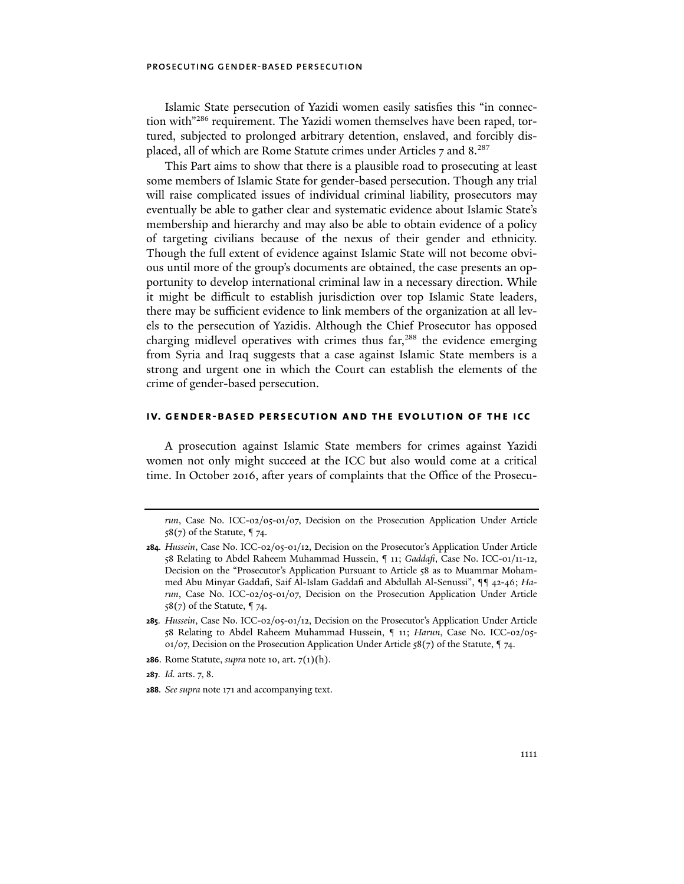Islamic State persecution of Yazidi women easily satisfies this "in connection with"[286] requirement. The Yazidi women themselves have been raped, tortured, subjected to prolonged arbitrary detention, enslaved, and forcibly displaced, all of which are Rome Statute crimes under Articles 7 and 8.[287]

This Part aims to show that there is a plausible road to prosecuting at least some members of Islamic State for gender-based persecution. Though any trial will raise complicated issues of individual criminal liability, prosecutors may eventually be able to gather clear and systematic evidence about Islamic State's membership and hierarchy and may also be able to obtain evidence of a policy of targeting civilians because of the nexus of their gender and ethnicity. Though the full extent of evidence against Islamic State will not become obvious until more of the group's documents are obtained, the case presents an opportunity to develop international criminal law in a necessary direction. While it might be difficult to establish jurisdiction over top Islamic State leaders, there may be sufficient evidence to link members of the organization at all levels to the persecution of Yazidis. Although the Chief Prosecutor has opposed charging midlevel operatives with crimes thus far,[288] the evidence emerging from Syria and Iraq suggests that a case against Islamic State members is a strong and urgent one in which the Court can establish the elements of the crime of gender-based persecution.

## IV. GENDER-BASED PERSECUTION AND THE EVOLUTION OF THE ICC

A prosecution against Islamic State members for crimes against Yazidi women not only might succeed at the ICC but also would come at a critical time. In October 2016, after years of complaints that the Office of the Prosecu-

---

*run*, Case No. ICC-02/05-01/07, Decision on the Prosecution Application Under Article 58(7) of the Statute, ¶ 74.

**284.** *Hussein*, Case No. ICC-02/05-01/12, Decision on the Prosecutor's Application Under Article 58 Relating to Abdel Raheem Muhammad Hussein, ¶ 11; *Gaddafi*, Case No. ICC-01/11-12, Decision on the "Prosecutor's Application Pursuant to Article 58 as to Muammar Mohammed Abu Minyar Gaddafi, Saif Al-Islam Gaddafi and Abdullah Al-Senussi", ¶¶ 42-46; *Harun*, Case No. ICC-02/05-01/07, Decision on the Prosecution Application Under Article 58(7) of the Statute, ¶ 74.

**285.** *Hussein*, Case No. ICC-02/05-01/12, Decision on the Prosecutor's Application Under Article 58 Relating to Abdel Raheem Muhammad Hussein, ¶ 11; *Harun*, Case No. ICC-02/05-01/07, Decision on the Prosecution Application Under Article 58(7) of the Statute, ¶ 74.

**286.** Rome Statute, *supra* note 10, art. 7(1)(h).

**287.** *Id.* arts. 7, 8.

**288.** *See supra* note 171 and accompanying text.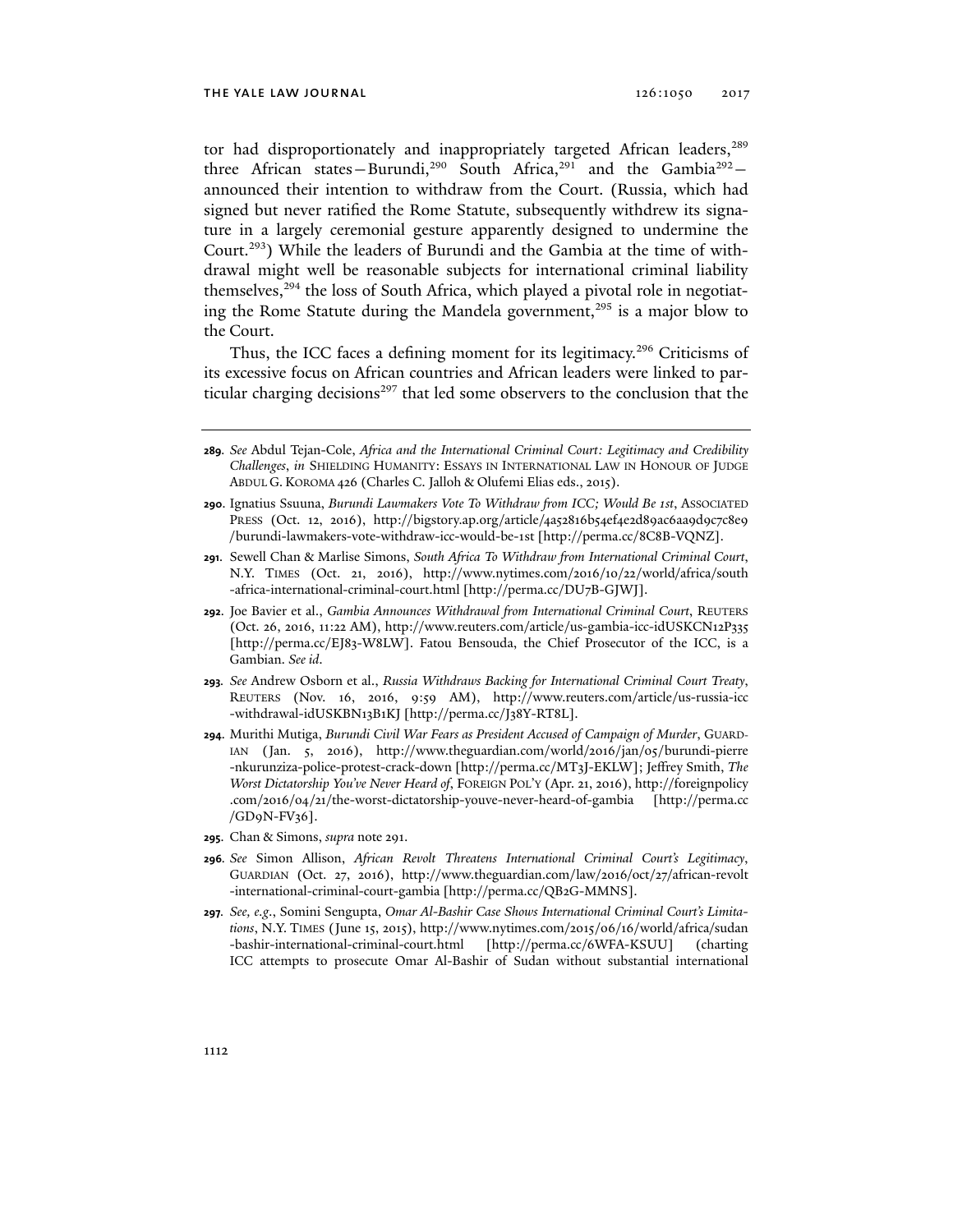tor had disproportionately and inappropriately targeted African leaders,[289] three African states—Burundi,[290] South Africa,[291] and the Gambia[292]—announced their intention to withdraw from the Court. (Russia, which had signed but never ratified the Rome Statute, subsequently withdrew its signature in a largely ceremonial gesture apparently designed to undermine the Court.[293]) While the leaders of Burundi and the Gambia at the time of withdrawal might well be reasonable subjects for international criminal liability themselves,[294] the loss of South Africa, which played a pivotal role in negotiating the Rome Statute during the Mandela government,[295] is a major blow to the Court.

Thus, the ICC faces a defining moment for its legitimacy.[296] Criticisms of its excessive focus on African countries and African leaders were linked to particular charging decisions[297] that led some observers to the conclusion that the

---

**289.** *See* Abdul Tejan-Cole, *Africa and the International Criminal Court: Legitimacy and Credibility Challenges*, *in* SHIELDING HUMANITY: ESSAYS IN INTERNATIONAL LAW IN HONOUR OF JUDGE ABDUL G. KOROMA 426 (Charles C. Jalloh & Olufemi Elias eds., 2015).

**290.** Ignatius Ssuuna, *Burundi Lawmakers Vote To Withdraw from ICC; Would Be 1st*, ASSOCIATED PRESS (Oct. 12, 2016), http://bigstory.ap.org/article/4a52816b54ef4e2d89ac6aa9d9c7c8e9/burundi-lawmakers-vote-withdraw-icc-would-be-1st [http://perma.cc/8C8B-VQNZ].

**291.** Sewell Chan & Marlise Simons, *South Africa To Withdraw from International Criminal Court*, N.Y. TIMES (Oct. 21, 2016), http://www.nytimes.com/2016/10/22/world/africa/south-africa-international-criminal-court.html [http://perma.cc/DU7B-GJWJ].

**292.** Joe Bavier et al., *Gambia Announces Withdrawal from International Criminal Court*, REUTERS (Oct. 26, 2016, 11:22 AM), http://www.reuters.com/article/us-gambia-icc-idUSKCN12P335 [http://perma.cc/EJ83-W8LW]. Fatou Bensouda, the Chief Prosecutor of the ICC, is a Gambian. *See id.*

**293.** *See* Andrew Osborn et al., *Russia Withdraws Backing for International Criminal Court Treaty*, REUTERS (Nov. 16, 2016, 9:59 AM), http://www.reuters.com/article/us-russia-icc-withdrawal-idUSKBN13B1KJ [http://perma.cc/J38Y-RT8L].

**294.** Murithi Mutiga, *Burundi Civil War Fears as President Accused of Campaign of Murder*, GUARDIAN (Jan. 5, 2016), http://www.theguardian.com/world/2016/jan/05/burundi-pierre-nkurunziza-police-protest-crack-down [http://perma.cc/MT3J-EKLW]; Jeffrey Smith, *The Worst Dictatorship You've Never Heard of*, FOREIGN POL'Y (Apr. 21, 2016), http://foreignpolicy.com/2016/04/21/the-worst-dictatorship-youve-never-heard-of-gambia [http://perma.cc/GD9N-FV36].

**295.** Chan & Simons, *supra* note 291.

**296.** *See* Simon Allison, *African Revolt Threatens International Criminal Court's Legitimacy*, GUARDIAN (Oct. 27, 2016), http://www.theguardian.com/law/2016/oct/27/african-revolt-international-criminal-court-gambia [http://perma.cc/QB2G-MMNS].

**297.** *See, e.g.*, Somini Sengupta, *Omar Al-Bashir Case Shows International Criminal Court's Limitations*, N.Y. TIMES (June 15, 2015), http://www.nytimes.com/2015/06/16/world/africa/sudan-bashir-international-criminal-court.html [http://perma.cc/6WFA-KSUU] (charting ICC attempts to prosecute Omar Al-Bashir of Sudan without substantial international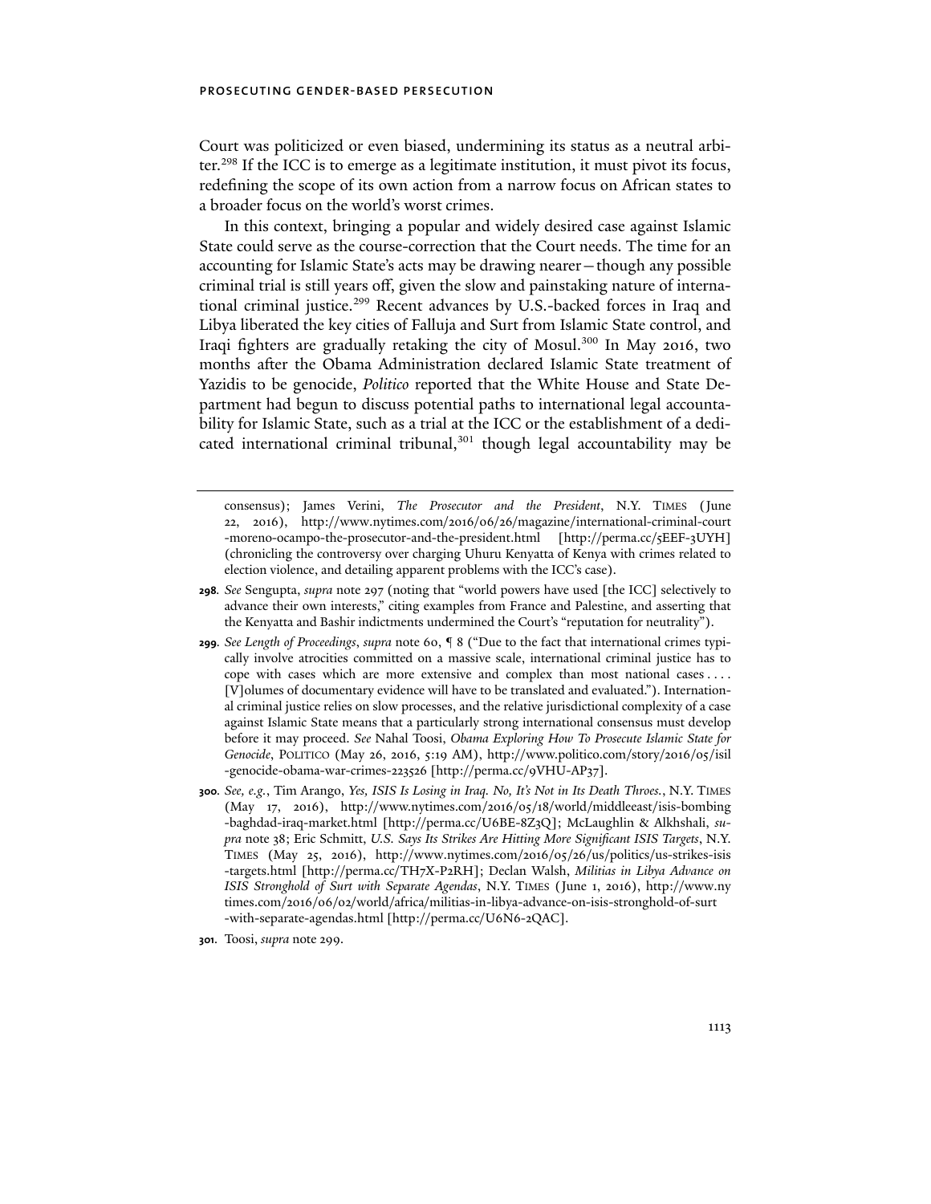Court was politicized or even biased, undermining its status as a neutral arbiter.[298] If the ICC is to emerge as a legitimate institution, it must pivot its focus, redefining the scope of its own action from a narrow focus on African states to a broader focus on the world's worst crimes.

In this context, bringing a popular and widely desired case against Islamic State could serve as the course-correction that the Court needs. The time for an accounting for Islamic State's acts may be drawing nearer—though any possible criminal trial is still years off, given the slow and painstaking nature of international criminal justice.[299] Recent advances by U.S.-backed forces in Iraq and Libya liberated the key cities of Falluja and Surt from Islamic State control, and Iraqi fighters are gradually retaking the city of Mosul.[300] In May 2016, two months after the Obama Administration declared Islamic State treatment of Yazidis to be genocide, *Politico* reported that the White House and State Department had begun to discuss potential paths to international legal accountability for Islamic State, such as a trial at the ICC or the establishment of a dedicated international criminal tribunal,[301] though legal accountability may be

---

consensus); James Verini, *The Prosecutor and the President*, N.Y. TIMES (June 22, 2016), http://www.nytimes.com/2016/06/26/magazine/international-criminal-court-moreno-ocampo-the-prosecutor-and-the-president.html [http://perma.cc/5EEF-3UYH] (chronicling the controversy over charging Uhuru Kenyatta of Kenya with crimes related to election violence, and detailing apparent problems with the ICC's case).

**298.** *See* Sengupta, *supra* note 297 (noting that "world powers have used [the ICC] selectively to advance their own interests," citing examples from France and Palestine, and asserting that the Kenyatta and Bashir indictments undermined the Court's "reputation for neutrality").

**299.** *See Length of Proceedings*, *supra* note 60, ¶ 8 ("Due to the fact that international crimes typically involve atrocities committed on a massive scale, international criminal justice has to cope with cases which are more extensive and complex than most national cases . . . . [V]olumes of documentary evidence will have to be translated and evaluated."). International criminal justice relies on slow processes, and the relative jurisdictional complexity of a case against Islamic State means that a particularly strong international consensus must develop before it may proceed. *See* Nahal Toosi, *Obama Exploring How To Prosecute Islamic State for Genocide*, POLITICO (May 26, 2016, 5:19 AM), http://www.politico.com/story/2016/05/isil-genocide-obama-war-crimes-223526 [http://perma.cc/9VHU-AP37].

**300.** *See, e.g.*, Tim Arango, *Yes, ISIS Is Losing in Iraq. No, It's Not in Its Death Throes.*, N.Y. TIMES (May 17, 2016), http://www.nytimes.com/2016/05/18/world/middleeast/isis-bombing-baghdad-iraq-market.html [http://perma.cc/U6BE-8Z3Q]; McLaughlin & Alkhshali, *supra* note 38; Eric Schmitt, *U.S. Says Its Strikes Are Hitting More Significant ISIS Targets*, N.Y. TIMES (May 25, 2016), http://www.nytimes.com/2016/05/26/us/politics/us-strikes-isis-targets.html [http://perma.cc/TH7X-P2RH]; Declan Walsh, *Militias in Libya Advance on ISIS Stronghold of Surt with Separate Agendas*, N.Y. TIMES (June 1, 2016), http://www.nytimes.com/2016/06/02/world/africa/militias-in-libya-advance-on-isis-stronghold-of-surt-with-separate-agendas.html [http://perma.cc/U6N6-2QAC].

**301.** Toosi, *supra* note 299.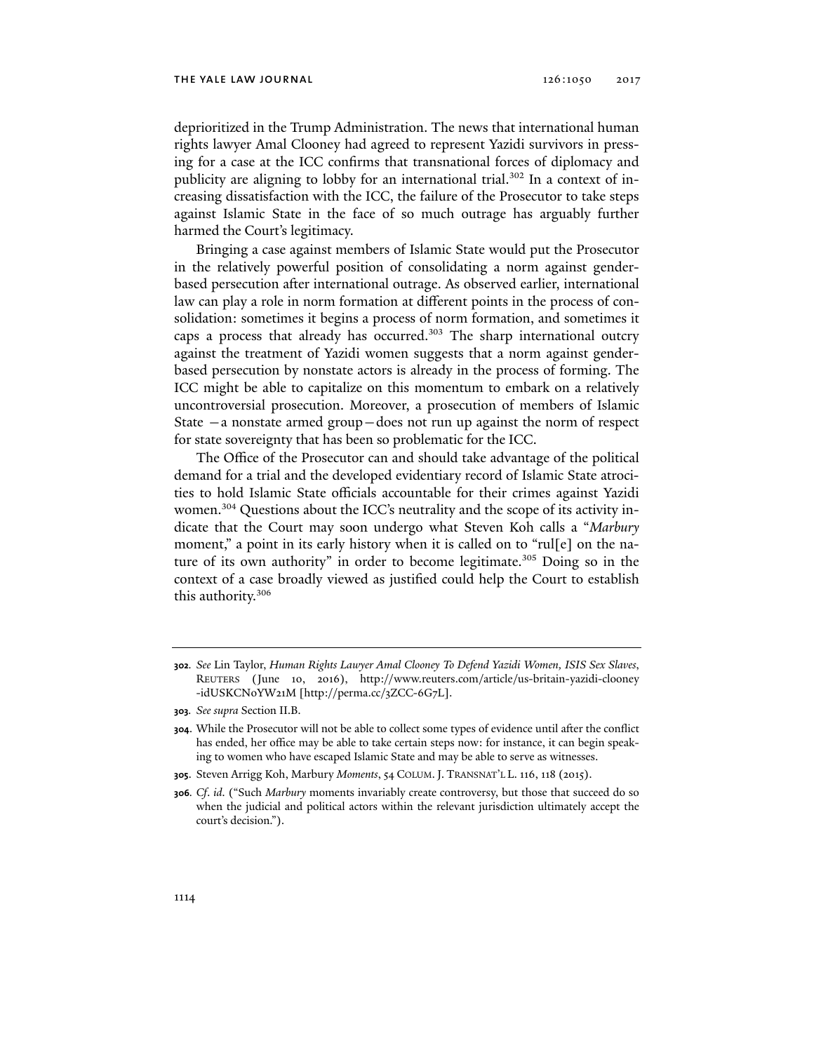deprioritized in the Trump Administration. The news that international human rights lawyer Amal Clooney had agreed to represent Yazidi survivors in pressing for a case at the ICC confirms that transnational forces of diplomacy and publicity are aligning to lobby for an international trial.[302] In a context of increasing dissatisfaction with the ICC, the failure of the Prosecutor to take steps against Islamic State in the face of so much outrage has arguably further harmed the Court's legitimacy.

Bringing a case against members of Islamic State would put the Prosecutor in the relatively powerful position of consolidating a norm against gender-based persecution after international outrage. As observed earlier, international law can play a role in norm formation at different points in the process of consolidation: sometimes it begins a process of norm formation, and sometimes it caps a process that already has occurred.[303] The sharp international outcry against the treatment of Yazidi women suggests that a norm against gender-based persecution by nonstate actors is already in the process of forming. The ICC might be able to capitalize on this momentum to embark on a relatively uncontroversial prosecution. Moreover, a prosecution of members of Islamic State —a nonstate armed group—does not run up against the norm of respect for state sovereignty that has been so problematic for the ICC.

The Office of the Prosecutor can and should take advantage of the political demand for a trial and the developed evidentiary record of Islamic State atrocities to hold Islamic State officials accountable for their crimes against Yazidi women.[304] Questions about the ICC's neutrality and the scope of its activity indicate that the Court may soon undergo what Steven Koh calls a "*Marbury* moment," a point in its early history when it is called on to "rul[e] on the nature of its own authority" in order to become legitimate.[305] Doing so in the context of a case broadly viewed as justified could help the Court to establish this authority.[306]

---

**302**. *See* Lin Taylor, *Human Rights Lawyer Amal Clooney To Defend Yazidi Women, ISIS Sex Slaves*, REUTERS (June 10, 2016), http://www.reuters.com/article/us-britain-yazidi-clooney-idUSKCN0YW21M [http://perma.cc/3ZCC-6G7L].

**303**. *See supra* Section II.B.

**304**. While the Prosecutor will not be able to collect some types of evidence until after the conflict has ended, her office may be able to take certain steps now: for instance, it can begin speaking to women who have escaped Islamic State and may be able to serve as witnesses.

**305**. Steven Arrigg Koh, Marbury *Moments*, 54 COLUM. J. TRANSNAT'L L. 116, 118 (2015).

**306**. *Cf. id.* ("Such *Marbury* moments invariably create controversy, but those that succeed do so when the judicial and political actors within the relevant jurisdiction ultimately accept the court's decision.").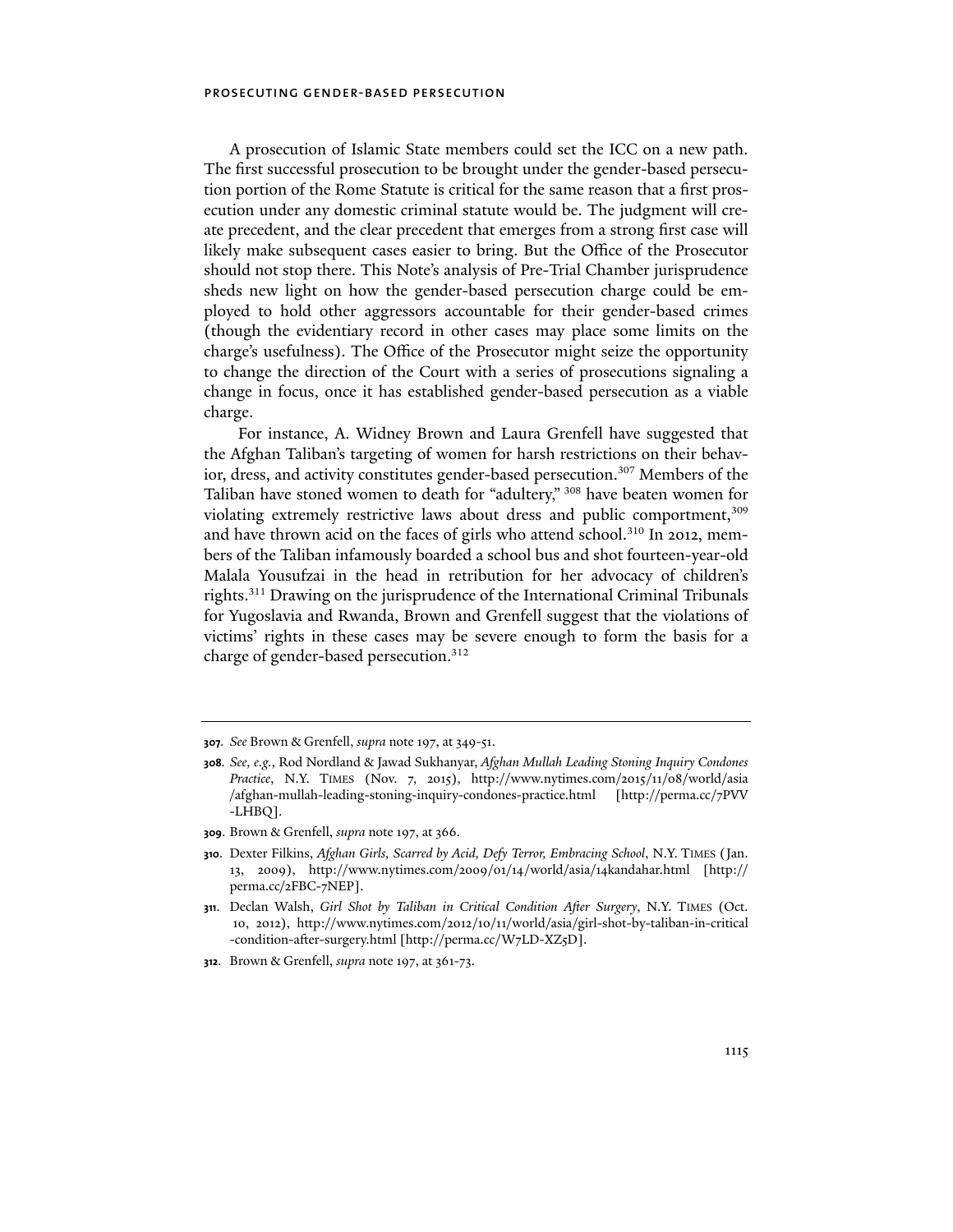A prosecution of Islamic State members could set the ICC on a new path. The first successful prosecution to be brought under the gender-based persecution portion of the Rome Statute is critical for the same reason that a first prosecution under any domestic criminal statute would be. The judgment will create precedent, and the clear precedent that emerges from a strong first case will likely make subsequent cases easier to bring. But the Office of the Prosecutor should not stop there. This Note's analysis of Pre-Trial Chamber jurisprudence sheds new light on how the gender-based persecution charge could be employed to hold other aggressors accountable for their gender-based crimes (though the evidentiary record in other cases may place some limits on the charge's usefulness). The Office of the Prosecutor might seize the opportunity to change the direction of the Court with a series of prosecutions signaling a change in focus, once it has established gender-based persecution as a viable charge.

For instance, A. Widney Brown and Laura Grenfell have suggested that the Afghan Taliban's targeting of women for harsh restrictions on their behavior, dress, and activity constitutes gender-based persecution.[307] Members of the Taliban have stoned women to death for "adultery," [308] have beaten women for violating extremely restrictive laws about dress and public comportment,[309] and have thrown acid on the faces of girls who attend school.[310] In 2012, members of the Taliban infamously boarded a school bus and shot fourteen-year-old Malala Yousufzai in the head in retribution for her advocacy of children's rights.[311] Drawing on the jurisprudence of the International Criminal Tribunals for Yugoslavia and Rwanda, Brown and Grenfell suggest that the violations of victims' rights in these cases may be severe enough to form the basis for a charge of gender-based persecution.[312]

---

**307.** *See* Brown & Grenfell, *supra* note 197, at 349-51.

**308.** *See, e.g.*, Rod Nordland & Jawad Sukhanyar, *Afghan Mullah Leading Stoning Inquiry Condones Practice*, N.Y. TIMES (Nov. 7, 2015), http://www.nytimes.com/2015/11/08/world/asia/afghan-mullah-leading-stoning-inquiry-condones-practice.html [http://perma.cc/7PVV-LHBQ].

**309.** Brown & Grenfell, *supra* note 197, at 366.

**310.** Dexter Filkins, *Afghan Girls, Scarred by Acid, Defy Terror, Embracing School*, N.Y. TIMES (Jan. 13, 2009), http://www.nytimes.com/2009/01/14/world/asia/14kandahar.html [http://perma.cc/2FBC-7NEP].

**311.** Declan Walsh, *Girl Shot by Taliban in Critical Condition After Surgery*, N.Y. TIMES (Oct. 10, 2012), http://www.nytimes.com/2012/10/11/world/asia/girl-shot-by-taliban-in-critical-condition-after-surgery.html [http://perma.cc/W7LD-XZ5D].

**312.** Brown & Grenfell, *supra* note 197, at 361-73.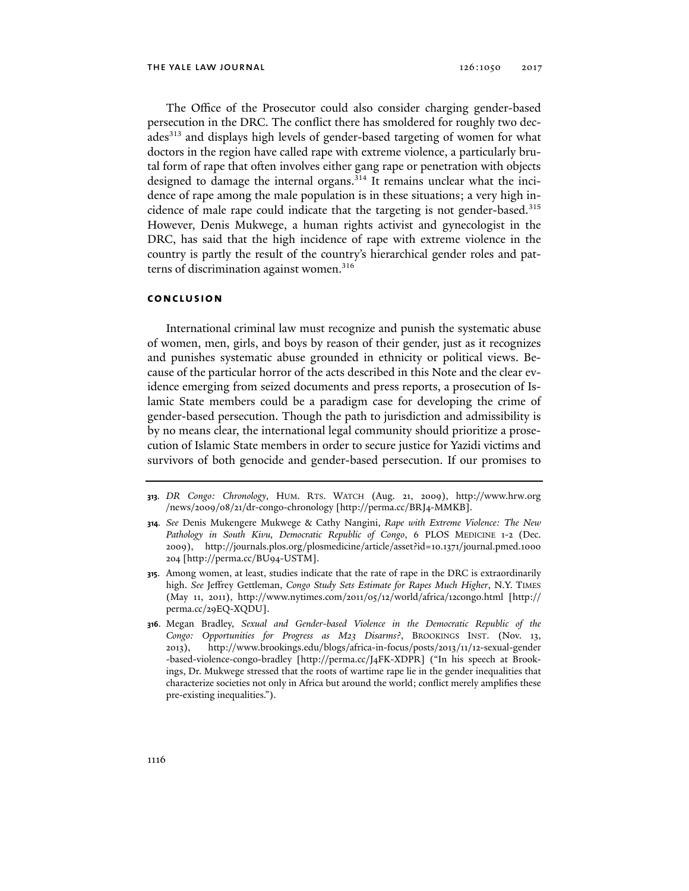The Office of the Prosecutor could also consider charging gender-based persecution in the DRC. The conflict there has smoldered for roughly two decades[313] and displays high levels of gender-based targeting of women for what doctors in the region have called rape with extreme violence, a particularly brutal form of rape that often involves either gang rape or penetration with objects designed to damage the internal organs.[314] It remains unclear what the incidence of rape among the male population is in these situations; a very high incidence of male rape could indicate that the targeting is not gender-based.[315] However, Denis Mukwege, a human rights activist and gynecologist in the DRC, has said that the high incidence of rape with extreme violence in the country is partly the result of the country's hierarchical gender roles and patterns of discrimination against women.[316]

## CONCLUSION

International criminal law must recognize and punish the systematic abuse of women, men, girls, and boys by reason of their gender, just as it recognizes and punishes systematic abuse grounded in ethnicity or political views. Because of the particular horror of the acts described in this Note and the clear evidence emerging from seized documents and press reports, a prosecution of Islamic State members could be a paradigm case for developing the crime of gender-based persecution. Though the path to jurisdiction and admissibility is by no means clear, the international legal community should prioritize a prosecution of Islamic State members in order to secure justice for Yazidi victims and survivors of both genocide and gender-based persecution. If our promises to

---

**313.** *DR Congo: Chronology*, HUM. RTS. WATCH (Aug. 21, 2009), http://www.hrw.org/news/2009/08/21/dr-congo-chronology [http://perma.cc/BRJ4-MMKB].

**314.** *See* Denis Mukengere Mukwege & Cathy Nangini, *Rape with Extreme Violence: The New Pathology in South Kivu, Democratic Republic of Congo*, 6 PLOS MEDICINE 1-2 (Dec. 2009), http://journals.plos.org/plosmedicine/article/asset?id=10.1371/journal.pmed.1000204 [http://perma.cc/BU94-USTM].

**315.** Among women, at least, studies indicate that the rate of rape in the DRC is extraordinarily high. *See* Jeffrey Gettleman, *Congo Study Sets Estimate for Rapes Much Higher*, N.Y. TIMES (May 11, 2011), http://www.nytimes.com/2011/05/12/world/africa/12congo.html [http://perma.cc/29EQ-XQDU].

**316.** Megan Bradley, *Sexual and Gender-based Violence in the Democratic Republic of the Congo: Opportunities for Progress as M23 Disarms?*, BROOKINGS INST. (Nov. 13, 2013), http://www.brookings.edu/blogs/africa-in-focus/posts/2013/11/12-sexual-gender-based-violence-congo-bradley [http://perma.cc/J4FK-XDPR] ("In his speech at Brookings, Dr. Mukwege stressed that the roots of wartime rape lie in the gender inequalities that characterize societies not only in Africa but around the world; conflict merely amplifies these pre-existing inequalities.").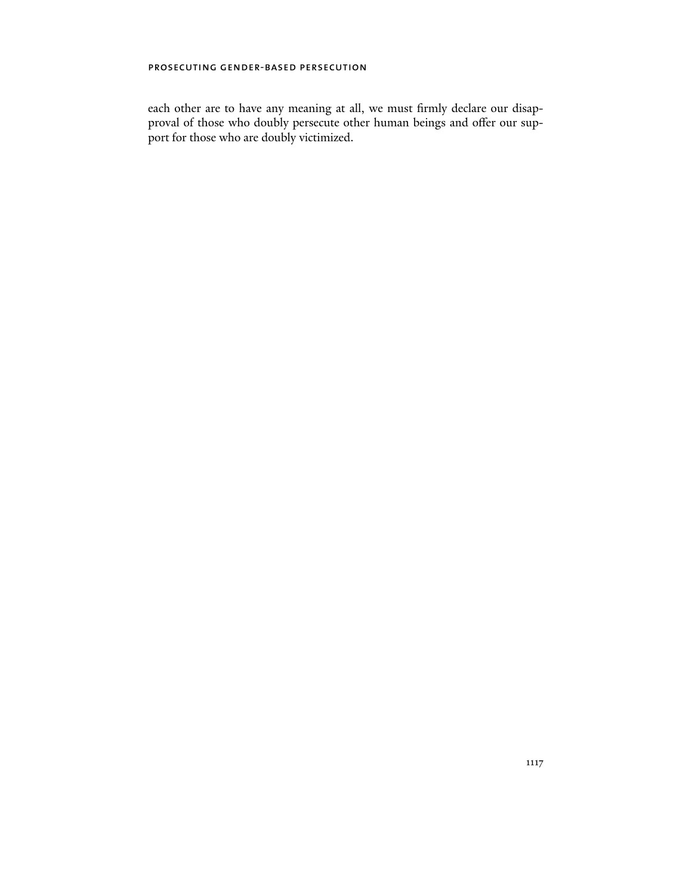each other are to have any meaning at all, we must firmly declare our disapproval of those who doubly persecute other human beings and offer our support for those who are doubly victimized.